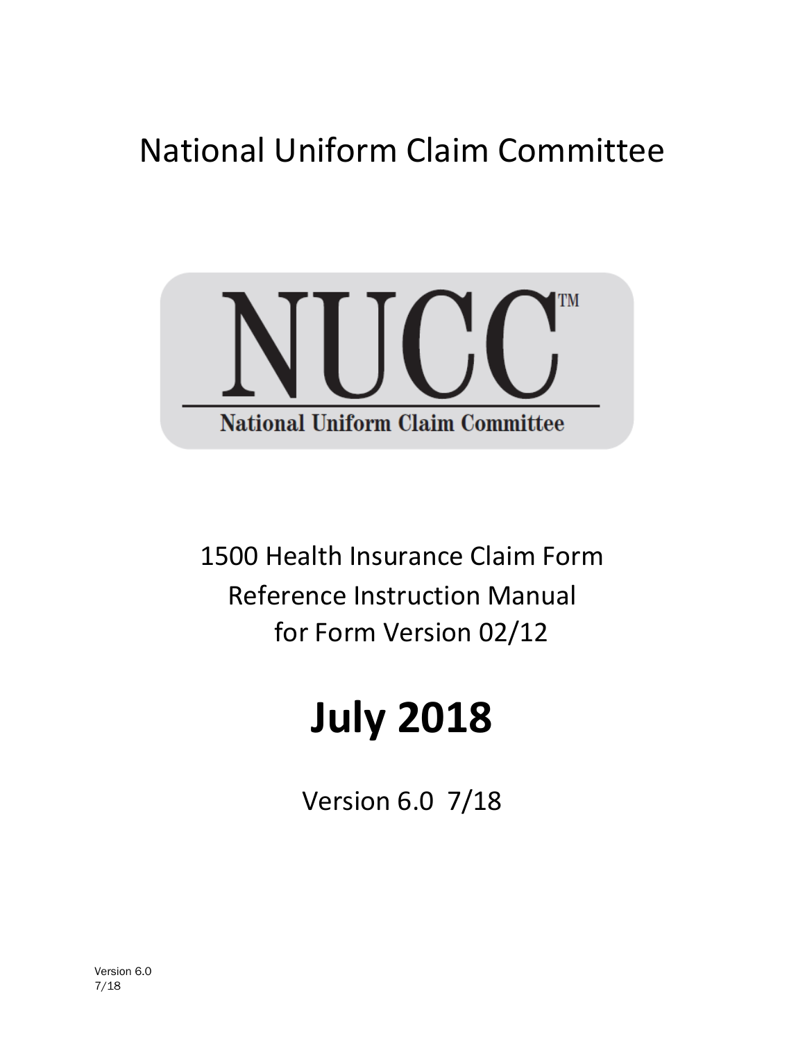# National Uniform Claim Committee

NUCC™

National Uniform Claim Committee

1500 Health Insurance Claim Form
Reference Instruction Manual
for Form Version 02/12

# July 2018

Version 6.0 7/18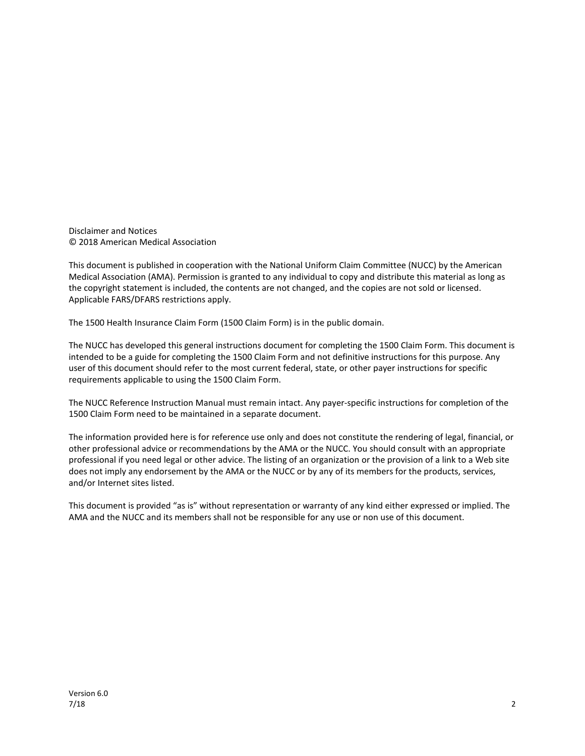Disclaimer and Notices
© 2018 American Medical Association

This document is published in cooperation with the National Uniform Claim Committee (NUCC) by the American Medical Association (AMA). Permission is granted to any individual to copy and distribute this material as long as the copyright statement is included, the contents are not changed, and the copies are not sold or licensed. Applicable FARS/DFARS restrictions apply.

The 1500 Health Insurance Claim Form (1500 Claim Form) is in the public domain.

The NUCC has developed this general instructions document for completing the 1500 Claim Form. This document is intended to be a guide for completing the 1500 Claim Form and not definitive instructions for this purpose. Any user of this document should refer to the most current federal, state, or other payer instructions for specific requirements applicable to using the 1500 Claim Form.

The NUCC Reference Instruction Manual must remain intact. Any payer-specific instructions for completion of the 1500 Claim Form need to be maintained in a separate document.

The information provided here is for reference use only and does not constitute the rendering of legal, financial, or other professional advice or recommendations by the AMA or the NUCC. You should consult with an appropriate professional if you need legal or other advice. The listing of an organization or the provision of a link to a Web site does not imply any endorsement by the AMA or the NUCC or by any of its members for the products, services, and/or Internet sites listed.

This document is provided "as is" without representation or warranty of any kind either expressed or implied. The AMA and the NUCC and its members shall not be responsible for any use or non use of this document.

Version 6.0
7/18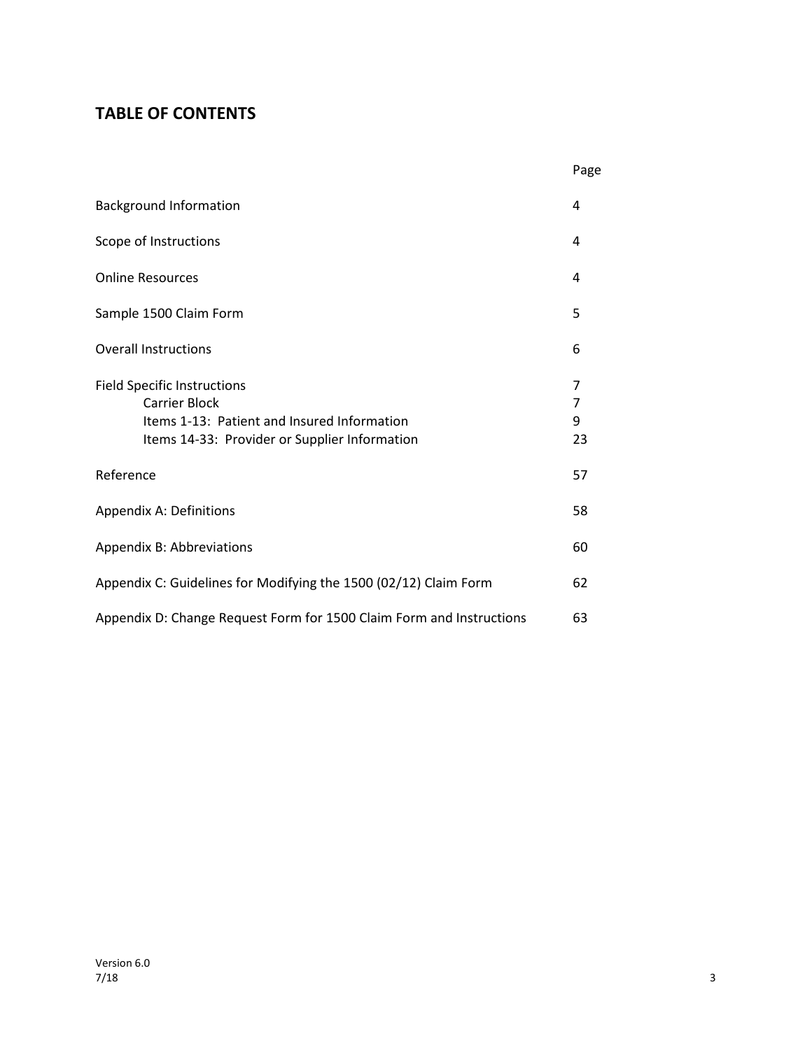## TABLE OF CONTENTS

| | Page |
|---|---|
| Background Information | 4 |
| Scope of Instructions | 4 |
| Online Resources | 4 |
| Sample 1500 Claim Form | 5 |
| Overall Instructions | 6 |
| Field Specific Instructions | 7 |
| Carrier Block | 7 |
| Items 1-13: Patient and Insured Information | 9 |
| Items 14-33: Provider or Supplier Information | 23 |
| Reference | 57 |
| Appendix A: Definitions | 58 |
| Appendix B: Abbreviations | 60 |
| Appendix C: Guidelines for Modifying the 1500 (02/12) Claim Form | 62 |
| Appendix D: Change Request Form for 1500 Claim Form and Instructions | 63 |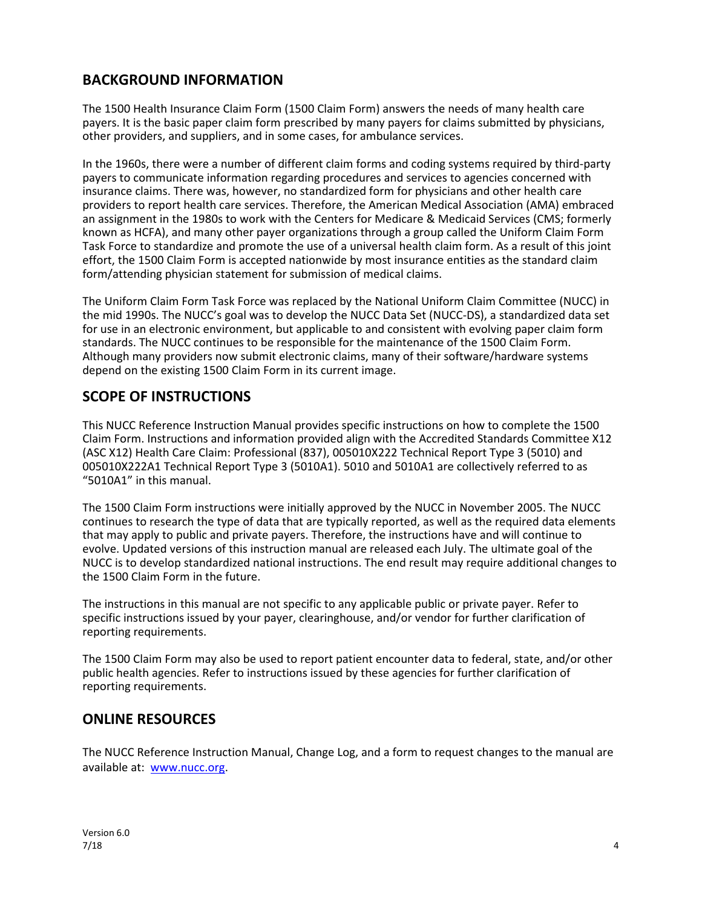## BACKGROUND INFORMATION

The 1500 Health Insurance Claim Form (1500 Claim Form) answers the needs of many health care payers. It is the basic paper claim form prescribed by many payers for claims submitted by physicians, other providers, and suppliers, and in some cases, for ambulance services.

In the 1960s, there were a number of different claim forms and coding systems required by third-party payers to communicate information regarding procedures and services to agencies concerned with insurance claims. There was, however, no standardized form for physicians and other health care providers to report health care services. Therefore, the American Medical Association (AMA) embraced an assignment in the 1980s to work with the Centers for Medicare & Medicaid Services (CMS; formerly known as HCFA), and many other payer organizations through a group called the Uniform Claim Form Task Force to standardize and promote the use of a universal health claim form. As a result of this joint effort, the 1500 Claim Form is accepted nationwide by most insurance entities as the standard claim form/attending physician statement for submission of medical claims.

The Uniform Claim Form Task Force was replaced by the National Uniform Claim Committee (NUCC) in the mid 1990s. The NUCC's goal was to develop the NUCC Data Set (NUCC-DS), a standardized data set for use in an electronic environment, but applicable to and consistent with evolving paper claim form standards. The NUCC continues to be responsible for the maintenance of the 1500 Claim Form. Although many providers now submit electronic claims, many of their software/hardware systems depend on the existing 1500 Claim Form in its current image.

## SCOPE OF INSTRUCTIONS

This NUCC Reference Instruction Manual provides specific instructions on how to complete the 1500 Claim Form. Instructions and information provided align with the Accredited Standards Committee X12 (ASC X12) Health Care Claim: Professional (837), 005010X222 Technical Report Type 3 (5010) and 005010X222A1 Technical Report Type 3 (5010A1). 5010 and 5010A1 are collectively referred to as "5010A1" in this manual.

The 1500 Claim Form instructions were initially approved by the NUCC in November 2005. The NUCC continues to research the type of data that are typically reported, as well as the required data elements that may apply to public and private payers. Therefore, the instructions have and will continue to evolve. Updated versions of this instruction manual are released each July. The ultimate goal of the NUCC is to develop standardized national instructions. The end result may require additional changes to the 1500 Claim Form in the future.

The instructions in this manual are not specific to any applicable public or private payer. Refer to specific instructions issued by your payer, clearinghouse, and/or vendor for further clarification of reporting requirements.

The 1500 Claim Form may also be used to report patient encounter data to federal, state, and/or other public health agencies. Refer to instructions issued by these agencies for further clarification of reporting requirements.

## ONLINE RESOURCES

The NUCC Reference Instruction Manual, Change Log, and a form to request changes to the manual are available at: [www.nucc.org](http://www.nucc.org).

Version 6.0
7/18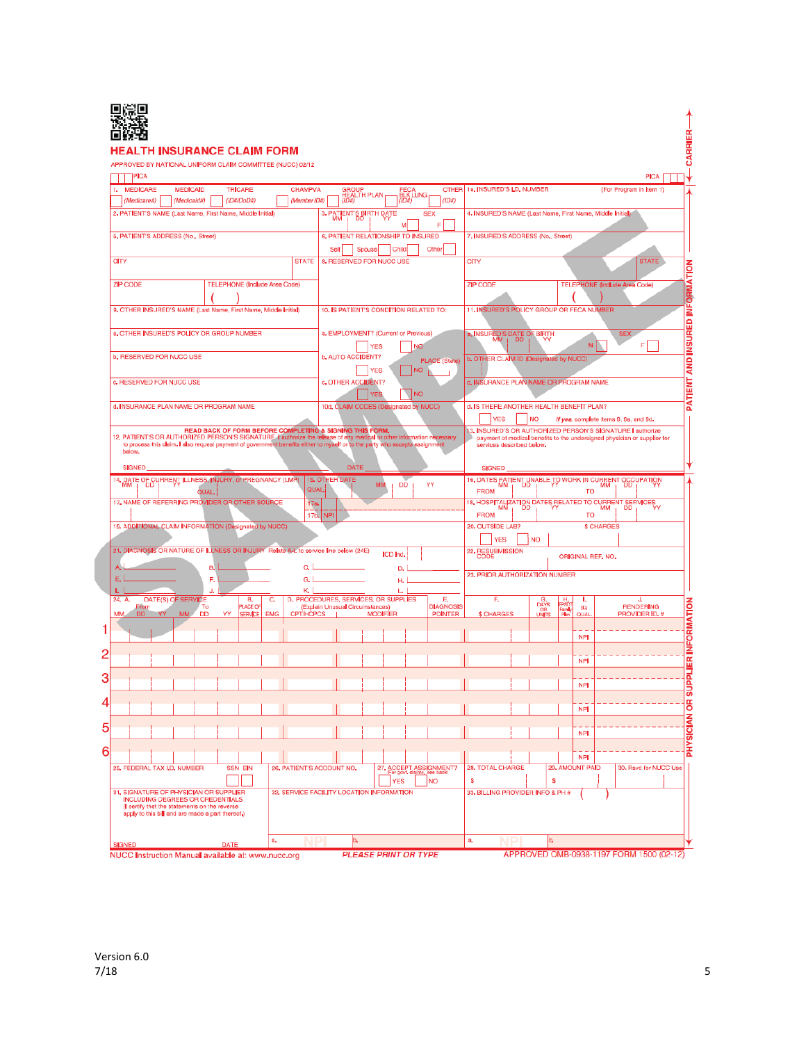# HEALTH INSURANCE CLAIM FORM

APPROVED BY NATIONAL UNIFORM CLAIM COMMITTEE (NUCC) 02/12

PICA | PICA

CARRIER

## PATIENT AND INSURED INFORMATION

1. MEDICARE (Medicare#) | MEDICAID (Medicaid#) | TRICARE (ID#/DoD#) | CHAMPVA (Member ID#) | GROUP HEALTH PLAN (ID#) | FECA BLK LUNG (ID#) | OTHER (ID#)

1a. INSURED'S I.D. NUMBER (For Program in Item 1)

2. PATIENT'S NAME (Last Name, First Name, Middle Initial)

3. PATIENT'S BIRTH DATE MM DD YY — SEX M F

4. INSURED'S NAME (Last Name, First Name, Middle Initial)

5. PATIENT'S ADDRESS (No., Street)

6. PATIENT RELATIONSHIP TO INSURED — Self Spouse Child Other

7. INSURED'S ADDRESS (No., Street)

CITY | STATE

8. RESERVED FOR NUCC USE

CITY | STATE

ZIP CODE | TELEPHONE (Include Area Code) ( )

ZIP CODE | TELEPHONE (Include Area Code) ( )

9. OTHER INSURED'S NAME (Last Name, First Name, Middle Initial)

10. IS PATIENT'S CONDITION RELATED TO:

11. INSURED'S POLICY GROUP OR FECA NUMBER

a. OTHER INSURED'S POLICY OR GROUP NUMBER

a. EMPLOYMENT? (Current or Previous) YES NO

a. INSURED'S DATE OF BIRTH MM DD YY — SEX M F

b. RESERVED FOR NUCC USE

b. AUTO ACCIDENT? YES NO — PLACE (State)

b. OTHER CLAIM ID (Designated by NUCC)

c. RESERVED FOR NUCC USE

c. OTHER ACCIDENT? YES NO

c. INSURANCE PLAN NAME OR PROGRAM NAME

d. INSURANCE PLAN NAME OR PROGRAM NAME

10d. CLAIM CODES (Designated by NUCC)

d. IS THERE ANOTHER HEALTH BENEFIT PLAN? YES NO *If yes, complete items 9, 9a, and 9d.*

**READ BACK OF FORM BEFORE COMPLETING & SIGNING THIS FORM.**

12. PATIENT'S OR AUTHORIZED PERSON'S SIGNATURE I authorize the release of any medical or other information necessary to process this claim. I also request payment of government benefits either to myself or to the party who accepts assignment below.

SIGNED | DATE

13. INSURED'S OR AUTHORIZED PERSON'S SIGNATURE I authorize payment of medical benefits to the undersigned physician or supplier for services described below.

SIGNED

## PHYSICIAN OR SUPPLIER INFORMATION

14. DATE OF CURRENT ILLNESS, INJURY, or PREGNANCY (LMP) MM DD YY — QUAL.

15. OTHER DATE QUAL. MM DD YY

16. DATES PATIENT UNABLE TO WORK IN CURRENT OCCUPATION MM DD YY FROM — TO

17. NAME OF REFERRING PROVIDER OR OTHER SOURCE — 17a. — 17b. NPI

18. HOSPITALIZATION DATES RELATED TO CURRENT SERVICES MM DD YY FROM — TO

19. ADDITIONAL CLAIM INFORMATION (Designated by NUCC)

20. OUTSIDE LAB? YES NO — $ CHARGES

21. DIAGNOSIS OR NATURE OF ILLNESS OR INJURY Relate A-L to service line below (24E) — ICD Ind.

A. B. C. D.
E. F. G. H.
I. J. K. L.

22. RESUBMISSION CODE — ORIGINAL REF. NO.

23. PRIOR AUTHORIZATION NUMBER

| | 24. A. DATE(S) OF SERVICE From MM DD YY | To MM DD YY | B. PLACE OF SERVICE | C. EMG | D. PROCEDURES, SERVICES, OR SUPPLIES (Explain Unusual Circumstances) CPT/HCPCS | MODIFIER | E. DIAGNOSIS POINTER | F. $ CHARGES | G. DAYS OR UNITS | H. EPSDT Family Plan | I. ID. QUAL. | J. RENDERING PROVIDER ID. # |
|---|---|---|---|---|---|---|---|---|---|---|---|---|
| 1 | | | | | | | | | | | NPI | |
| 2 | | | | | | | | | | | NPI | |
| 3 | | | | | | | | | | | NPI | |
| 4 | | | | | | | | | | | NPI | |
| 5 | | | | | | | | | | | NPI | |
| 6 | | | | | | | | | | | NPI | |

25. FEDERAL TAX I.D. NUMBER SSN EIN

26. PATIENT'S ACCOUNT NO.

27. ACCEPT ASSIGNMENT? (For govt. claims, see back) YES NO

28. TOTAL CHARGE $

29. AMOUNT PAID $

30. Rsvd for NUCC Use

31. SIGNATURE OF PHYSICIAN OR SUPPLIER INCLUDING DEGREES OR CREDENTIALS (I certify that the statements on the reverse apply to this bill and are made a part thereof.)

SIGNED | DATE

32. SERVICE FACILITY LOCATION INFORMATION — a. NPI b.

33. BILLING PROVIDER INFO & PH # ( ) — a. NPI b.

NUCC Instruction Manual available at: www.nucc.org | *PLEASE PRINT OR TYPE* | APPROVED OMB-0938-1197 FORM 1500 (02-12)

SAMPLE

Version 6.0
7/18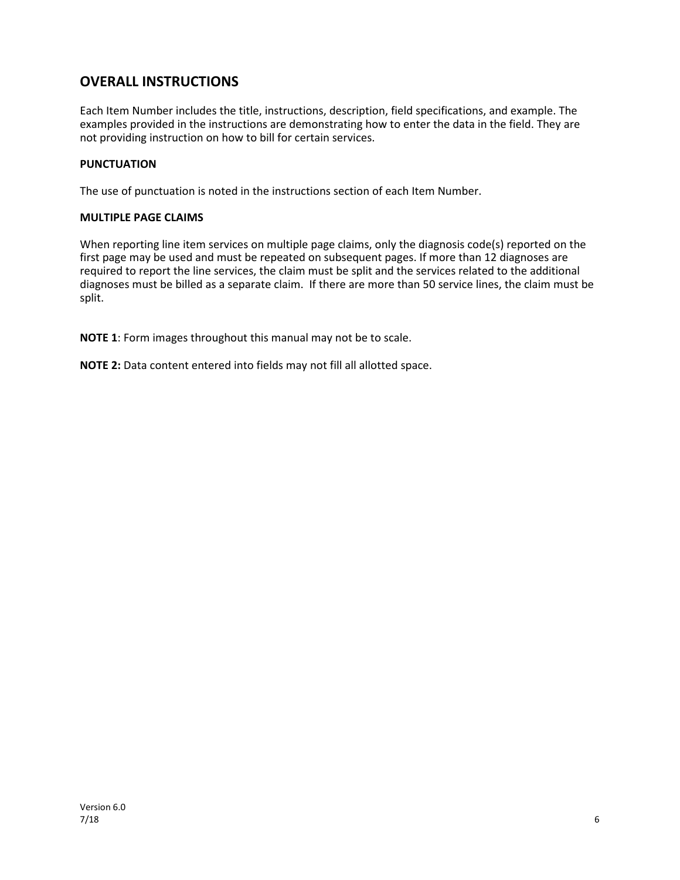## OVERALL INSTRUCTIONS

Each Item Number includes the title, instructions, description, field specifications, and example. The examples provided in the instructions are demonstrating how to enter the data in the field. They are not providing instruction on how to bill for certain services.

### PUNCTUATION

The use of punctuation is noted in the instructions section of each Item Number.

### MULTIPLE PAGE CLAIMS

When reporting line item services on multiple page claims, only the diagnosis code(s) reported on the first page may be used and must be repeated on subsequent pages. If more than 12 diagnoses are required to report the line services, the claim must be split and the services related to the additional diagnoses must be billed as a separate claim. If there are more than 50 service lines, the claim must be split.

**NOTE 1**: Form images throughout this manual may not be to scale.

**NOTE 2:** Data content entered into fields may not fill all allotted space.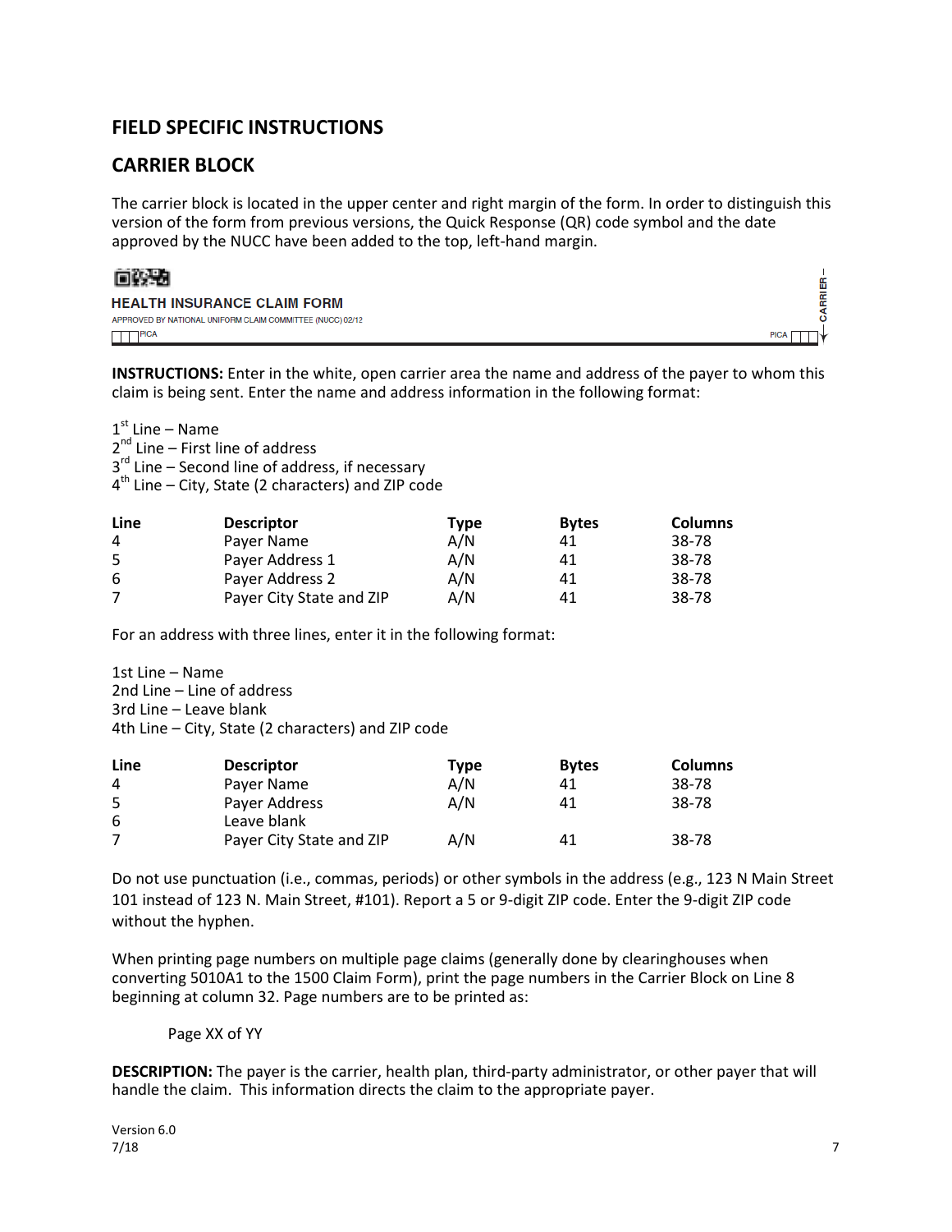## FIELD SPECIFIC INSTRUCTIONS

## CARRIER BLOCK

The carrier block is located in the upper center and right margin of the form. In order to distinguish this version of the form from previous versions, the Quick Response (QR) code symbol and the date approved by the NUCC have been added to the top, left-hand margin.

HEALTH INSURANCE CLAIM FORM

APPROVED BY NATIONAL UNIFORM CLAIM COMMITTEE (NUCC) 02/12

PICA PICA CARRIER

**INSTRUCTIONS:** Enter in the white, open carrier area the name and address of the payer to whom this claim is being sent. Enter the name and address information in the following format:

1st Line – Name
2nd Line – First line of address
3rd Line – Second line of address, if necessary
4th Line – City, State (2 characters) and ZIP code

| Line | Descriptor | Type | Bytes | Columns |
|---|---|---|---|---|
| 4 | Payer Name | A/N | 41 | 38-78 |
| 5 | Payer Address 1 | A/N | 41 | 38-78 |
| 6 | Payer Address 2 | A/N | 41 | 38-78 |
| 7 | Payer City State and ZIP | A/N | 41 | 38-78 |

For an address with three lines, enter it in the following format:

1st Line – Name
2nd Line – Line of address
3rd Line – Leave blank
4th Line – City, State (2 characters) and ZIP code

| Line | Descriptor | Type | Bytes | Columns |
|---|---|---|---|---|
| 4 | Payer Name | A/N | 41 | 38-78 |
| 5 | Payer Address | A/N | 41 | 38-78 |
| 6 | Leave blank | | | |
| 7 | Payer City State and ZIP | A/N | 41 | 38-78 |

Do not use punctuation (i.e., commas, periods) or other symbols in the address (e.g., 123 N Main Street 101 instead of 123 N. Main Street, #101). Report a 5 or 9-digit ZIP code. Enter the 9-digit ZIP code without the hyphen.

When printing page numbers on multiple page claims (generally done by clearinghouses when converting 5010A1 to the 1500 Claim Form), print the page numbers in the Carrier Block on Line 8 beginning at column 32. Page numbers are to be printed as:

Page XX of YY

**DESCRIPTION:** The payer is the carrier, health plan, third-party administrator, or other payer that will handle the claim. This information directs the claim to the appropriate payer.

Version 6.0
7/18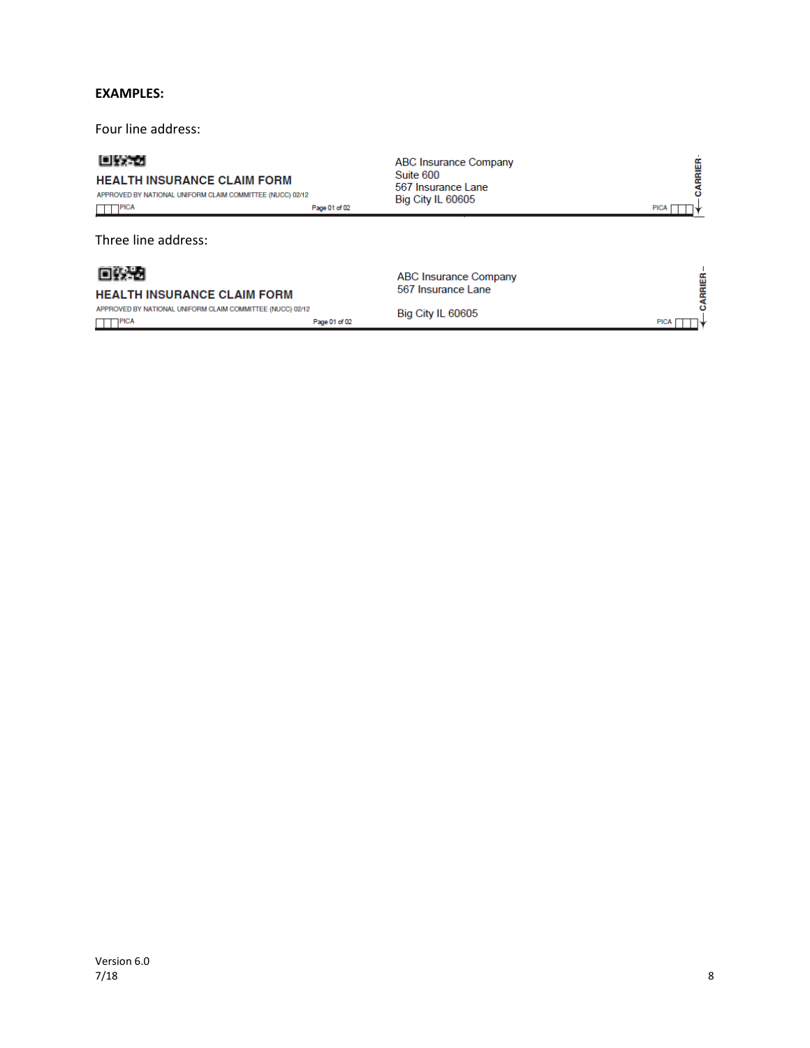**EXAMPLES:**

Four line address:

HEALTH INSURANCE CLAIM FORM
APPROVED BY NATIONAL UNIFORM CLAIM COMMITTEE (NUCC) 02/12
PICA    Page 01 of 02

ABC Insurance Company
Suite 600
567 Insurance Lane
Big City IL 60605

PICA    CARRIER

Three line address:

HEALTH INSURANCE CLAIM FORM
APPROVED BY NATIONAL UNIFORM CLAIM COMMITTEE (NUCC) 02/12
PICA    Page 01 of 02

ABC Insurance Company
567 Insurance Lane

Big City IL 60605

PICA    CARRIER

Version 6.0
7/18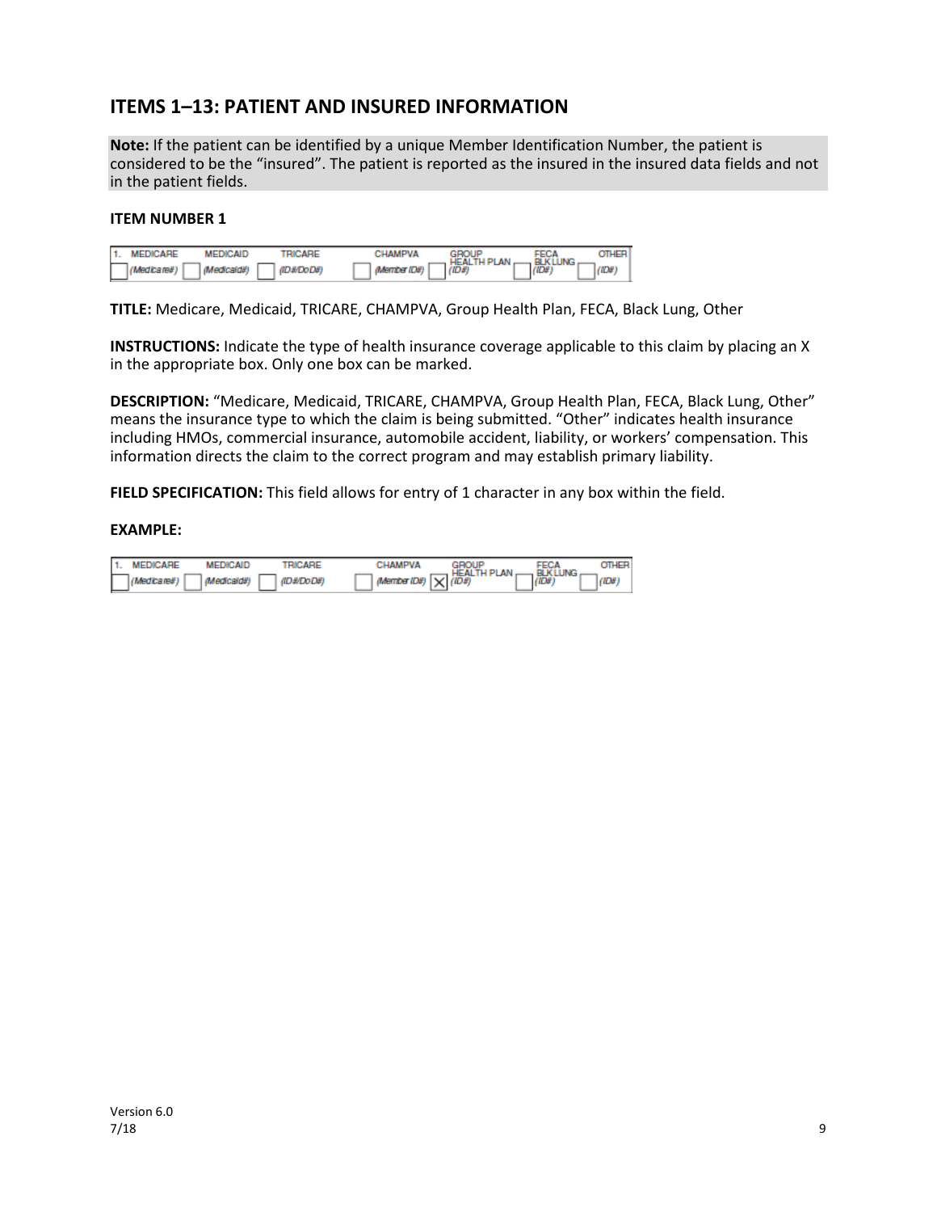## ITEMS 1–13: PATIENT AND INSURED INFORMATION

**Note:** If the patient can be identified by a unique Member Identification Number, the patient is considered to be the "insured". The patient is reported as the insured in the insured data fields and not in the patient fields.

**ITEM NUMBER 1**

| 1. MEDICARE | MEDICAID | TRICARE | CHAMPVA | GROUP HEALTH PLAN | FECA BLK LUNG | OTHER |
|---|---|---|---|---|---|---|
| ☐ (Medicare#) | ☐ (Medicaid#) | ☐ (ID#/DoD#) | ☐ (Member ID#) | ☐ (ID#) | ☐ (ID#) | ☐ (ID#) |

**TITLE:** Medicare, Medicaid, TRICARE, CHAMPVA, Group Health Plan, FECA, Black Lung, Other

**INSTRUCTIONS:** Indicate the type of health insurance coverage applicable to this claim by placing an X in the appropriate box. Only one box can be marked.

**DESCRIPTION:** "Medicare, Medicaid, TRICARE, CHAMPVA, Group Health Plan, FECA, Black Lung, Other" means the insurance type to which the claim is being submitted. "Other" indicates health insurance including HMOs, commercial insurance, automobile accident, liability, or workers' compensation. This information directs the claim to the correct program and may establish primary liability.

**FIELD SPECIFICATION:** This field allows for entry of 1 character in any box within the field.

**EXAMPLE:**

| 1. MEDICARE | MEDICAID | TRICARE | CHAMPVA | GROUP HEALTH PLAN | FECA BLK LUNG | OTHER |
|---|---|---|---|---|---|---|
| ☐ (Medicare#) | ☐ (Medicaid#) | ☐ (ID#/DoD#) | ☐ (Member ID#) | ☒ (ID#) | ☐ (ID#) | ☐ (ID#) |

Version 6.0
7/18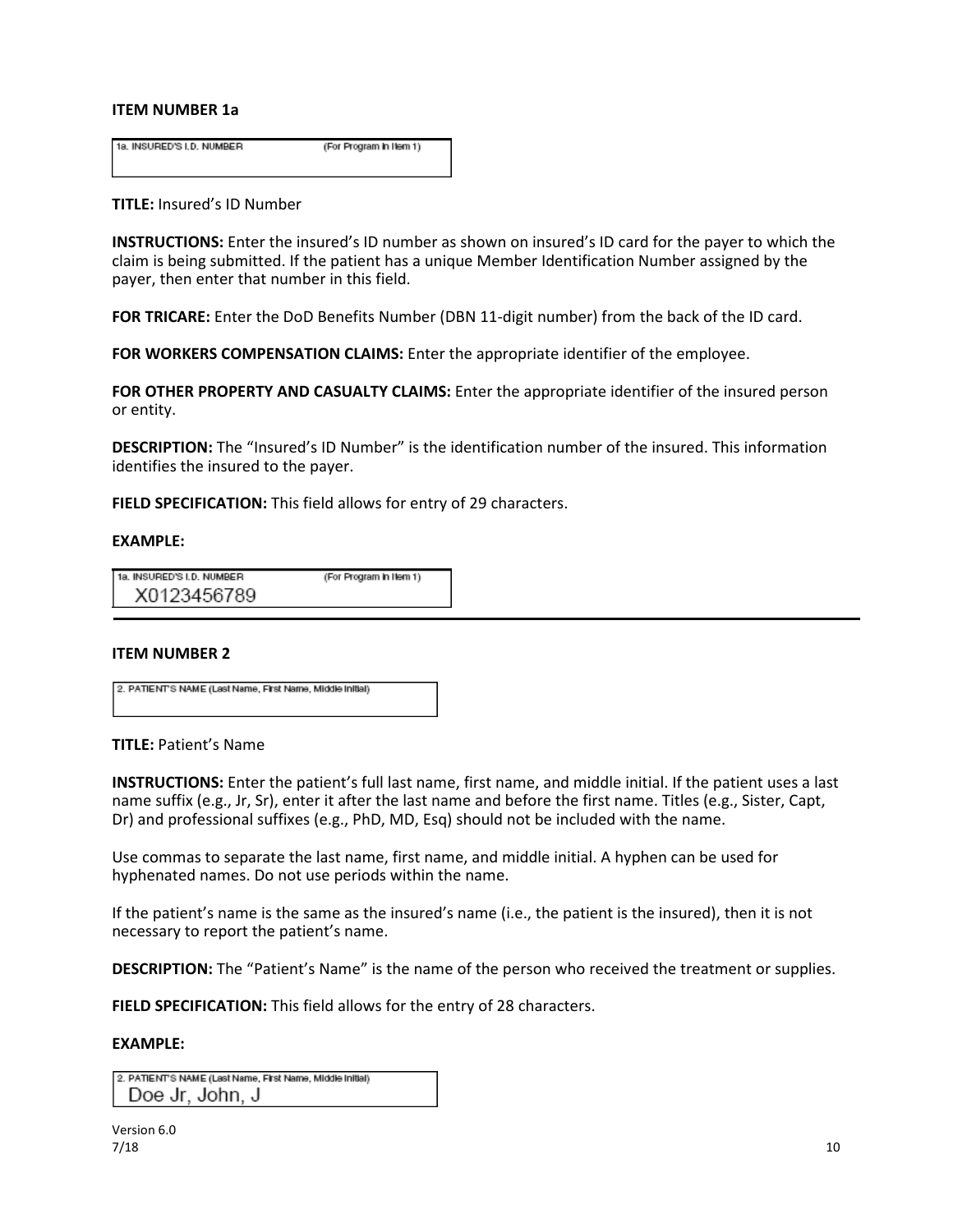**ITEM NUMBER 1a**

| 1a. INSURED'S I.D. NUMBER (For Program in Item 1) |
| --- |
| |

**TITLE:** Insured's ID Number

**INSTRUCTIONS:** Enter the insured's ID number as shown on insured's ID card for the payer to which the claim is being submitted. If the patient has a unique Member Identification Number assigned by the payer, then enter that number in this field.

**FOR TRICARE:** Enter the DoD Benefits Number (DBN 11-digit number) from the back of the ID card.

**FOR WORKERS COMPENSATION CLAIMS:** Enter the appropriate identifier of the employee.

**FOR OTHER PROPERTY AND CASUALTY CLAIMS:** Enter the appropriate identifier of the insured person or entity.

**DESCRIPTION:** The "Insured's ID Number" is the identification number of the insured. This information identifies the insured to the payer.

**FIELD SPECIFICATION:** This field allows for entry of 29 characters.

**EXAMPLE:**

| 1a. INSURED'S I.D. NUMBER (For Program in Item 1) |
| --- |
| X0123456789 |

---

**ITEM NUMBER 2**

| 2. PATIENT'S NAME (Last Name, First Name, Middle Initial) |
| --- |
| |

**TITLE:** Patient's Name

**INSTRUCTIONS:** Enter the patient's full last name, first name, and middle initial. If the patient uses a last name suffix (e.g., Jr, Sr), enter it after the last name and before the first name. Titles (e.g., Sister, Capt, Dr) and professional suffixes (e.g., PhD, MD, Esq) should not be included with the name.

Use commas to separate the last name, first name, and middle initial. A hyphen can be used for hyphenated names. Do not use periods within the name.

If the patient's name is the same as the insured's name (i.e., the patient is the insured), then it is not necessary to report the patient's name.

**DESCRIPTION:** The "Patient's Name" is the name of the person who received the treatment or supplies.

**FIELD SPECIFICATION:** This field allows for the entry of 28 characters.

**EXAMPLE:**

| 2. PATIENT'S NAME (Last Name, First Name, Middle Initial) |
| --- |
| Doe Jr, John, J |

Version 6.0
7/18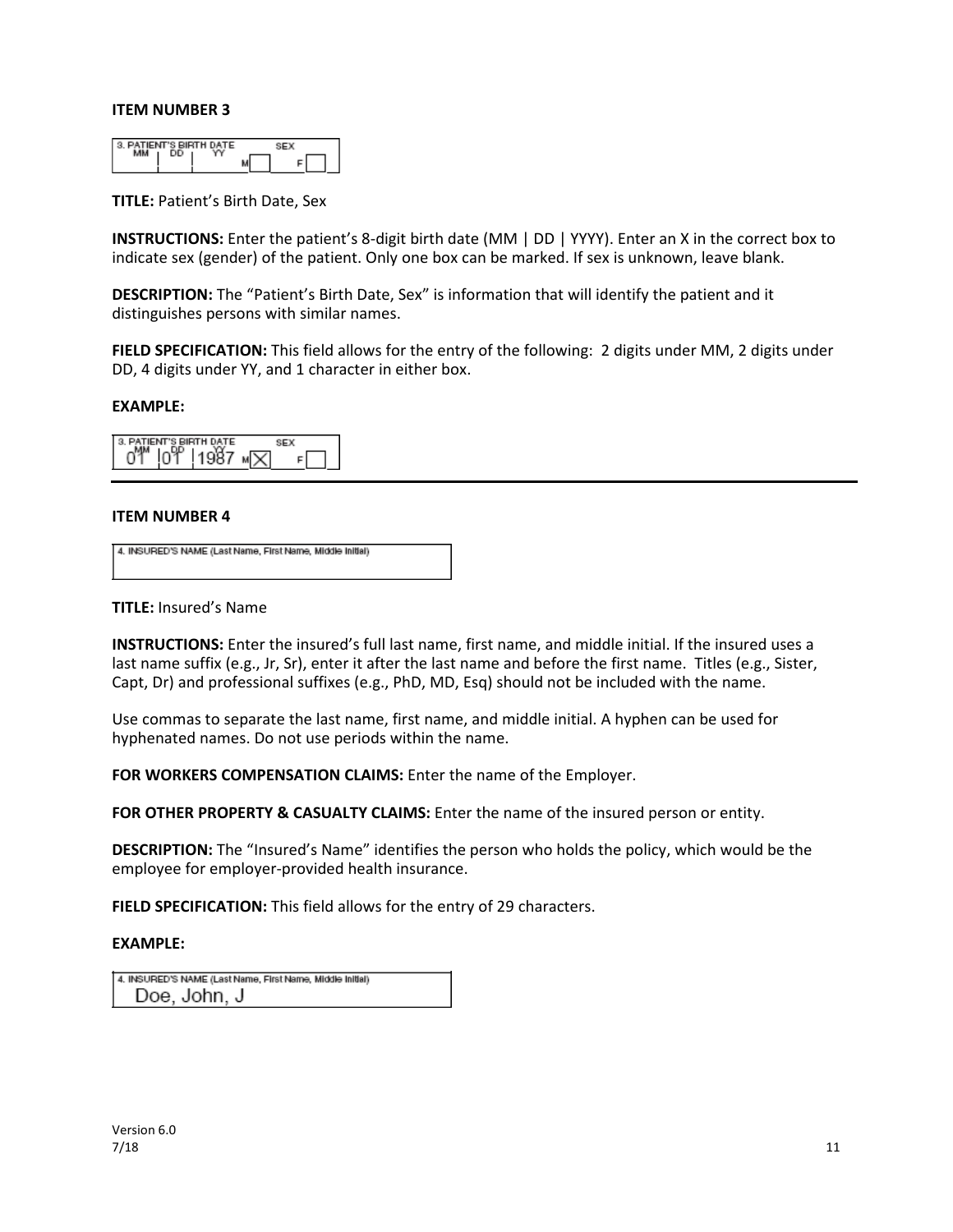**ITEM NUMBER 3**

3. PATIENT'S BIRTH DATE MM | DD | YY — SEX M [ ] F [ ]

**TITLE:** Patient's Birth Date, Sex

**INSTRUCTIONS:** Enter the patient's 8-digit birth date (MM | DD | YYYY). Enter an X in the correct box to indicate sex (gender) of the patient. Only one box can be marked. If sex is unknown, leave blank.

**DESCRIPTION:** The "Patient's Birth Date, Sex" is information that will identify the patient and it distinguishes persons with similar names.

**FIELD SPECIFICATION:** This field allows for the entry of the following: 2 digits under MM, 2 digits under DD, 4 digits under YY, and 1 character in either box.

**EXAMPLE:**

3. PATIENT'S BIRTH DATE — SEX
01 | 01 | 1987 M [X] F [ ]

---

**ITEM NUMBER 4**

4. INSURED'S NAME (Last Name, First Name, Middle Initial)

**TITLE:** Insured's Name

**INSTRUCTIONS:** Enter the insured's full last name, first name, and middle initial. If the insured uses a last name suffix (e.g., Jr, Sr), enter it after the last name and before the first name. Titles (e.g., Sister, Capt, Dr) and professional suffixes (e.g., PhD, MD, Esq) should not be included with the name.

Use commas to separate the last name, first name, and middle initial. A hyphen can be used for hyphenated names. Do not use periods within the name.

**FOR WORKERS COMPENSATION CLAIMS:** Enter the name of the Employer.

**FOR OTHER PROPERTY & CASUALTY CLAIMS:** Enter the name of the insured person or entity.

**DESCRIPTION:** The "Insured's Name" identifies the person who holds the policy, which would be the employee for employer-provided health insurance.

**FIELD SPECIFICATION:** This field allows for the entry of 29 characters.

**EXAMPLE:**

4. INSURED'S NAME (Last Name, First Name, Middle Initial)
Doe, John, J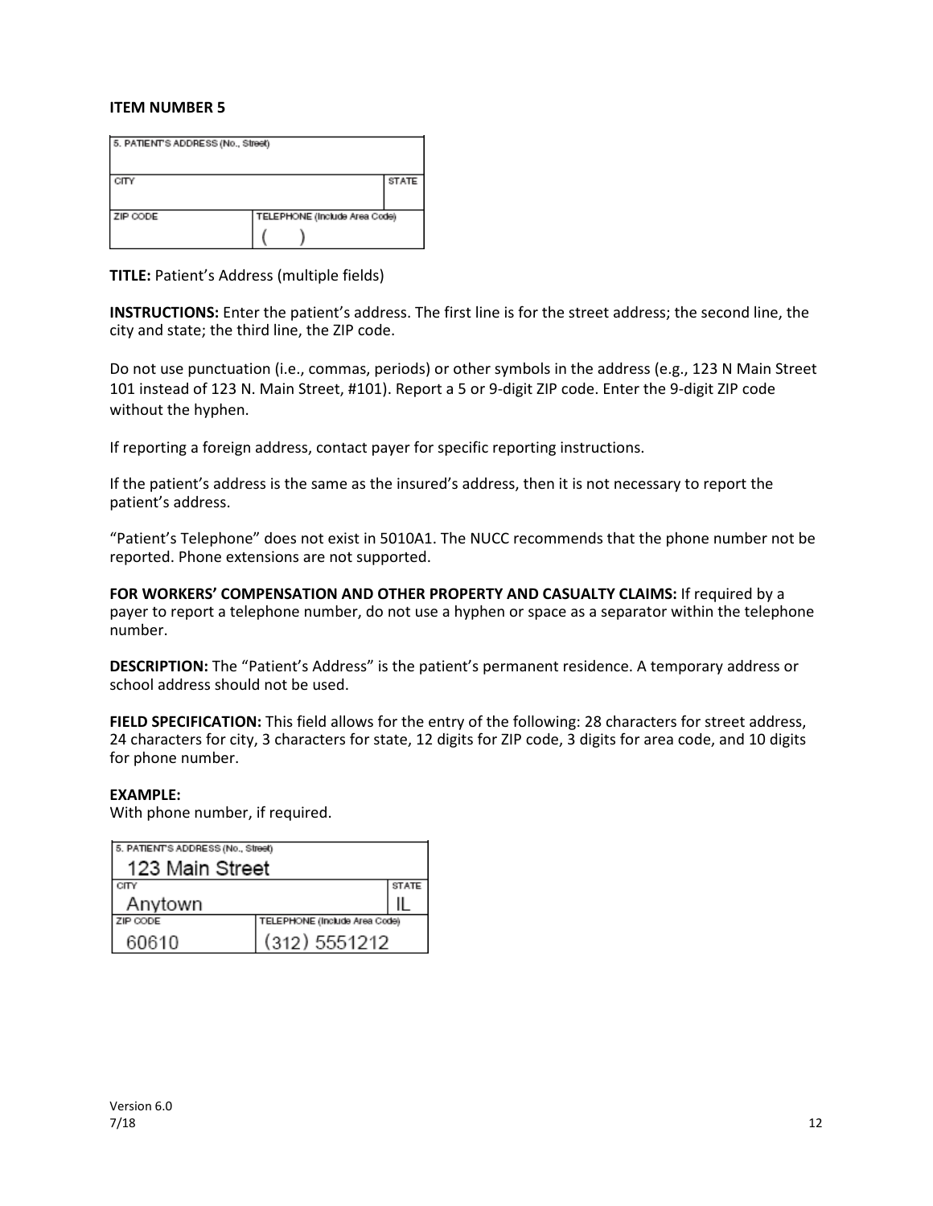**ITEM NUMBER 5**

| 5. PATIENT'S ADDRESS (No., Street) | | |
|---|---|---|
| CITY | | STATE |
| ZIP CODE | TELEPHONE (Include Area Code) ( ) | |

**TITLE:** Patient's Address (multiple fields)

**INSTRUCTIONS:** Enter the patient's address. The first line is for the street address; the second line, the city and state; the third line, the ZIP code.

Do not use punctuation (i.e., commas, periods) or other symbols in the address (e.g., 123 N Main Street 101 instead of 123 N. Main Street, #101). Report a 5 or 9-digit ZIP code. Enter the 9-digit ZIP code without the hyphen.

If reporting a foreign address, contact payer for specific reporting instructions.

If the patient's address is the same as the insured's address, then it is not necessary to report the patient's address.

"Patient's Telephone" does not exist in 5010A1. The NUCC recommends that the phone number not be reported. Phone extensions are not supported.

**FOR WORKERS' COMPENSATION AND OTHER PROPERTY AND CASUALTY CLAIMS:** If required by a payer to report a telephone number, do not use a hyphen or space as a separator within the telephone number.

**DESCRIPTION:** The "Patient's Address" is the patient's permanent residence. A temporary address or school address should not be used.

**FIELD SPECIFICATION:** This field allows for the entry of the following: 28 characters for street address, 24 characters for city, 3 characters for state, 12 digits for ZIP code, 3 digits for area code, and 10 digits for phone number.

**EXAMPLE:**
With phone number, if required.

| 5. PATIENT'S ADDRESS (No., Street) | | |
|---|---|---|
| 123 Main Street | | |
| CITY | | STATE |
| Anytown | | IL |
| ZIP CODE | TELEPHONE (Include Area Code) | |
| 60610 | (312) 5551212 | |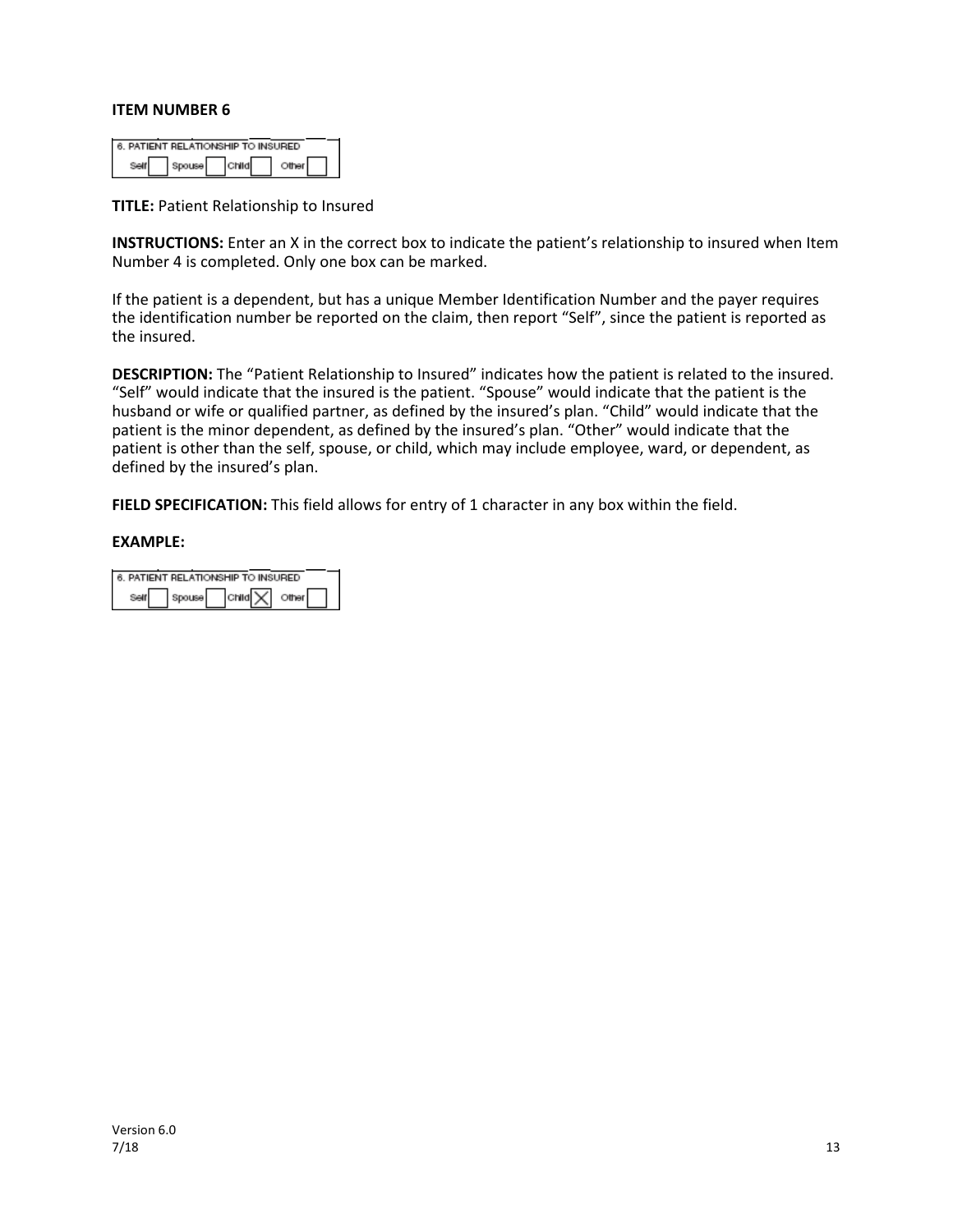**ITEM NUMBER 6**

| 6. PATIENT RELATIONSHIP TO INSURED | | | |
|---|---|---|---|
| Self ☐ | Spouse ☐ | Child ☐ | Other ☐ |

**TITLE:** Patient Relationship to Insured

**INSTRUCTIONS:** Enter an X in the correct box to indicate the patient's relationship to insured when Item Number 4 is completed. Only one box can be marked.

If the patient is a dependent, but has a unique Member Identification Number and the payer requires the identification number be reported on the claim, then report "Self", since the patient is reported as the insured.

**DESCRIPTION:** The "Patient Relationship to Insured" indicates how the patient is related to the insured. "Self" would indicate that the insured is the patient. "Spouse" would indicate that the patient is the husband or wife or qualified partner, as defined by the insured's plan. "Child" would indicate that the patient is the minor dependent, as defined by the insured's plan. "Other" would indicate that the patient is other than the self, spouse, or child, which may include employee, ward, or dependent, as defined by the insured's plan.

**FIELD SPECIFICATION:** This field allows for entry of 1 character in any box within the field.

**EXAMPLE:**

| 6. PATIENT RELATIONSHIP TO INSURED | | | |
|---|---|---|---|
| Self ☐ | Spouse ☐ | Child ☒ | Other ☐ |

Version 6.0
7/18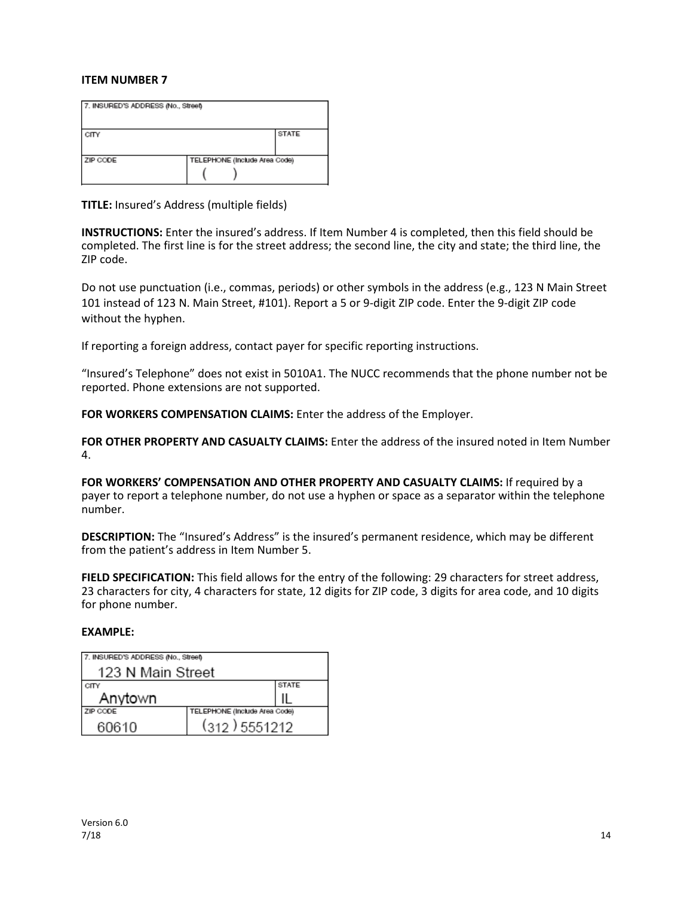**ITEM NUMBER 7**

| 7. INSURED'S ADDRESS (No., Street) | |
|---|---|
| CITY | STATE |
| ZIP CODE | TELEPHONE (Include Area Code) ( ) |

**TITLE:** Insured's Address (multiple fields)

**INSTRUCTIONS:** Enter the insured's address. If Item Number 4 is completed, then this field should be completed. The first line is for the street address; the second line, the city and state; the third line, the ZIP code.

Do not use punctuation (i.e., commas, periods) or other symbols in the address (e.g., 123 N Main Street 101 instead of 123 N. Main Street, #101). Report a 5 or 9-digit ZIP code. Enter the 9-digit ZIP code without the hyphen.

If reporting a foreign address, contact payer for specific reporting instructions.

"Insured's Telephone" does not exist in 5010A1. The NUCC recommends that the phone number not be reported. Phone extensions are not supported.

**FOR WORKERS COMPENSATION CLAIMS:** Enter the address of the Employer.

**FOR OTHER PROPERTY AND CASUALTY CLAIMS:** Enter the address of the insured noted in Item Number 4.

**FOR WORKERS' COMPENSATION AND OTHER PROPERTY AND CASUALTY CLAIMS:** If required by a payer to report a telephone number, do not use a hyphen or space as a separator within the telephone number.

**DESCRIPTION:** The "Insured's Address" is the insured's permanent residence, which may be different from the patient's address in Item Number 5.

**FIELD SPECIFICATION:** This field allows for the entry of the following: 29 characters for street address, 23 characters for city, 4 characters for state, 12 digits for ZIP code, 3 digits for area code, and 10 digits for phone number.

**EXAMPLE:**

| 7. INSURED'S ADDRESS (No., Street) 123 N Main Street | |
|---|---|
| CITY Anytown | STATE IL |
| ZIP CODE 60610 | TELEPHONE (Include Area Code) (312) 5551212 |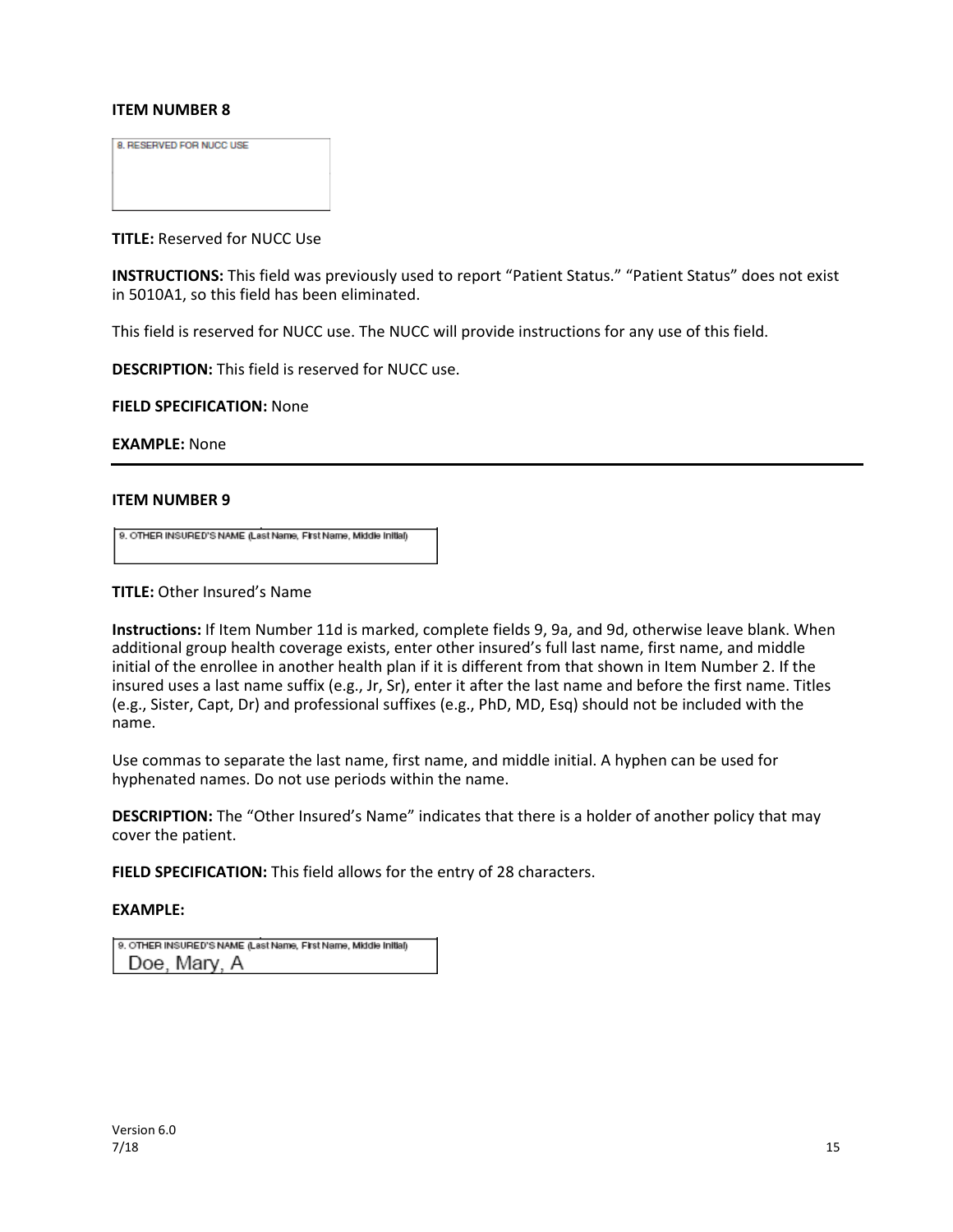**ITEM NUMBER 8**

8. RESERVED FOR NUCC USE

**TITLE:** Reserved for NUCC Use

**INSTRUCTIONS:** This field was previously used to report "Patient Status." "Patient Status" does not exist in 5010A1, so this field has been eliminated.

This field is reserved for NUCC use. The NUCC will provide instructions for any use of this field.

**DESCRIPTION:** This field is reserved for NUCC use.

**FIELD SPECIFICATION:** None

**EXAMPLE:** None

---

**ITEM NUMBER 9**

9. OTHER INSURED'S NAME (Last Name, First Name, Middle Initial)

**TITLE:** Other Insured's Name

**Instructions:** If Item Number 11d is marked, complete fields 9, 9a, and 9d, otherwise leave blank. When additional group health coverage exists, enter other insured's full last name, first name, and middle initial of the enrollee in another health plan if it is different from that shown in Item Number 2. If the insured uses a last name suffix (e.g., Jr, Sr), enter it after the last name and before the first name. Titles (e.g., Sister, Capt, Dr) and professional suffixes (e.g., PhD, MD, Esq) should not be included with the name.

Use commas to separate the last name, first name, and middle initial. A hyphen can be used for hyphenated names. Do not use periods within the name.

**DESCRIPTION:** The "Other Insured's Name" indicates that there is a holder of another policy that may cover the patient.

**FIELD SPECIFICATION:** This field allows for the entry of 28 characters.

**EXAMPLE:**

9. OTHER INSURED'S NAME (Last Name, First Name, Middle Initial)
Doe, Mary, A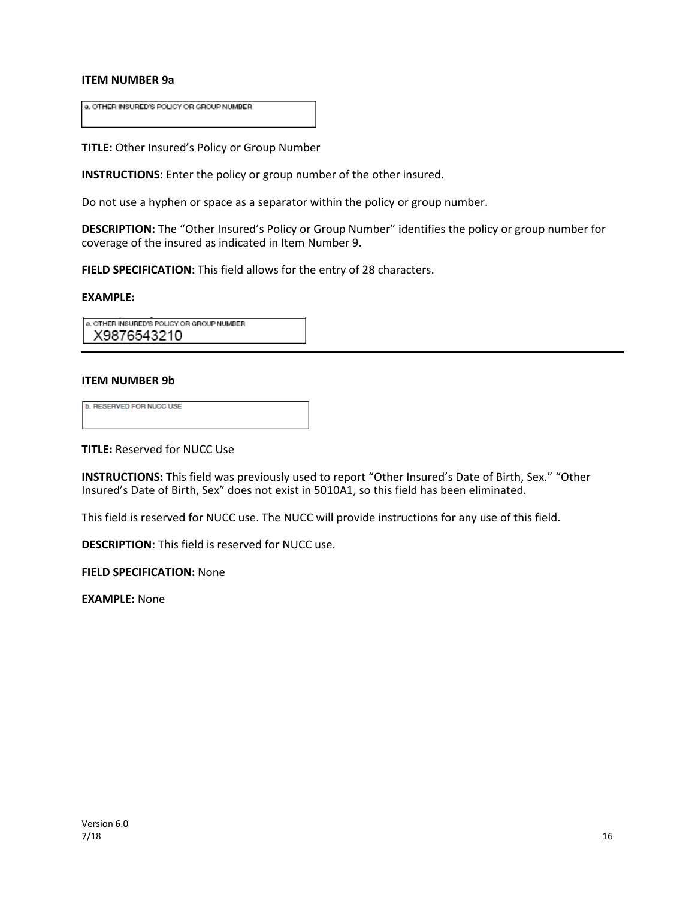**ITEM NUMBER 9a**

a. OTHER INSURED'S POLICY OR GROUP NUMBER

**TITLE:** Other Insured's Policy or Group Number

**INSTRUCTIONS:** Enter the policy or group number of the other insured.

Do not use a hyphen or space as a separator within the policy or group number.

**DESCRIPTION:** The "Other Insured's Policy or Group Number" identifies the policy or group number for coverage of the insured as indicated in Item Number 9.

**FIELD SPECIFICATION:** This field allows for the entry of 28 characters.

**EXAMPLE:**

a. OTHER INSURED'S POLICY OR GROUP NUMBER
X9876543210

---

**ITEM NUMBER 9b**

b. RESERVED FOR NUCC USE

**TITLE:** Reserved for NUCC Use

**INSTRUCTIONS:** This field was previously used to report "Other Insured's Date of Birth, Sex." "Other Insured's Date of Birth, Sex" does not exist in 5010A1, so this field has been eliminated.

This field is reserved for NUCC use. The NUCC will provide instructions for any use of this field.

**DESCRIPTION:** This field is reserved for NUCC use.

**FIELD SPECIFICATION:** None

**EXAMPLE:** None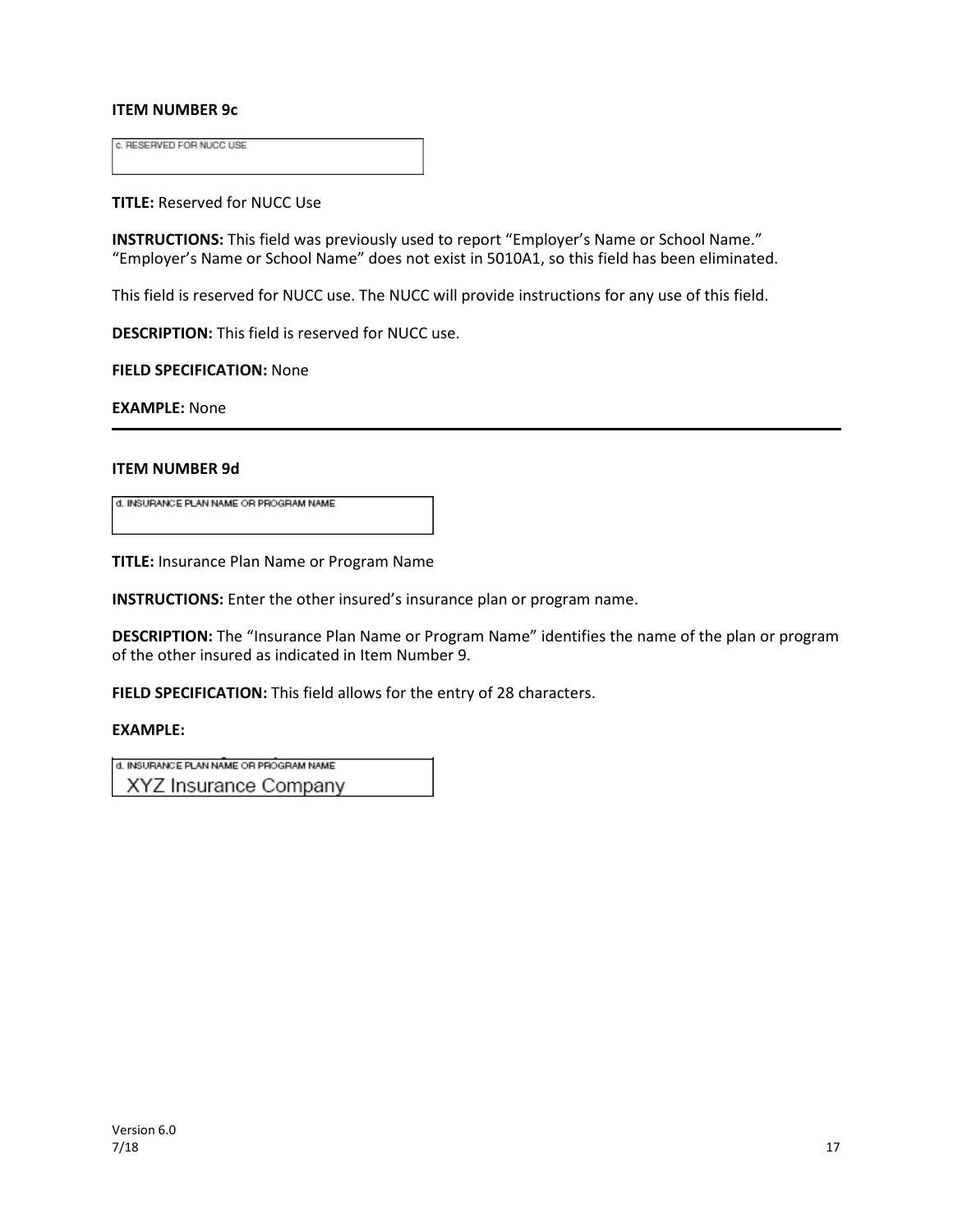### ITEM NUMBER 9c

c. RESERVED FOR NUCC USE

**TITLE:** Reserved for NUCC Use

**INSTRUCTIONS:** This field was previously used to report "Employer's Name or School Name." "Employer's Name or School Name" does not exist in 5010A1, so this field has been eliminated.

This field is reserved for NUCC use. The NUCC will provide instructions for any use of this field.

**DESCRIPTION:** This field is reserved for NUCC use.

**FIELD SPECIFICATION:** None

**EXAMPLE:** None

---

### ITEM NUMBER 9d

d. INSURANCE PLAN NAME OR PROGRAM NAME

**TITLE:** Insurance Plan Name or Program Name

**INSTRUCTIONS:** Enter the other insured's insurance plan or program name.

**DESCRIPTION:** The "Insurance Plan Name or Program Name" identifies the name of the plan or program of the other insured as indicated in Item Number 9.

**FIELD SPECIFICATION:** This field allows for the entry of 28 characters.

**EXAMPLE:**

d. INSURANCE PLAN NAME OR PROGRAM NAME
XYZ Insurance Company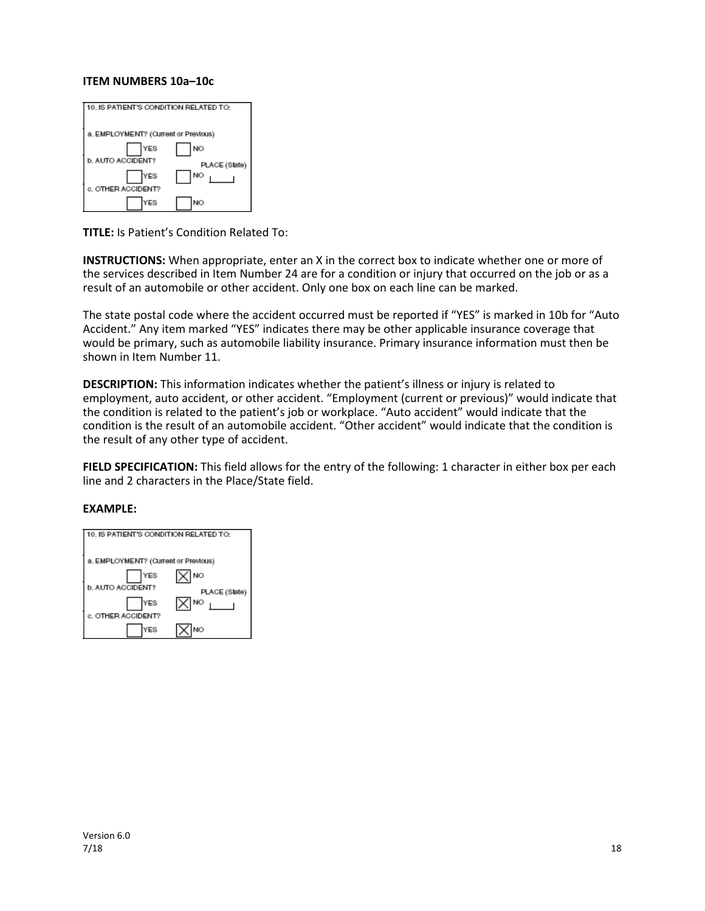**ITEM NUMBERS 10a–10c**

**TITLE:** Is Patient's Condition Related To:

**INSTRUCTIONS:** When appropriate, enter an X in the correct box to indicate whether one or more of the services described in Item Number 24 are for a condition or injury that occurred on the job or as a result of an automobile or other accident. Only one box on each line can be marked.

The state postal code where the accident occurred must be reported if "YES" is marked in 10b for "Auto Accident." Any item marked "YES" indicates there may be other applicable insurance coverage that would be primary, such as automobile liability insurance. Primary insurance information must then be shown in Item Number 11.

**DESCRIPTION:** This information indicates whether the patient's illness or injury is related to employment, auto accident, or other accident. "Employment (current or previous)" would indicate that the condition is related to the patient's job or workplace. "Auto accident" would indicate that the condition is the result of an automobile accident. "Other accident" would indicate that the condition is the result of any other type of accident.

**FIELD SPECIFICATION:** This field allows for the entry of the following: 1 character in either box per each line and 2 characters in the Place/State field.

**EXAMPLE:**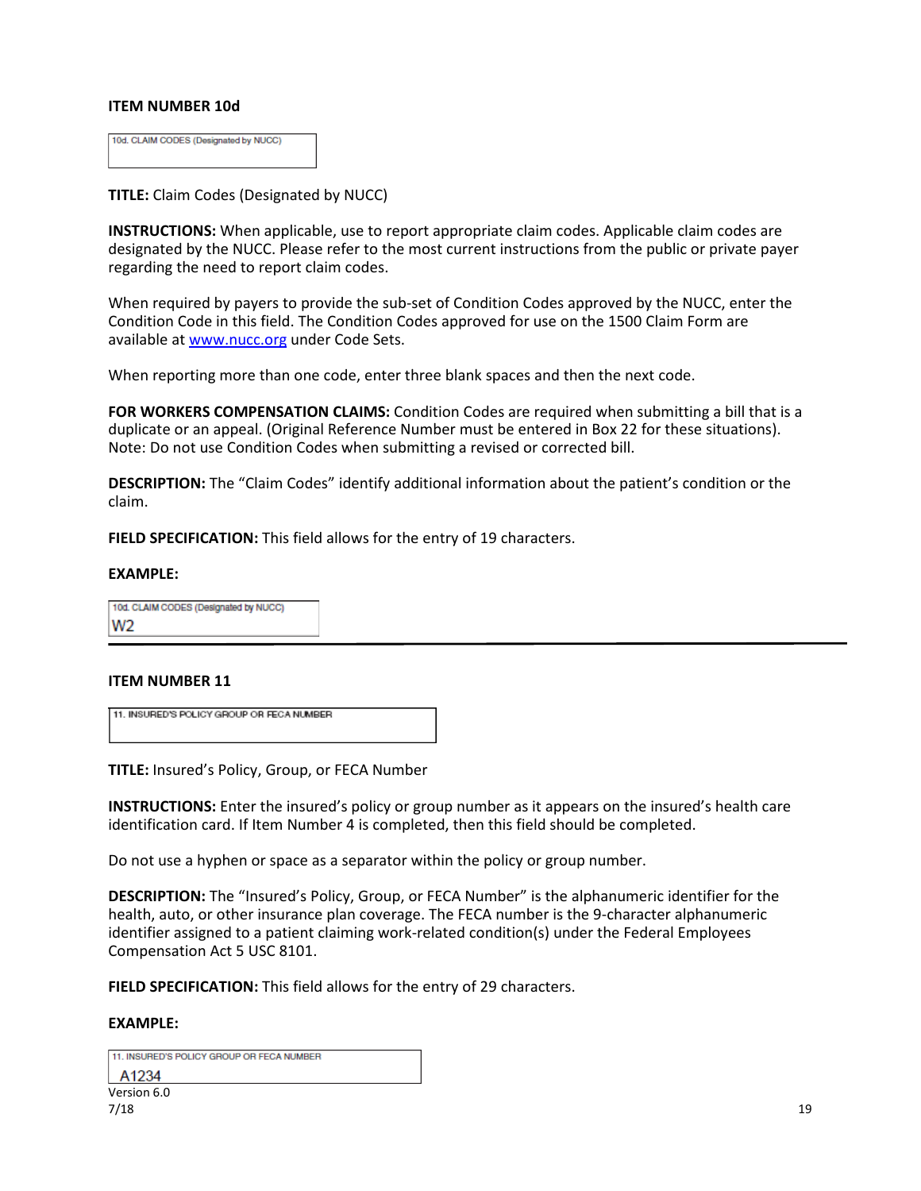### ITEM NUMBER 10d

10d. CLAIM CODES (Designated by NUCC)

**TITLE:** Claim Codes (Designated by NUCC)

**INSTRUCTIONS:** When applicable, use to report appropriate claim codes. Applicable claim codes are designated by the NUCC. Please refer to the most current instructions from the public or private payer regarding the need to report claim codes.

When required by payers to provide the sub-set of Condition Codes approved by the NUCC, enter the Condition Code in this field. The Condition Codes approved for use on the 1500 Claim Form are available at www.nucc.org under Code Sets.

When reporting more than one code, enter three blank spaces and then the next code.

**FOR WORKERS COMPENSATION CLAIMS:** Condition Codes are required when submitting a bill that is a duplicate or an appeal. (Original Reference Number must be entered in Box 22 for these situations). Note: Do not use Condition Codes when submitting a revised or corrected bill.

**DESCRIPTION:** The "Claim Codes" identify additional information about the patient's condition or the claim.

**FIELD SPECIFICATION:** This field allows for the entry of 19 characters.

**EXAMPLE:**

| 10d. CLAIM CODES (Designated by NUCC) |
|---|
| W2 |

---

### ITEM NUMBER 11

11. INSURED'S POLICY GROUP OR FECA NUMBER

**TITLE:** Insured's Policy, Group, or FECA Number

**INSTRUCTIONS:** Enter the insured's policy or group number as it appears on the insured's health care identification card. If Item Number 4 is completed, then this field should be completed.

Do not use a hyphen or space as a separator within the policy or group number.

**DESCRIPTION:** The "Insured's Policy, Group, or FECA Number" is the alphanumeric identifier for the health, auto, or other insurance plan coverage. The FECA number is the 9-character alphanumeric identifier assigned to a patient claiming work-related condition(s) under the Federal Employees Compensation Act 5 USC 8101.

**FIELD SPECIFICATION:** This field allows for the entry of 29 characters.

**EXAMPLE:**

| 11. INSURED'S POLICY GROUP OR FECA NUMBER |
|---|
| A1234 |

Version 6.0
7/18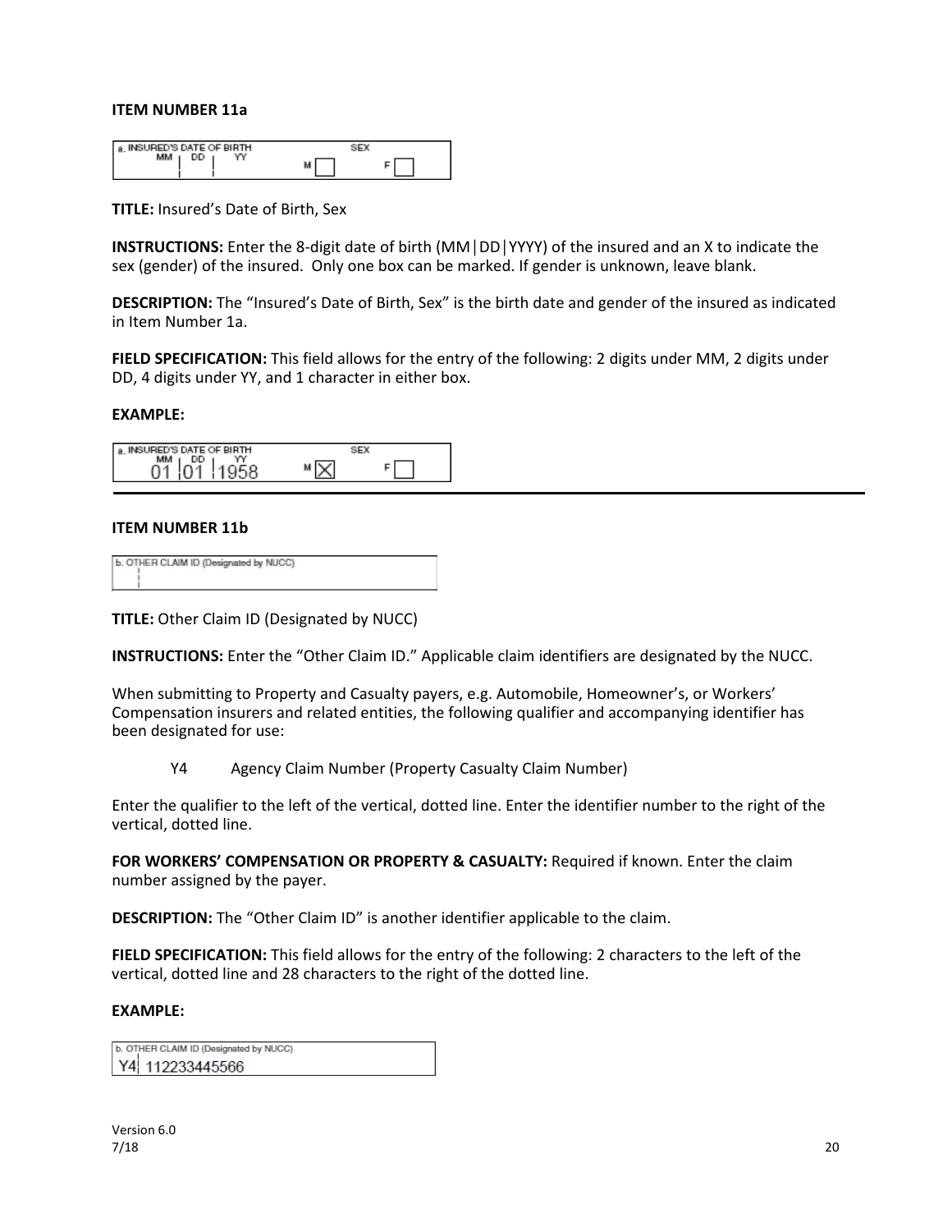### ITEM NUMBER 11a

**TITLE:** Insured's Date of Birth, Sex

**INSTRUCTIONS:** Enter the 8-digit date of birth (MM│DD│YYYY) of the insured and an X to indicate the sex (gender) of the insured. Only one box can be marked. If gender is unknown, leave blank.

**DESCRIPTION:** The "Insured's Date of Birth, Sex" is the birth date and gender of the insured as indicated in Item Number 1a.

**FIELD SPECIFICATION:** This field allows for the entry of the following: 2 digits under MM, 2 digits under DD, 4 digits under YY, and 1 character in either box.

**EXAMPLE:**

a. INSURED'S DATE OF BIRTH MM | DD | YY 01 | 01 | 1958 SEX M [X] F [ ]

---

### ITEM NUMBER 11b

**TITLE:** Other Claim ID (Designated by NUCC)

**INSTRUCTIONS:** Enter the "Other Claim ID." Applicable claim identifiers are designated by the NUCC.

When submitting to Property and Casualty payers, e.g. Automobile, Homeowner's, or Workers' Compensation insurers and related entities, the following qualifier and accompanying identifier has been designated for use:

Y4 Agency Claim Number (Property Casualty Claim Number)

Enter the qualifier to the left of the vertical, dotted line. Enter the identifier number to the right of the vertical, dotted line.

**FOR WORKERS' COMPENSATION OR PROPERTY & CASUALTY:** Required if known. Enter the claim number assigned by the payer.

**DESCRIPTION:** The "Other Claim ID" is another identifier applicable to the claim.

**FIELD SPECIFICATION:** This field allows for the entry of the following: 2 characters to the left of the vertical, dotted line and 28 characters to the right of the dotted line.

**EXAMPLE:**

b. OTHER CLAIM ID (Designated by NUCC) Y4 | 112233445566

Version 6.0
7/18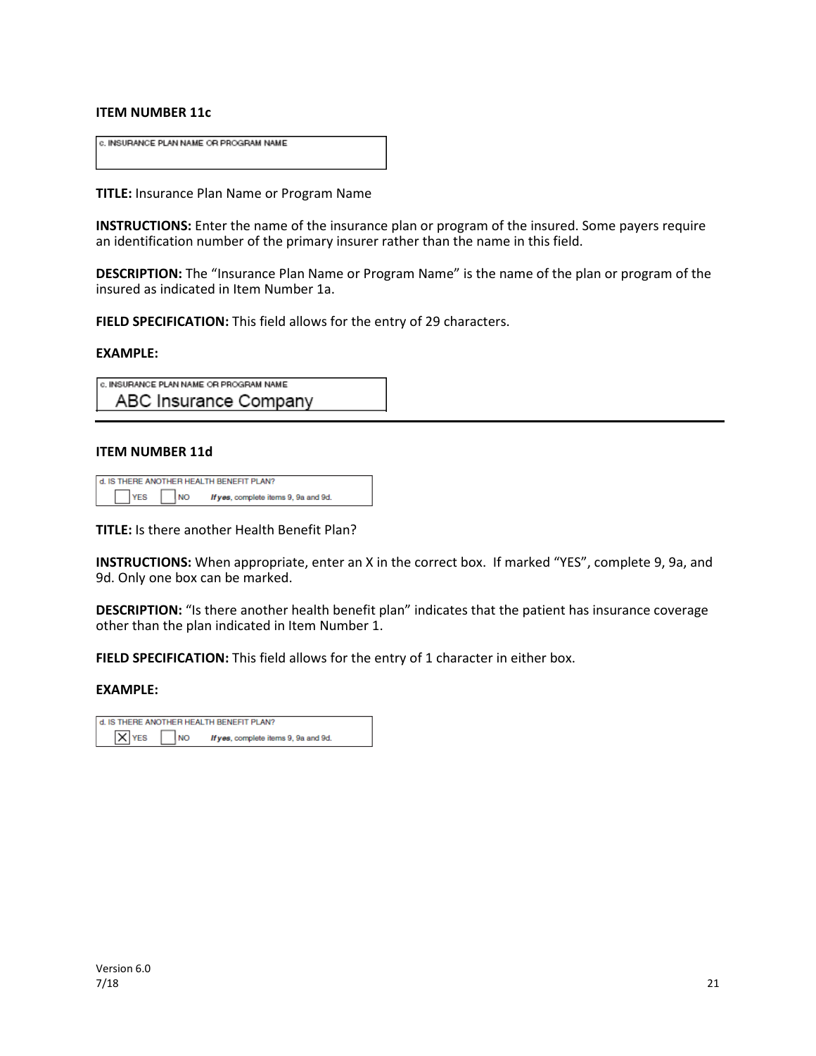**ITEM NUMBER 11c**

c. INSURANCE PLAN NAME OR PROGRAM NAME

**TITLE:** Insurance Plan Name or Program Name

**INSTRUCTIONS:** Enter the name of the insurance plan or program of the insured. Some payers require an identification number of the primary insurer rather than the name in this field.

**DESCRIPTION:** The "Insurance Plan Name or Program Name" is the name of the plan or program of the insured as indicated in Item Number 1a.

**FIELD SPECIFICATION:** This field allows for the entry of 29 characters.

**EXAMPLE:**

c. INSURANCE PLAN NAME OR PROGRAM NAME
ABC Insurance Company

---

**ITEM NUMBER 11d**

d. IS THERE ANOTHER HEALTH BENEFIT PLAN?
[ ] YES [ ] NO *If yes*, complete items 9, 9a and 9d.

**TITLE:** Is there another Health Benefit Plan?

**INSTRUCTIONS:** When appropriate, enter an X in the correct box. If marked "YES", complete 9, 9a, and 9d. Only one box can be marked.

**DESCRIPTION:** "Is there another health benefit plan" indicates that the patient has insurance coverage other than the plan indicated in Item Number 1.

**FIELD SPECIFICATION:** This field allows for the entry of 1 character in either box.

**EXAMPLE:**

d. IS THERE ANOTHER HEALTH BENEFIT PLAN?
[X] YES [ ] NO *If yes*, complete items 9, 9a and 9d.

Version 6.0
7/18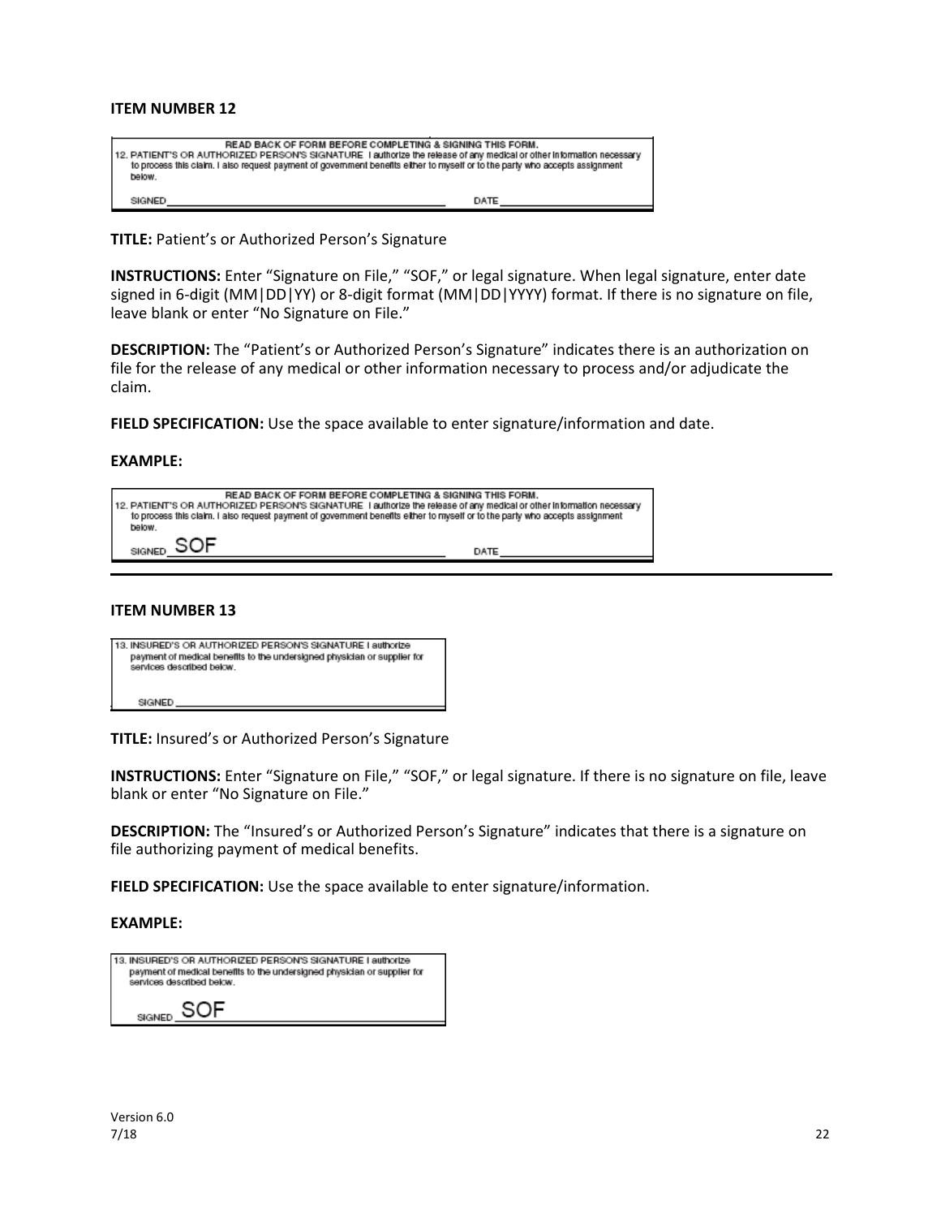**ITEM NUMBER 12**

READ BACK OF FORM BEFORE COMPLETING & SIGNING THIS FORM.
12. PATIENT'S OR AUTHORIZED PERSON'S SIGNATURE I authorize the release of any medical or other information necessary to process this claim. I also request payment of government benefits either to myself or to the party who accepts assignment below.

SIGNED ____________________ DATE ____________

**TITLE:** Patient's or Authorized Person's Signature

**INSTRUCTIONS:** Enter "Signature on File," "SOF," or legal signature. When legal signature, enter date signed in 6-digit (MM|DD|YY) or 8-digit format (MM|DD|YYYY) format. If there is no signature on file, leave blank or enter "No Signature on File."

**DESCRIPTION:** The "Patient's or Authorized Person's Signature" indicates there is an authorization on file for the release of any medical or other information necessary to process and/or adjudicate the claim.

**FIELD SPECIFICATION:** Use the space available to enter signature/information and date.

**EXAMPLE:**

READ BACK OF FORM BEFORE COMPLETING & SIGNING THIS FORM.
12. PATIENT'S OR AUTHORIZED PERSON'S SIGNATURE I authorize the release of any medical or other information necessary to process this claim. I also request payment of government benefits either to myself or to the party who accepts assignment below.

SIGNED SOF DATE ____________

---

**ITEM NUMBER 13**

13. INSURED'S OR AUTHORIZED PERSON'S SIGNATURE I authorize payment of medical benefits to the undersigned physician or supplier for services described below.

SIGNED ____________________

**TITLE:** Insured's or Authorized Person's Signature

**INSTRUCTIONS:** Enter "Signature on File," "SOF," or legal signature. If there is no signature on file, leave blank or enter "No Signature on File."

**DESCRIPTION:** The "Insured's or Authorized Person's Signature" indicates that there is a signature on file authorizing payment of medical benefits.

**FIELD SPECIFICATION:** Use the space available to enter signature/information.

**EXAMPLE:**

13. INSURED'S OR AUTHORIZED PERSON'S SIGNATURE I authorize payment of medical benefits to the undersigned physician or supplier for services described below.

SIGNED SOF

Version 6.0
7/18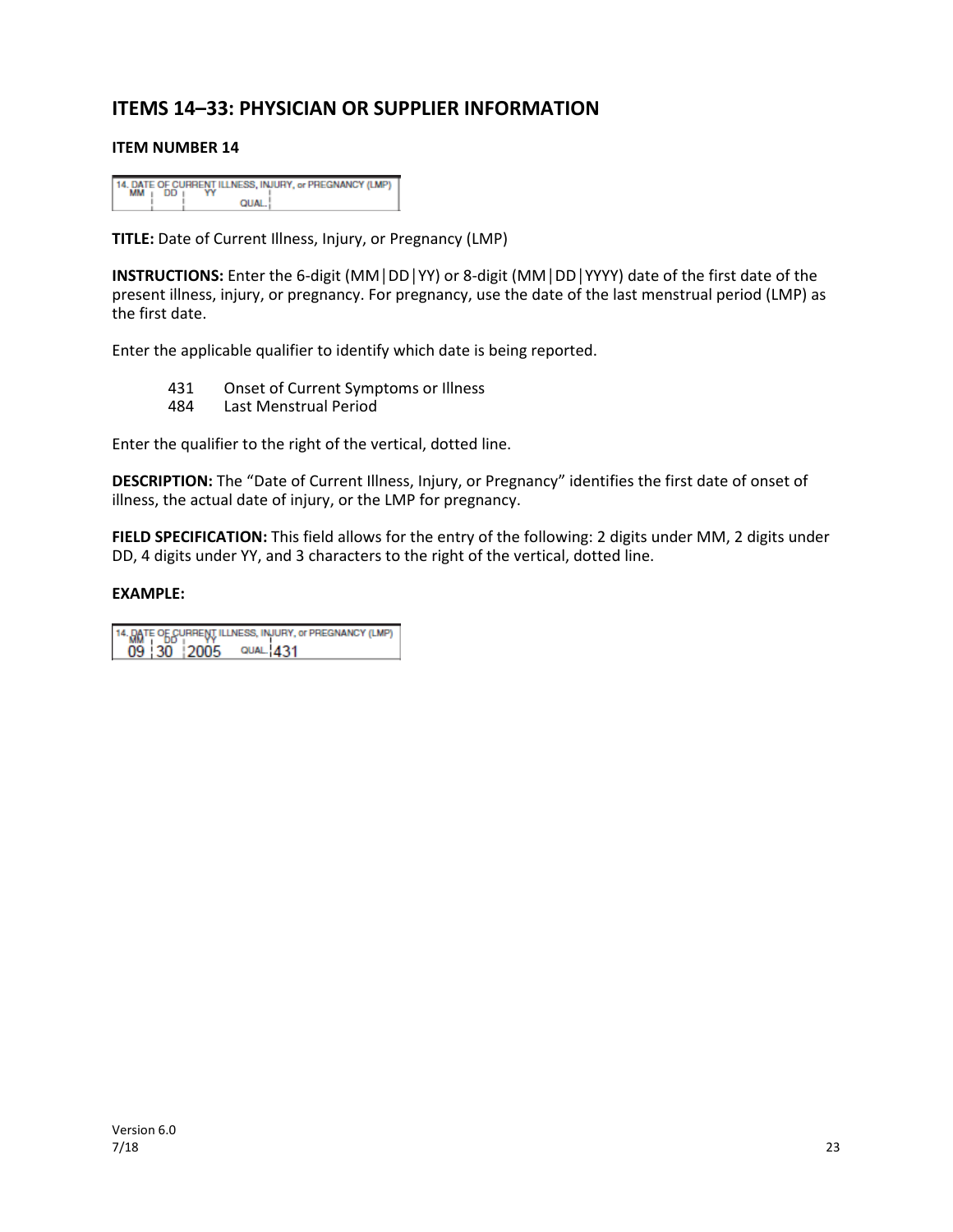## ITEMS 14–33: PHYSICIAN OR SUPPLIER INFORMATION

### ITEM NUMBER 14

**TITLE:** Date of Current Illness, Injury, or Pregnancy (LMP)

**INSTRUCTIONS:** Enter the 6-digit (MM│DD│YY) or 8-digit (MM│DD│YYYY) date of the first date of the present illness, injury, or pregnancy. For pregnancy, use the date of the last menstrual period (LMP) as the first date.

Enter the applicable qualifier to identify which date is being reported.

431 Onset of Current Symptoms or Illness
484 Last Menstrual Period

Enter the qualifier to the right of the vertical, dotted line.

**DESCRIPTION:** The "Date of Current Illness, Injury, or Pregnancy" identifies the first date of onset of illness, the actual date of injury, or the LMP for pregnancy.

**FIELD SPECIFICATION:** This field allows for the entry of the following: 2 digits under MM, 2 digits under DD, 4 digits under YY, and 3 characters to the right of the vertical, dotted line.

**EXAMPLE:**

14. DATE OF CURRENT ILLNESS, INJURY, or PREGNANCY (LMP)
MM DD YY
09 | 30 | 2005 QUAL. | 431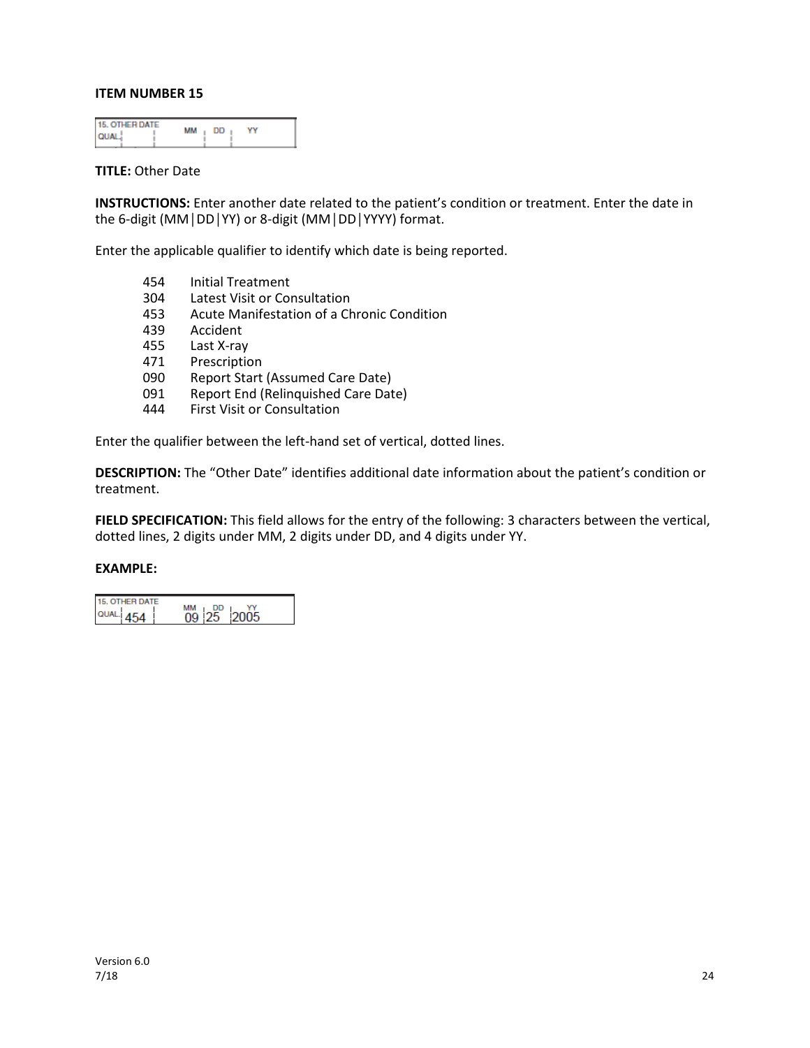**ITEM NUMBER 15**

**TITLE:** Other Date

**INSTRUCTIONS:** Enter another date related to the patient's condition or treatment. Enter the date in the 6-digit (MM|DD|YY) or 8-digit (MM|DD|YYYY) format.

Enter the applicable qualifier to identify which date is being reported.

| | |
|---|---|
| 454 | Initial Treatment |
| 304 | Latest Visit or Consultation |
| 453 | Acute Manifestation of a Chronic Condition |
| 439 | Accident |
| 455 | Last X-ray |
| 471 | Prescription |
| 090 | Report Start (Assumed Care Date) |
| 091 | Report End (Relinquished Care Date) |
| 444 | First Visit or Consultation |

Enter the qualifier between the left-hand set of vertical, dotted lines.

**DESCRIPTION:** The "Other Date" identifies additional date information about the patient's condition or treatment.

**FIELD SPECIFICATION:** This field allows for the entry of the following: 3 characters between the vertical, dotted lines, 2 digits under MM, 2 digits under DD, and 4 digits under YY.

**EXAMPLE:**

15. OTHER DATE
QUAL. 454 | MM 09 | DD 25 | YY 2005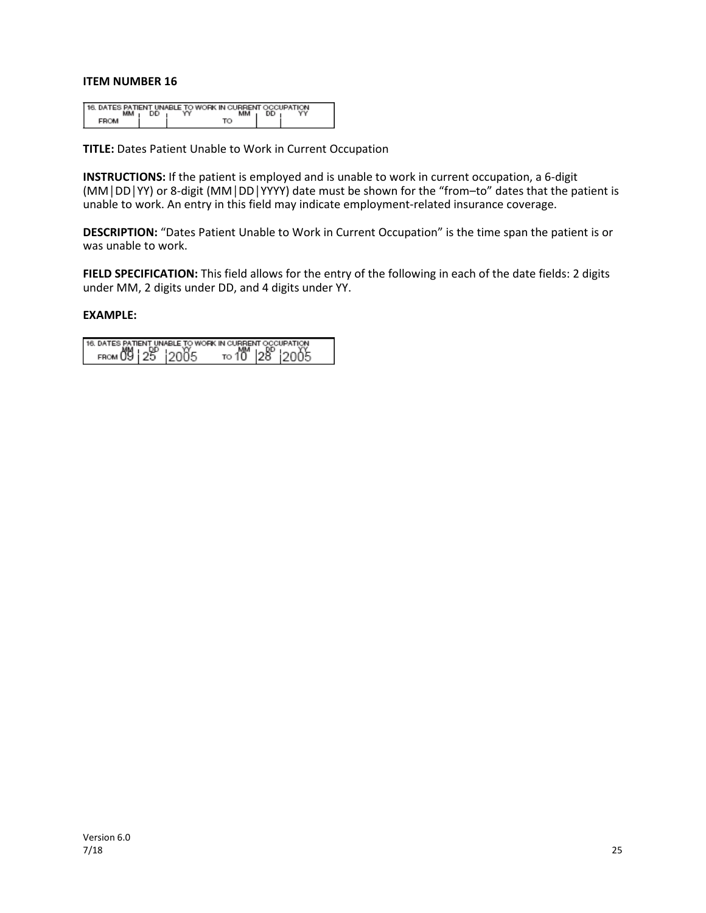**ITEM NUMBER 16**

| 16. DATES PATIENT UNABLE TO WORK IN CURRENT OCCUPATION | | | | | | |
|---|---|---|---|---|---|---|
| | MM | DD | YY | | MM | DD | YY |
| FROM | | | | TO | | | |

**TITLE:** Dates Patient Unable to Work in Current Occupation

**INSTRUCTIONS:** If the patient is employed and is unable to work in current occupation, a 6-digit (MM│DD│YY) or 8-digit (MM│DD│YYYY) date must be shown for the "from–to" dates that the patient is unable to work. An entry in this field may indicate employment-related insurance coverage.

**DESCRIPTION:** "Dates Patient Unable to Work in Current Occupation" is the time span the patient is or was unable to work.

**FIELD SPECIFICATION:** This field allows for the entry of the following in each of the date fields: 2 digits under MM, 2 digits under DD, and 4 digits under YY.

**EXAMPLE:**

| 16. DATES PATIENT UNABLE TO WORK IN CURRENT OCCUPATION | | | | | | | |
|---|---|---|---|---|---|---|---|
| | MM | DD | YY | | MM | DD | YY |
| FROM | 09 | 25 | 2005 | TO | 10 | 28 | 2005 |

Version 6.0
7/18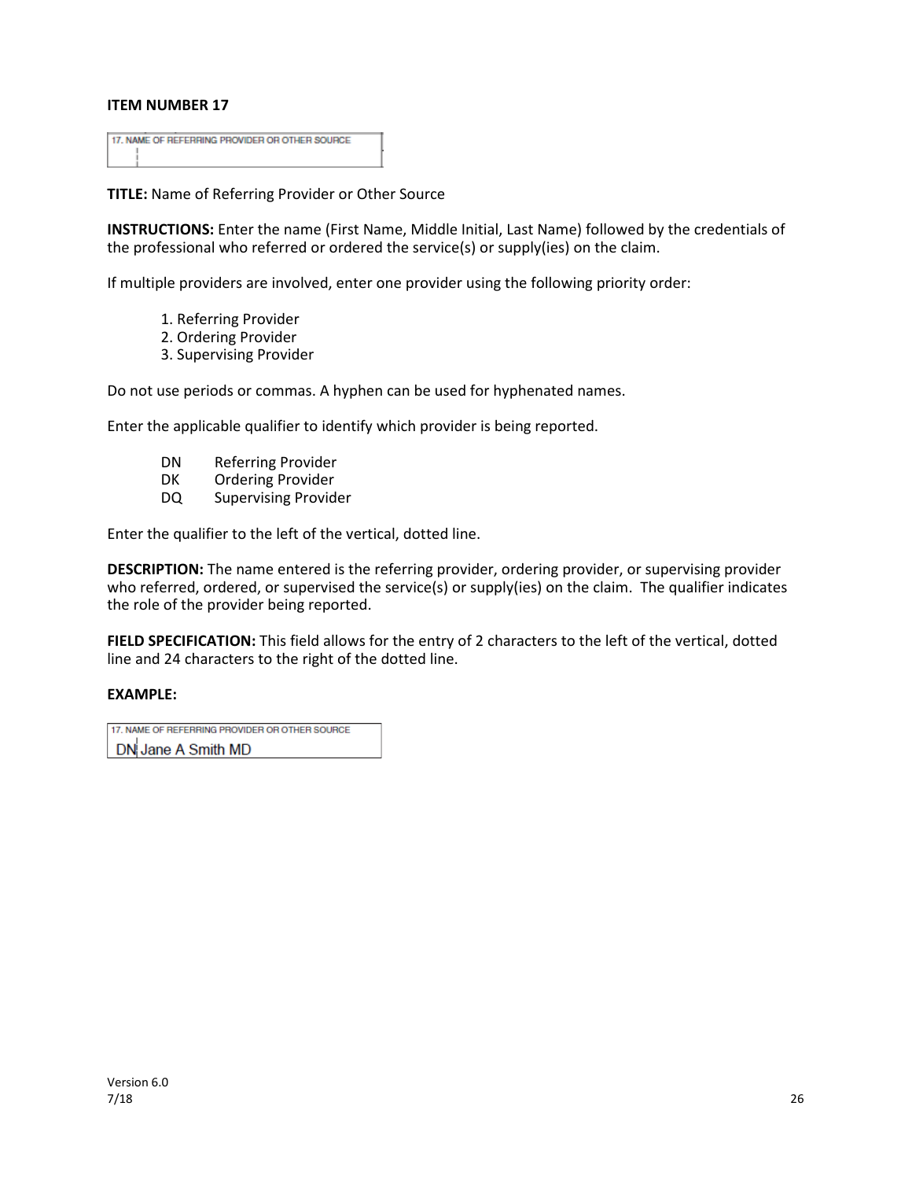**ITEM NUMBER 17**

17. NAME OF REFERRING PROVIDER OR OTHER SOURCE

**TITLE:** Name of Referring Provider or Other Source

**INSTRUCTIONS:** Enter the name (First Name, Middle Initial, Last Name) followed by the credentials of the professional who referred or ordered the service(s) or supply(ies) on the claim.

If multiple providers are involved, enter one provider using the following priority order:

1. Referring Provider
2. Ordering Provider
3. Supervising Provider

Do not use periods or commas. A hyphen can be used for hyphenated names.

Enter the applicable qualifier to identify which provider is being reported.

| | |
|---|---|
| DN | Referring Provider |
| DK | Ordering Provider |
| DQ | Supervising Provider |

Enter the qualifier to the left of the vertical, dotted line.

**DESCRIPTION:** The name entered is the referring provider, ordering provider, or supervising provider who referred, ordered, or supervised the service(s) or supply(ies) on the claim. The qualifier indicates the role of the provider being reported.

**FIELD SPECIFICATION:** This field allows for the entry of 2 characters to the left of the vertical, dotted line and 24 characters to the right of the dotted line.

**EXAMPLE:**

17. NAME OF REFERRING PROVIDER OR OTHER SOURCE

DN | Jane A Smith MD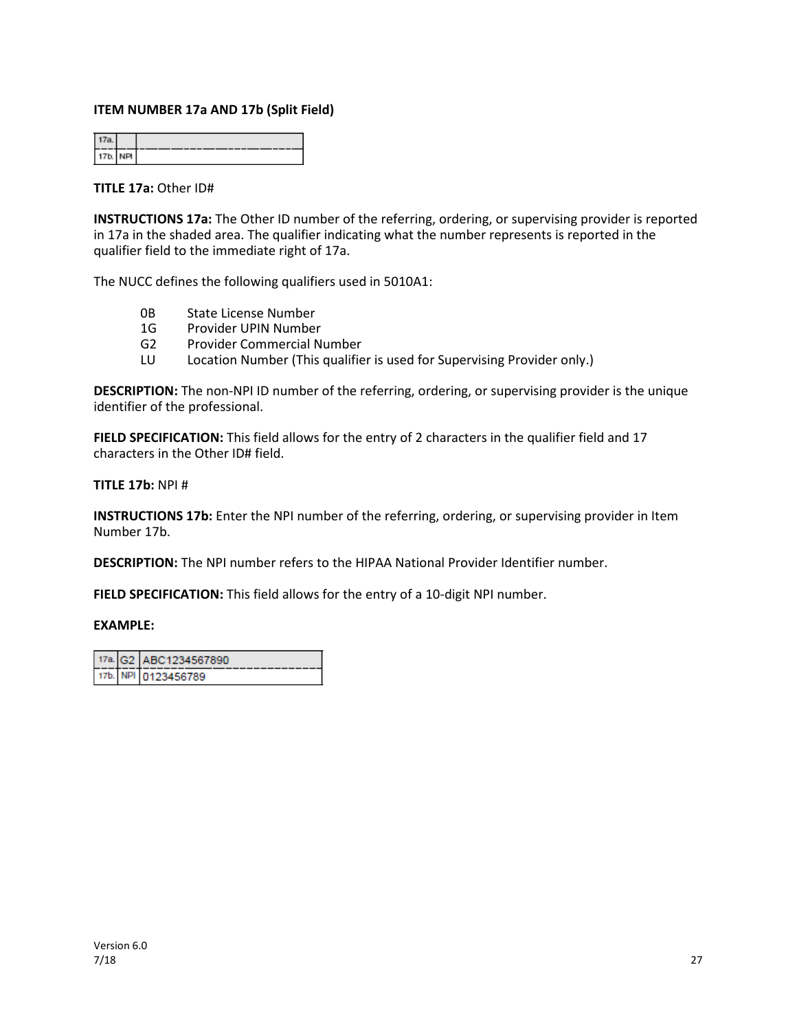**ITEM NUMBER 17a AND 17b (Split Field)**

| 17a. | | |
|---|---|---|
| 17b. | NPI | |

**TITLE 17a:** Other ID#

**INSTRUCTIONS 17a:** The Other ID number of the referring, ordering, or supervising provider is reported in 17a in the shaded area. The qualifier indicating what the number represents is reported in the qualifier field to the immediate right of 17a.

The NUCC defines the following qualifiers used in 5010A1:

- 0B State License Number
- 1G Provider UPIN Number
- G2 Provider Commercial Number
- LU Location Number (This qualifier is used for Supervising Provider only.)

**DESCRIPTION:** The non-NPI ID number of the referring, ordering, or supervising provider is the unique identifier of the professional.

**FIELD SPECIFICATION:** This field allows for the entry of 2 characters in the qualifier field and 17 characters in the Other ID# field.

**TITLE 17b:** NPI #

**INSTRUCTIONS 17b:** Enter the NPI number of the referring, ordering, or supervising provider in Item Number 17b.

**DESCRIPTION:** The NPI number refers to the HIPAA National Provider Identifier number.

**FIELD SPECIFICATION:** This field allows for the entry of a 10-digit NPI number.

**EXAMPLE:**

| 17a. | G2 | ABC1234567890 |
|---|---|---|
| 17b. | NPI | 0123456789 |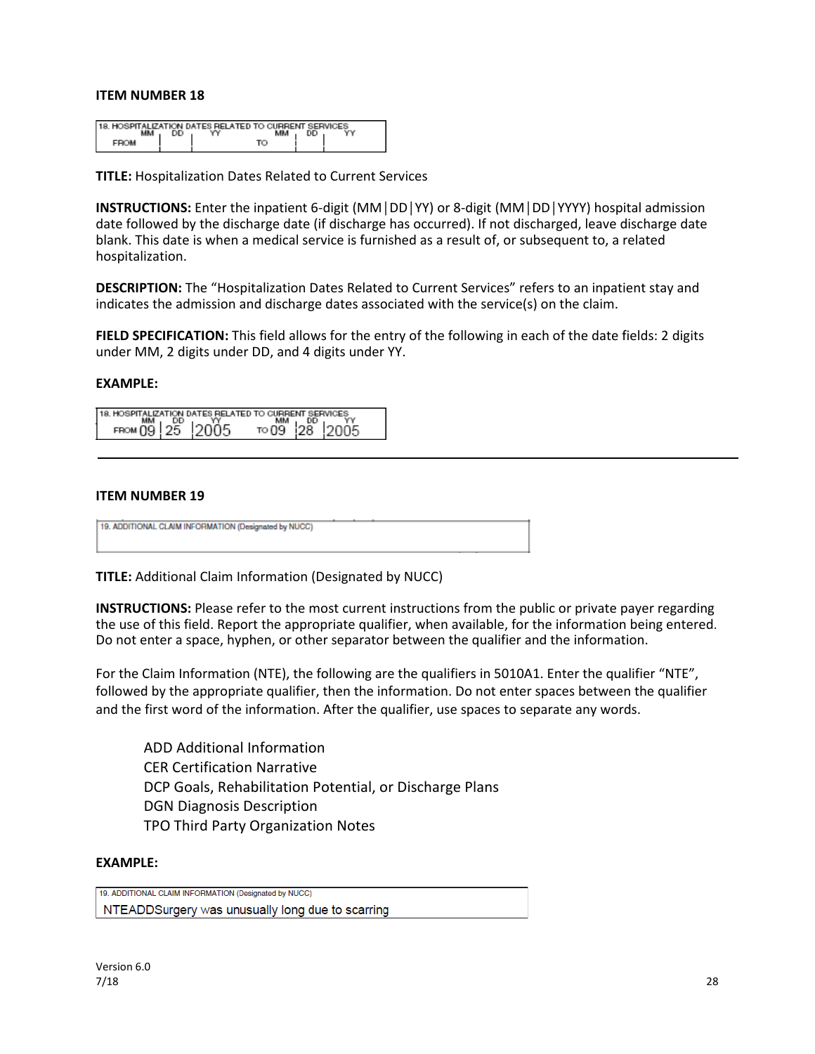## ITEM NUMBER 18

| 18. HOSPITALIZATION DATES RELATED TO CURRENT SERVICES | | | | | | |
|---|---|---|---|---|---|---|
| | MM | DD | YY | MM | DD | YY |
| FROM | | | TO | | | |

**TITLE:** Hospitalization Dates Related to Current Services

**INSTRUCTIONS:** Enter the inpatient 6-digit (MM│DD│YY) or 8-digit (MM│DD│YYYY) hospital admission date followed by the discharge date (if discharge has occurred). If not discharged, leave discharge date blank. This date is when a medical service is furnished as a result of, or subsequent to, a related hospitalization.

**DESCRIPTION:** The "Hospitalization Dates Related to Current Services" refers to an inpatient stay and indicates the admission and discharge dates associated with the service(s) on the claim.

**FIELD SPECIFICATION:** This field allows for the entry of the following in each of the date fields: 2 digits under MM, 2 digits under DD, and 4 digits under YY.

**EXAMPLE:**

| 18. HOSPITALIZATION DATES RELATED TO CURRENT SERVICES | | | | | | | |
|---|---|---|---|---|---|---|---|
| | MM | DD | YY | | MM | DD | YY |
| FROM | 09 | 25 | 2005 | TO | 09 | 28 | 2005 |

---

## ITEM NUMBER 19

| 19. ADDITIONAL CLAIM INFORMATION (Designated by NUCC) |
|---|
| |

**TITLE:** Additional Claim Information (Designated by NUCC)

**INSTRUCTIONS:** Please refer to the most current instructions from the public or private payer regarding the use of this field. Report the appropriate qualifier, when available, for the information being entered. Do not enter a space, hyphen, or other separator between the qualifier and the information.

For the Claim Information (NTE), the following are the qualifiers in 5010A1. Enter the qualifier "NTE", followed by the appropriate qualifier, then the information. Do not enter spaces between the qualifier and the first word of the information. After the qualifier, use spaces to separate any words.

- ADD Additional Information
- CER Certification Narrative
- DCP Goals, Rehabilitation Potential, or Discharge Plans
- DGN Diagnosis Description
- TPO Third Party Organization Notes

**EXAMPLE:**

| 19. ADDITIONAL CLAIM INFORMATION (Designated by NUCC) |
|---|
| NTEADDSurgery was unusually long due to scarring |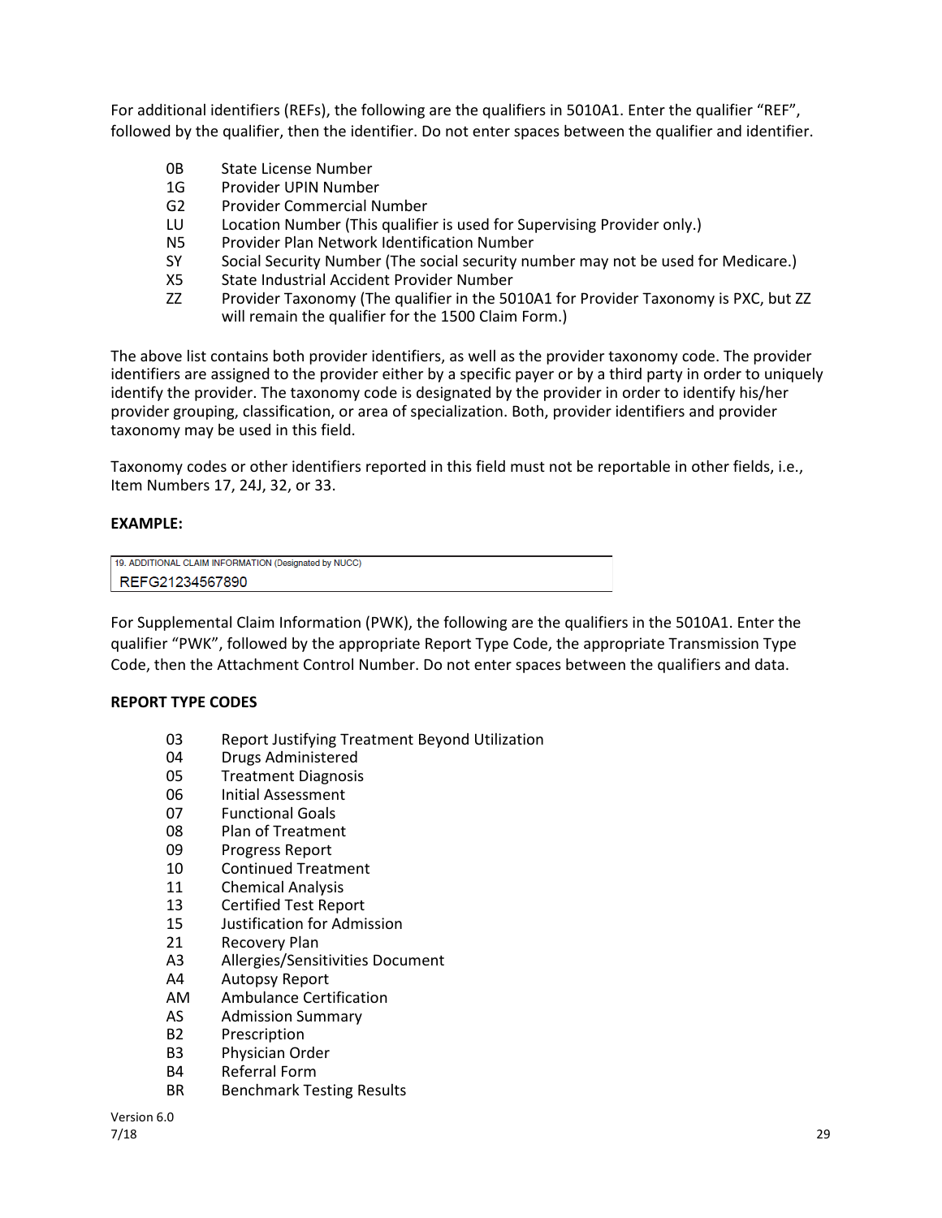For additional identifiers (REFs), the following are the qualifiers in 5010A1. Enter the qualifier "REF", followed by the qualifier, then the identifier. Do not enter spaces between the qualifier and identifier.

| | |
|---|---|
| 0B | State License Number |
| 1G | Provider UPIN Number |
| G2 | Provider Commercial Number |
| LU | Location Number (This qualifier is used for Supervising Provider only.) |
| N5 | Provider Plan Network Identification Number |
| SY | Social Security Number (The social security number may not be used for Medicare.) |
| X5 | State Industrial Accident Provider Number |
| ZZ | Provider Taxonomy (The qualifier in the 5010A1 for Provider Taxonomy is PXC, but ZZ will remain the qualifier for the 1500 Claim Form.) |

The above list contains both provider identifiers, as well as the provider taxonomy code. The provider identifiers are assigned to the provider either by a specific payer or by a third party in order to uniquely identify the provider. The taxonomy code is designated by the provider in order to identify his/her provider grouping, classification, or area of specialization. Both, provider identifiers and provider taxonomy may be used in this field.

Taxonomy codes or other identifiers reported in this field must not be reportable in other fields, i.e., Item Numbers 17, 24J, 32, or 33.

**EXAMPLE:**

| 19. ADDITIONAL CLAIM INFORMATION (Designated by NUCC) |
|---|
| REFG21234567890 |

For Supplemental Claim Information (PWK), the following are the qualifiers in the 5010A1. Enter the qualifier "PWK", followed by the appropriate Report Type Code, the appropriate Transmission Type Code, then the Attachment Control Number. Do not enter spaces between the qualifiers and data.

**REPORT TYPE CODES**

| | |
|---|---|
| 03 | Report Justifying Treatment Beyond Utilization |
| 04 | Drugs Administered |
| 05 | Treatment Diagnosis |
| 06 | Initial Assessment |
| 07 | Functional Goals |
| 08 | Plan of Treatment |
| 09 | Progress Report |
| 10 | Continued Treatment |
| 11 | Chemical Analysis |
| 13 | Certified Test Report |
| 15 | Justification for Admission |
| 21 | Recovery Plan |
| A3 | Allergies/Sensitivities Document |
| A4 | Autopsy Report |
| AM | Ambulance Certification |
| AS | Admission Summary |
| B2 | Prescription |
| B3 | Physician Order |
| B4 | Referral Form |
| BR | Benchmark Testing Results |

Version 6.0
7/18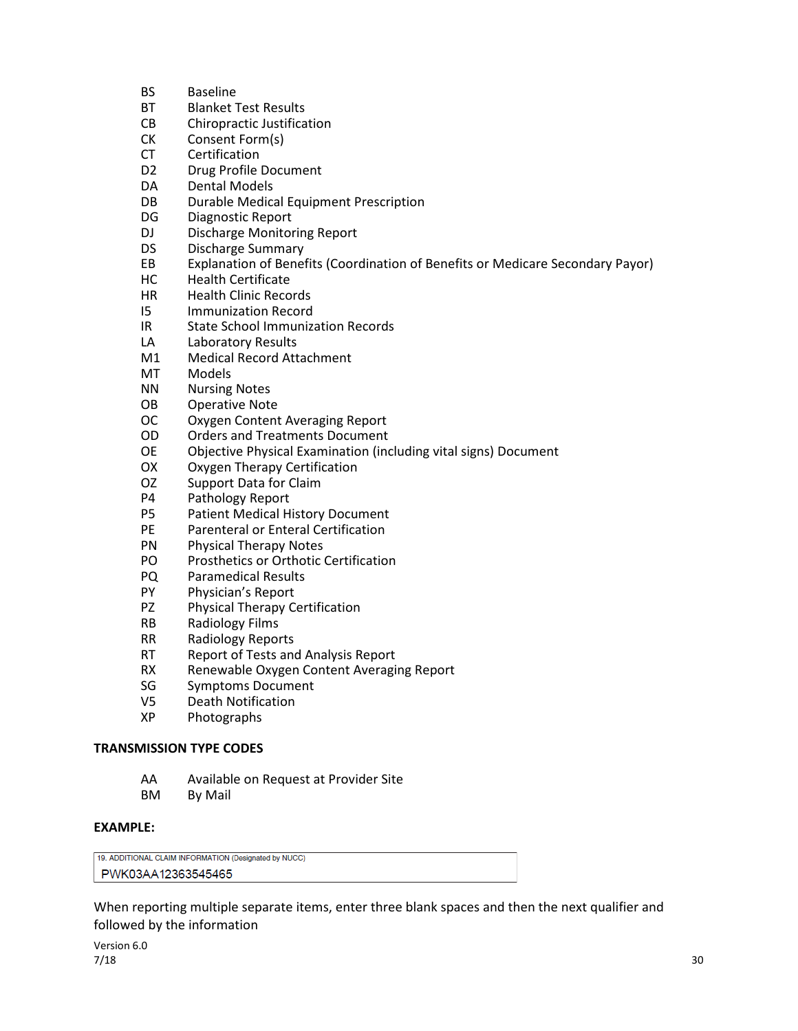| | |
|---|---|
| BS | Baseline |
| BT | Blanket Test Results |
| CB | Chiropractic Justification |
| CK | Consent Form(s) |
| CT | Certification |
| D2 | Drug Profile Document |
| DA | Dental Models |
| DB | Durable Medical Equipment Prescription |
| DG | Diagnostic Report |
| DJ | Discharge Monitoring Report |
| DS | Discharge Summary |
| EB | Explanation of Benefits (Coordination of Benefits or Medicare Secondary Payor) |
| HC | Health Certificate |
| HR | Health Clinic Records |
| I5 | Immunization Record |
| IR | State School Immunization Records |
| LA | Laboratory Results |
| M1 | Medical Record Attachment |
| MT | Models |
| NN | Nursing Notes |
| OB | Operative Note |
| OC | Oxygen Content Averaging Report |
| OD | Orders and Treatments Document |
| OE | Objective Physical Examination (including vital signs) Document |
| OX | Oxygen Therapy Certification |
| OZ | Support Data for Claim |
| P4 | Pathology Report |
| P5 | Patient Medical History Document |
| PE | Parenteral or Enteral Certification |
| PN | Physical Therapy Notes |
| PO | Prosthetics or Orthotic Certification |
| PQ | Paramedical Results |
| PY | Physician's Report |
| PZ | Physical Therapy Certification |
| RB | Radiology Films |
| RR | Radiology Reports |
| RT | Report of Tests and Analysis Report |
| RX | Renewable Oxygen Content Averaging Report |
| SG | Symptoms Document |
| V5 | Death Notification |
| XP | Photographs |

**TRANSMISSION TYPE CODES**

| | |
|---|---|
| AA | Available on Request at Provider Site |
| BM | By Mail |

**EXAMPLE:**

| 19. ADDITIONAL CLAIM INFORMATION (Designated by NUCC) |
|---|
| PWK03AA12363545465 |

When reporting multiple separate items, enter three blank spaces and then the next qualifier and followed by the information

Version 6.0
7/18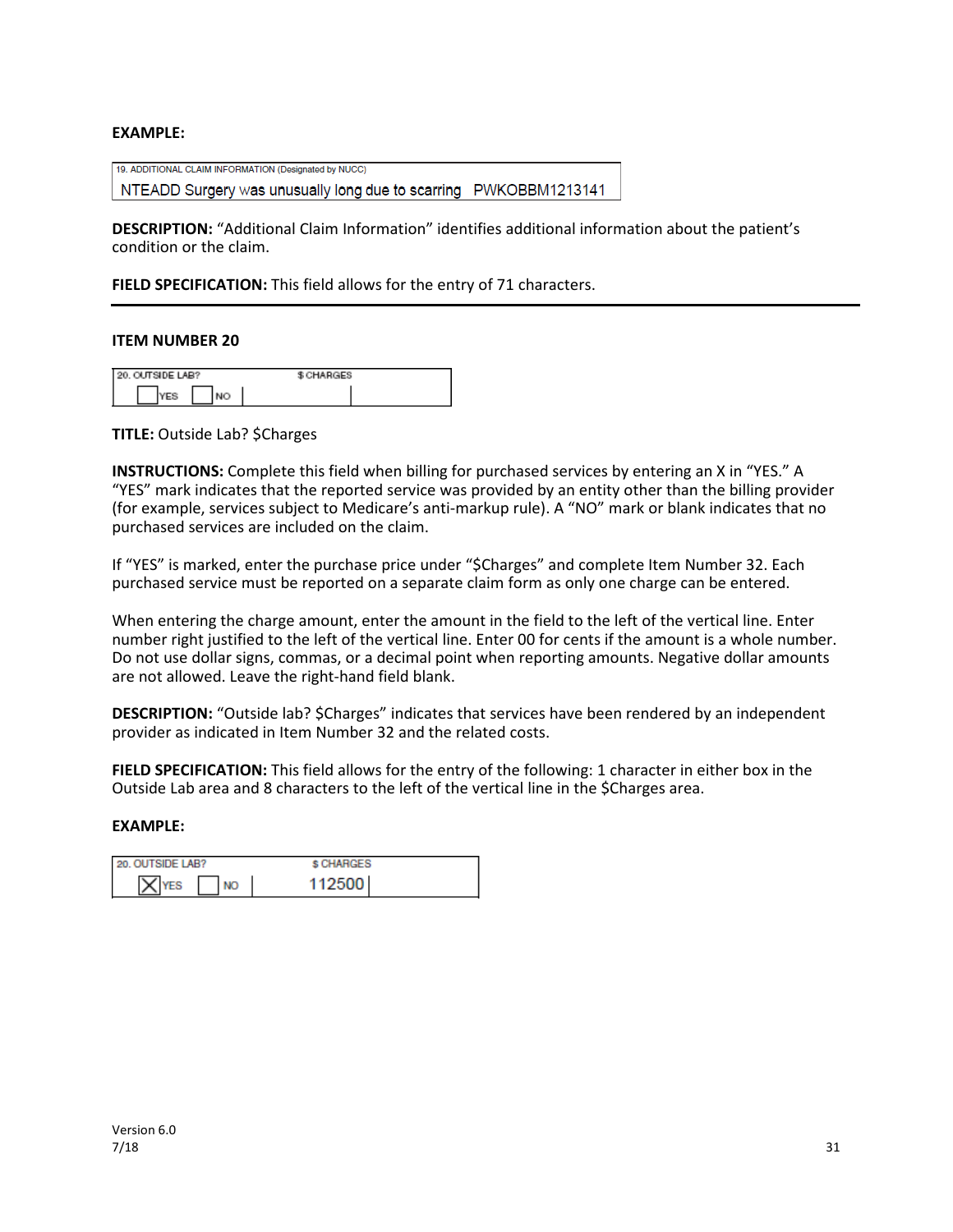**EXAMPLE:**

| 19. ADDITIONAL CLAIM INFORMATION (Designated by NUCC) |
|---|
| NTEADD Surgery was unusually long due to scarring   PWKOBBM1213141 |

**DESCRIPTION:** "Additional Claim Information" identifies additional information about the patient's condition or the claim.

**FIELD SPECIFICATION:** This field allows for the entry of 71 characters.

---

**ITEM NUMBER 20**

| 20. OUTSIDE LAB? | $ CHARGES |
|---|---|
| ☐ YES ☐ NO | |

**TITLE:** Outside Lab? $Charges

**INSTRUCTIONS:** Complete this field when billing for purchased services by entering an X in "YES." A "YES" mark indicates that the reported service was provided by an entity other than the billing provider (for example, services subject to Medicare's anti-markup rule). A "NO" mark or blank indicates that no purchased services are included on the claim.

If "YES" is marked, enter the purchase price under "$Charges" and complete Item Number 32. Each purchased service must be reported on a separate claim form as only one charge can be entered.

When entering the charge amount, enter the amount in the field to the left of the vertical line. Enter number right justified to the left of the vertical line. Enter 00 for cents if the amount is a whole number. Do not use dollar signs, commas, or a decimal point when reporting amounts. Negative dollar amounts are not allowed. Leave the right-hand field blank.

**DESCRIPTION:** "Outside lab? $Charges" indicates that services have been rendered by an independent provider as indicated in Item Number 32 and the related costs.

**FIELD SPECIFICATION:** This field allows for the entry of the following: 1 character in either box in the Outside Lab area and 8 characters to the left of the vertical line in the $Charges area.

**EXAMPLE:**

| 20. OUTSIDE LAB? | $ CHARGES |
|---|---|
| ☒ YES ☐ NO | 112500 |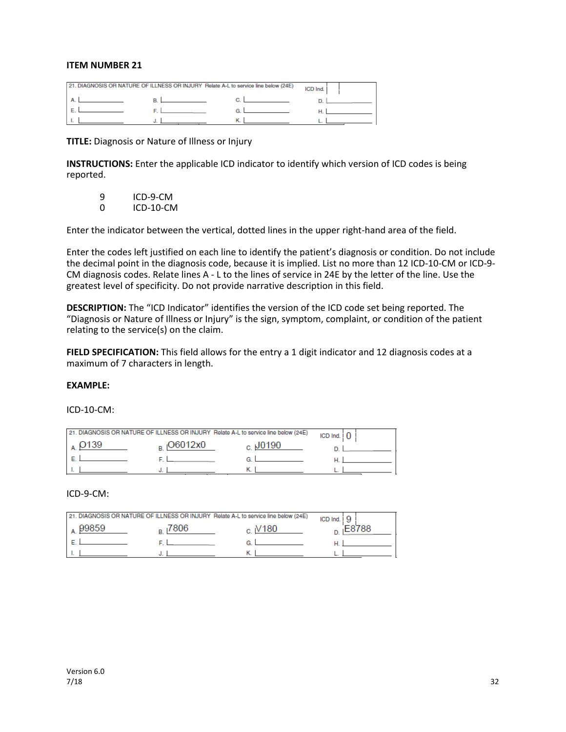**ITEM NUMBER 21**

| 21. DIAGNOSIS OR NATURE OF ILLNESS OR INJURY Relate A-L to service line below (24E) | | | ICD Ind. |
|---|---|---|---|
| A. | B. | C. | D. |
| E. | F. | G. | H. |
| I. | J. | K. | L. |

**TITLE:** Diagnosis or Nature of Illness or Injury

**INSTRUCTIONS:** Enter the applicable ICD indicator to identify which version of ICD codes is being reported.

| | |
|---|---|
| 9 | ICD-9-CM |
| 0 | ICD-10-CM |

Enter the indicator between the vertical, dotted lines in the upper right-hand area of the field.

Enter the codes left justified on each line to identify the patient's diagnosis or condition. Do not include the decimal point in the diagnosis code, because it is implied. List no more than 12 ICD-10-CM or ICD-9-CM diagnosis codes. Relate lines A - L to the lines of service in 24E by the letter of the line. Use the greatest level of specificity. Do not provide narrative description in this field.

**DESCRIPTION:** The "ICD Indicator" identifies the version of the ICD code set being reported. The "Diagnosis or Nature of Illness or Injury" is the sign, symptom, complaint, or condition of the patient relating to the service(s) on the claim.

**FIELD SPECIFICATION:** This field allows for the entry a 1 digit indicator and 12 diagnosis codes at a maximum of 7 characters in length.

**EXAMPLE:**

ICD-10-CM:

| 21. DIAGNOSIS OR NATURE OF ILLNESS OR INJURY Relate A-L to service line below (24E) | | | ICD Ind. 0 |
|---|---|---|---|
| A. O139 | B. O6012x0 | C. J0190 | D. |
| E. | F. | G. | H. |
| I. | J. | K. | L. |

ICD-9-CM:

| 21. DIAGNOSIS OR NATURE OF ILLNESS OR INJURY Relate A-L to service line below (24E) | | | ICD Ind. 9 |
|---|---|---|---|
| A. 99859 | B. 7806 | C. V180 | D. E8788 |
| E. | F. | G. | H. |
| I. | J. | K. | L. |

Version 6.0
7/18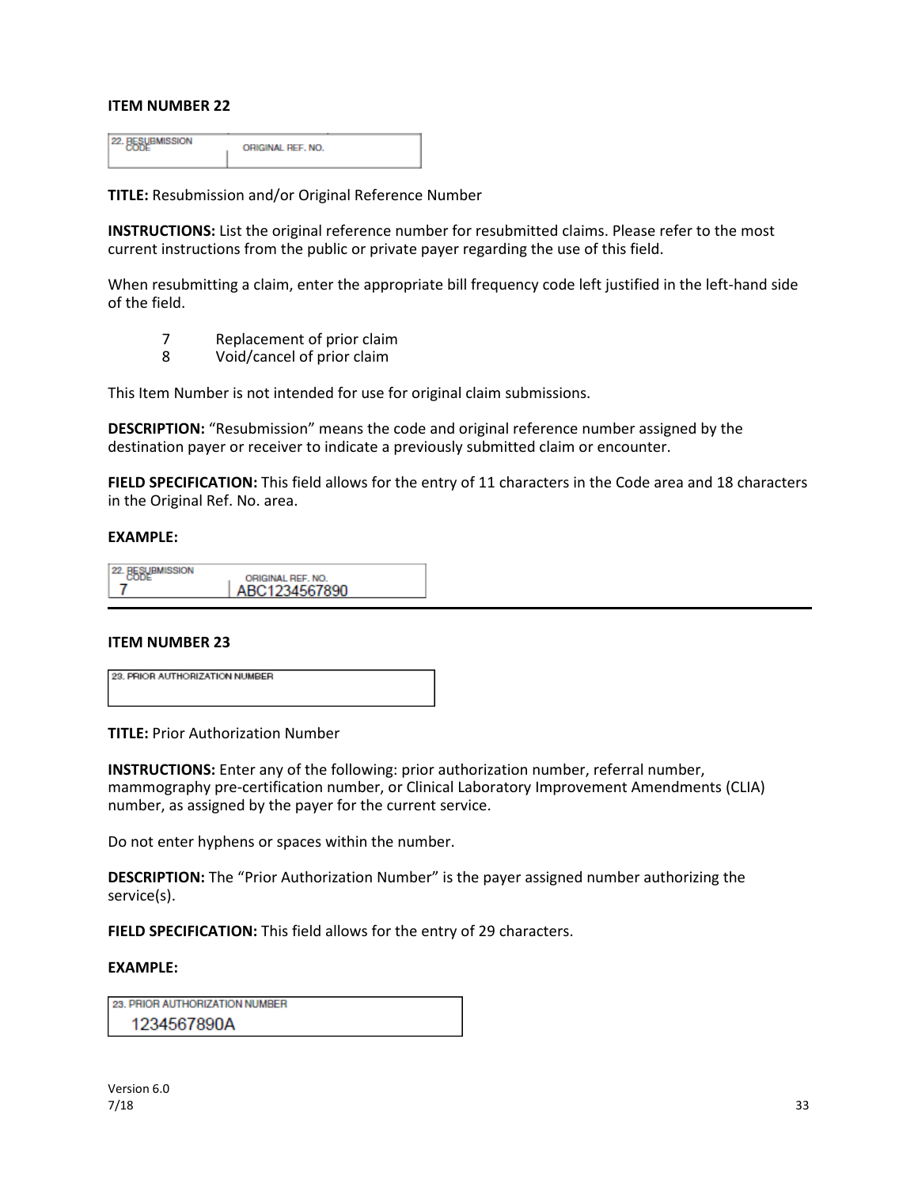**ITEM NUMBER 22**

22. RESUBMISSION CODE | ORIGINAL REF. NO.

**TITLE:** Resubmission and/or Original Reference Number

**INSTRUCTIONS:** List the original reference number for resubmitted claims. Please refer to the most current instructions from the public or private payer regarding the use of this field.

When resubmitting a claim, enter the appropriate bill frequency code left justified in the left-hand side of the field.

7 Replacement of prior claim
8 Void/cancel of prior claim

This Item Number is not intended for use for original claim submissions.

**DESCRIPTION:** "Resubmission" means the code and original reference number assigned by the destination payer or receiver to indicate a previously submitted claim or encounter.

**FIELD SPECIFICATION:** This field allows for the entry of 11 characters in the Code area and 18 characters in the Original Ref. No. area.

**EXAMPLE:**

| 22. RESUBMISSION CODE | ORIGINAL REF. NO. |
| --- | --- |
| 7 | ABC1234567890 |

**ITEM NUMBER 23**

23. PRIOR AUTHORIZATION NUMBER

**TITLE:** Prior Authorization Number

**INSTRUCTIONS:** Enter any of the following: prior authorization number, referral number, mammography pre-certification number, or Clinical Laboratory Improvement Amendments (CLIA) number, as assigned by the payer for the current service.

Do not enter hyphens or spaces within the number.

**DESCRIPTION:** The "Prior Authorization Number" is the payer assigned number authorizing the service(s).

**FIELD SPECIFICATION:** This field allows for the entry of 29 characters.

**EXAMPLE:**

| 23. PRIOR AUTHORIZATION NUMBER |
| --- |
| 1234567890A |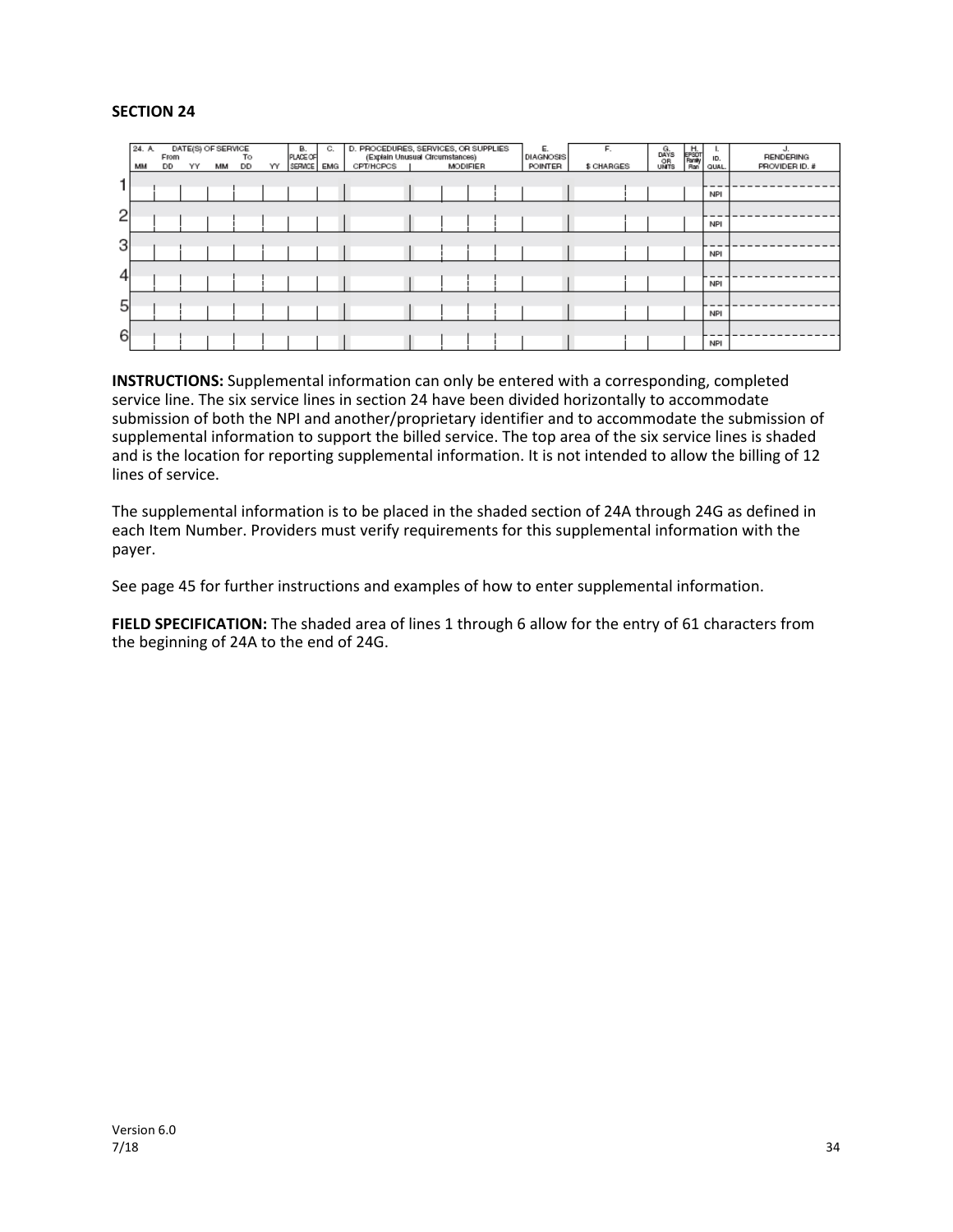**SECTION 24**

| 24. A. DATE(S) OF SERVICE From MM DD YY | To MM DD YY | B. PLACE OF SERVICE | C. EMG | D. PROCEDURES, SERVICES, OR SUPPLIES (Explain Unusual Circumstances) CPT/HCPCS | MODIFIER | E. DIAGNOSIS POINTER | F. $ CHARGES | G. DAYS OR UNITS | H. EPSDT Family Plan | I. ID. QUAL. | J. RENDERING PROVIDER ID. # |
|---|---|---|---|---|---|---|---|---|---|---|---|
| 1 | | | | | | | | | | NPI | |
| 2 | | | | | | | | | | NPI | |
| 3 | | | | | | | | | | NPI | |
| 4 | | | | | | | | | | NPI | |
| 5 | | | | | | | | | | NPI | |
| 6 | | | | | | | | | | NPI | |

**INSTRUCTIONS:** Supplemental information can only be entered with a corresponding, completed service line. The six service lines in section 24 have been divided horizontally to accommodate submission of both the NPI and another/proprietary identifier and to accommodate the submission of supplemental information to support the billed service. The top area of the six service lines is shaded and is the location for reporting supplemental information. It is not intended to allow the billing of 12 lines of service.

The supplemental information is to be placed in the shaded section of 24A through 24G as defined in each Item Number. Providers must verify requirements for this supplemental information with the payer.

See page 45 for further instructions and examples of how to enter supplemental information.

**FIELD SPECIFICATION:** The shaded area of lines 1 through 6 allow for the entry of 61 characters from the beginning of 24A to the end of 24G.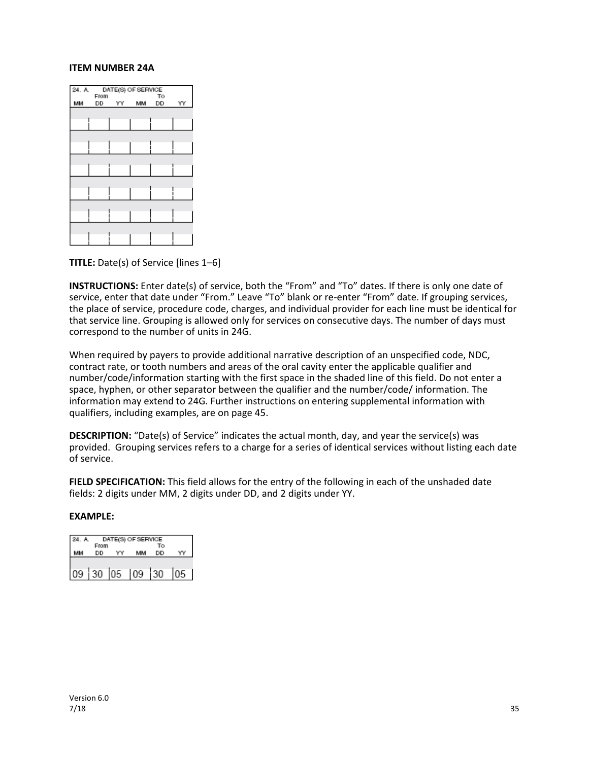**ITEM NUMBER 24A**

| 24. A. DATE(S) OF SERVICE | | | | | |
|---|---|---|---|---|---|
| From | | | To | | |
| MM | DD | YY | MM | DD | YY |
| | | | | | |
| | | | | | |
| | | | | | |
| | | | | | |
| | | | | | |
| | | | | | |

**TITLE:** Date(s) of Service [lines 1–6]

**INSTRUCTIONS:** Enter date(s) of service, both the "From" and "To" dates. If there is only one date of service, enter that date under "From." Leave "To" blank or re-enter "From" date. If grouping services, the place of service, procedure code, charges, and individual provider for each line must be identical for that service line. Grouping is allowed only for services on consecutive days. The number of days must correspond to the number of units in 24G.

When required by payers to provide additional narrative description of an unspecified code, NDC, contract rate, or tooth numbers and areas of the oral cavity enter the applicable qualifier and number/code/information starting with the first space in the shaded line of this field. Do not enter a space, hyphen, or other separator between the qualifier and the number/code/ information. The information may extend to 24G. Further instructions on entering supplemental information with qualifiers, including examples, are on page 45.

**DESCRIPTION:** "Date(s) of Service" indicates the actual month, day, and year the service(s) was provided. Grouping services refers to a charge for a series of identical services without listing each date of service.

**FIELD SPECIFICATION:** This field allows for the entry of the following in each of the unshaded date fields: 2 digits under MM, 2 digits under DD, and 2 digits under YY.

**EXAMPLE:**

| 24. A. DATE(S) OF SERVICE | | | | | |
|---|---|---|---|---|---|
| From | | | To | | |
| MM | DD | YY | MM | DD | YY |
| 09 | 30 | 05 | 09 | 30 | 05 |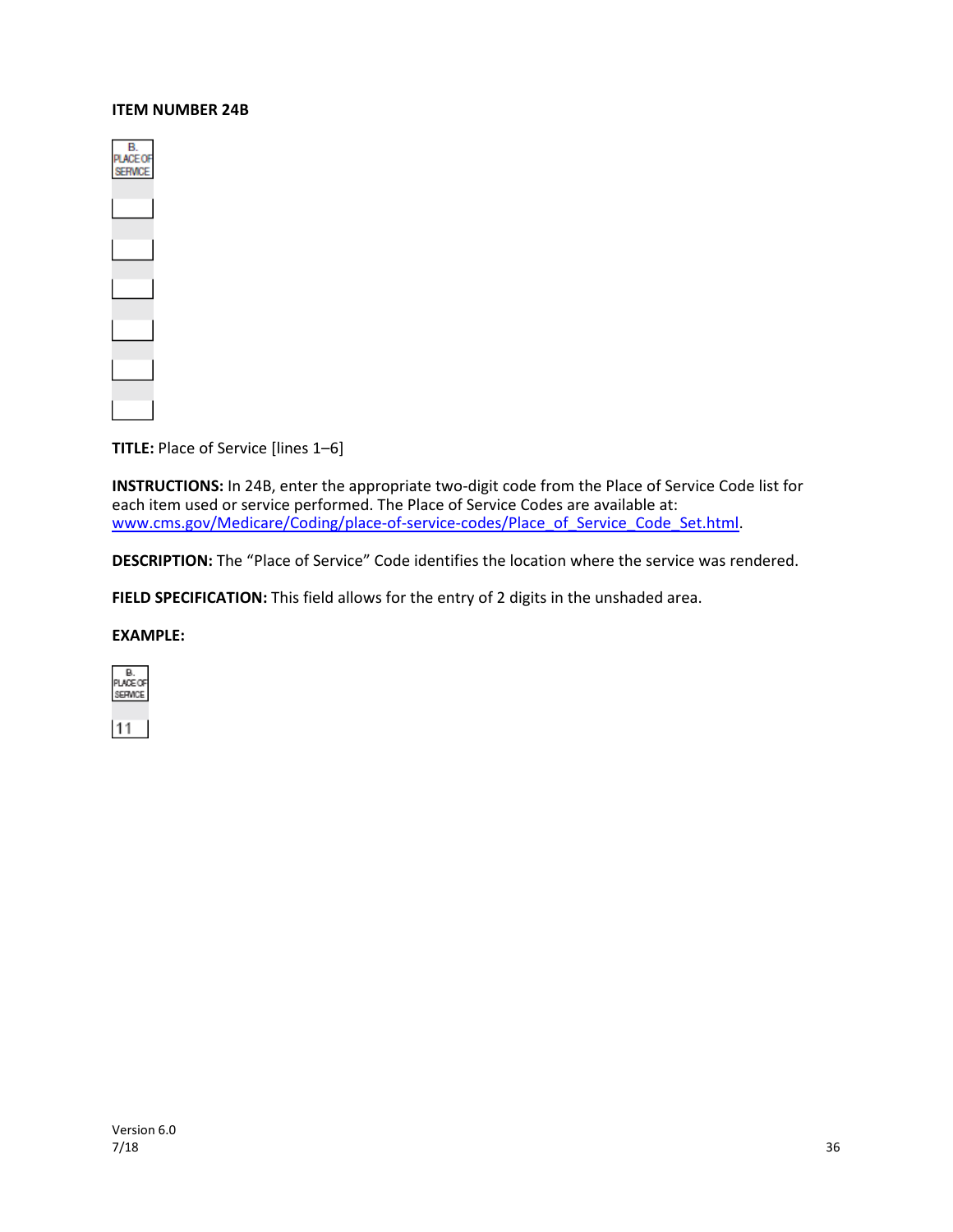**ITEM NUMBER 24B**

| B. PLACE OF SERVICE |
| --- |
| |
| |
| |
| |
| |
| |

**TITLE:** Place of Service [lines 1–6]

**INSTRUCTIONS:** In 24B, enter the appropriate two-digit code from the Place of Service Code list for each item used or service performed. The Place of Service Codes are available at: www.cms.gov/Medicare/Coding/place-of-service-codes/Place_of_Service_Code_Set.html.

**DESCRIPTION:** The "Place of Service" Code identifies the location where the service was rendered.

**FIELD SPECIFICATION:** This field allows for the entry of 2 digits in the unshaded area.

**EXAMPLE:**

| B. PLACE OF SERVICE |
| --- |
| 11 |

Version 6.0
7/18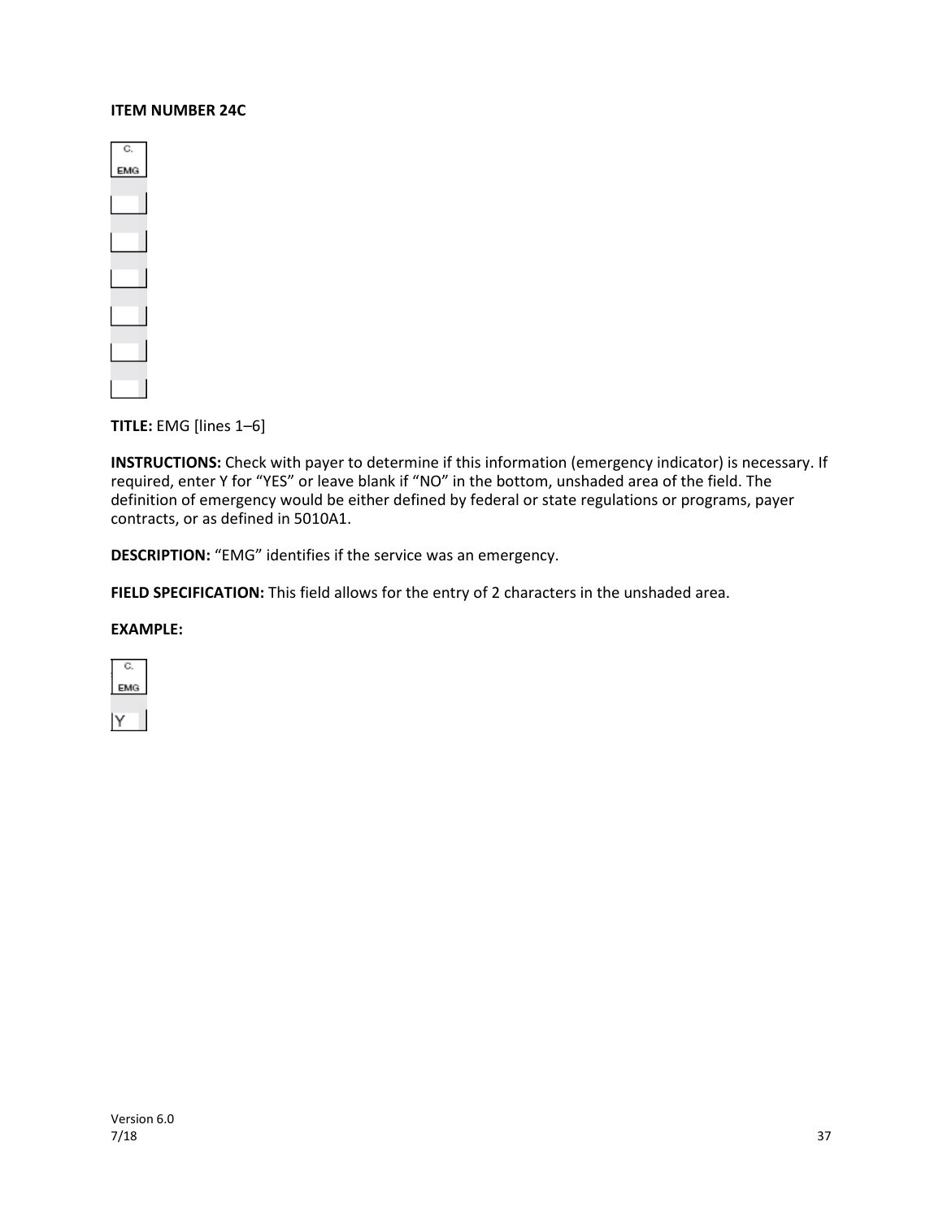**ITEM NUMBER 24C**

**TITLE:** EMG [lines 1–6]

**INSTRUCTIONS:** Check with payer to determine if this information (emergency indicator) is necessary. If required, enter Y for "YES" or leave blank if "NO" in the bottom, unshaded area of the field. The definition of emergency would be either defined by federal or state regulations or programs, payer contracts, or as defined in 5010A1.

**DESCRIPTION:** "EMG" identifies if the service was an emergency.

**FIELD SPECIFICATION:** This field allows for the entry of 2 characters in the unshaded area.

**EXAMPLE:**

| C. EMG |
| --- |
| Y |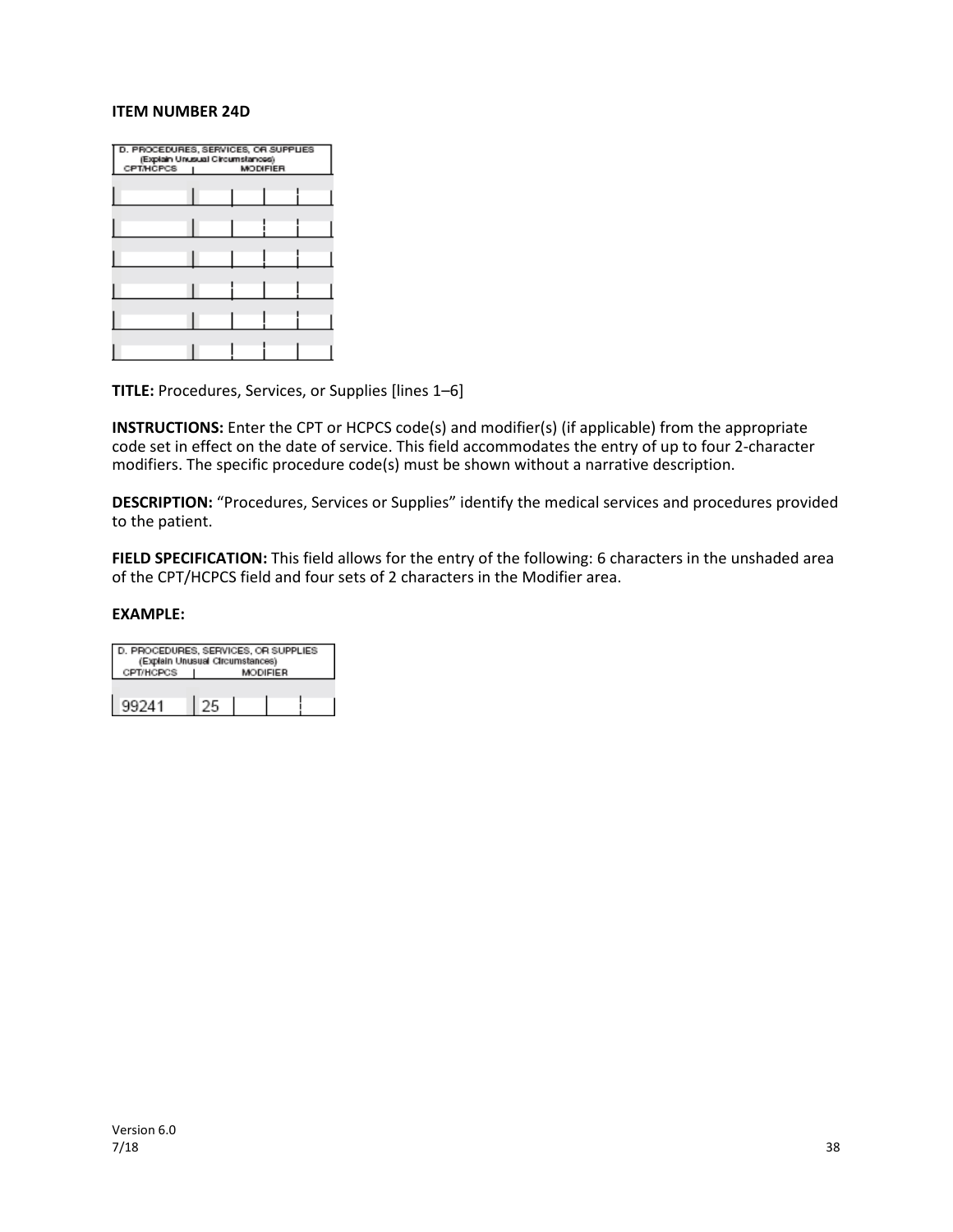**ITEM NUMBER 24D**

| D. PROCEDURES, SERVICES, OR SUPPLIES (Explain Unusual Circumstances) CPT/HCPCS | MODIFIER | | | |
|---|---|---|---|---|
| | | | | |
| | | | | |
| | | | | |
| | | | | |
| | | | | |
| | | | | |

**TITLE:** Procedures, Services, or Supplies [lines 1–6]

**INSTRUCTIONS:** Enter the CPT or HCPCS code(s) and modifier(s) (if applicable) from the appropriate code set in effect on the date of service. This field accommodates the entry of up to four 2-character modifiers. The specific procedure code(s) must be shown without a narrative description.

**DESCRIPTION:** "Procedures, Services or Supplies" identify the medical services and procedures provided to the patient.

**FIELD SPECIFICATION:** This field allows for the entry of the following: 6 characters in the unshaded area of the CPT/HCPCS field and four sets of 2 characters in the Modifier area.

**EXAMPLE:**

| D. PROCEDURES, SERVICES, OR SUPPLIES (Explain Unusual Circumstances) CPT/HCPCS | MODIFIER | | | |
|---|---|---|---|---|
| 99241 | 25 | | | |

Version 6.0
7/18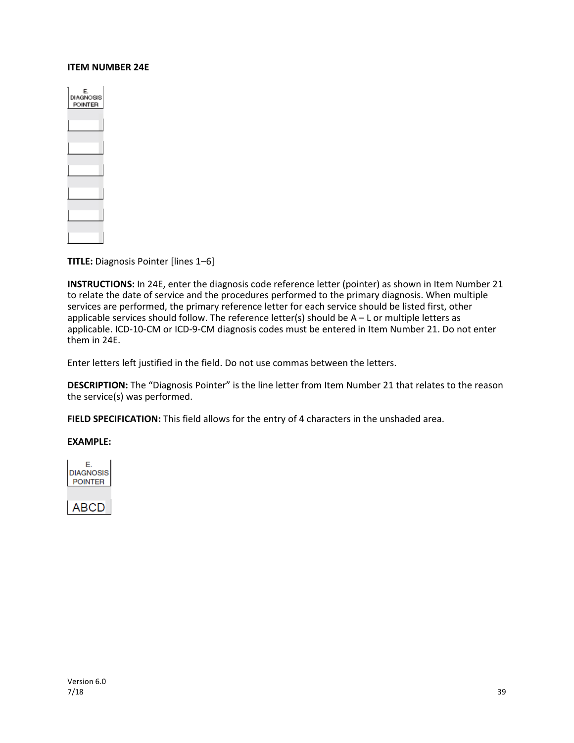**ITEM NUMBER 24E**

| E. DIAGNOSIS POINTER |
|---|
| |
| |
| |
| |
| |
| |

**TITLE:** Diagnosis Pointer [lines 1–6]

**INSTRUCTIONS:** In 24E, enter the diagnosis code reference letter (pointer) as shown in Item Number 21 to relate the date of service and the procedures performed to the primary diagnosis. When multiple services are performed, the primary reference letter for each service should be listed first, other applicable services should follow. The reference letter(s) should be A – L or multiple letters as applicable. ICD-10-CM or ICD-9-CM diagnosis codes must be entered in Item Number 21. Do not enter them in 24E.

Enter letters left justified in the field. Do not use commas between the letters.

**DESCRIPTION:** The "Diagnosis Pointer" is the line letter from Item Number 21 that relates to the reason the service(s) was performed.

**FIELD SPECIFICATION:** This field allows for the entry of 4 characters in the unshaded area.

**EXAMPLE:**

| E. DIAGNOSIS POINTER |
|---|
| |
| ABCD |

Version 6.0
7/18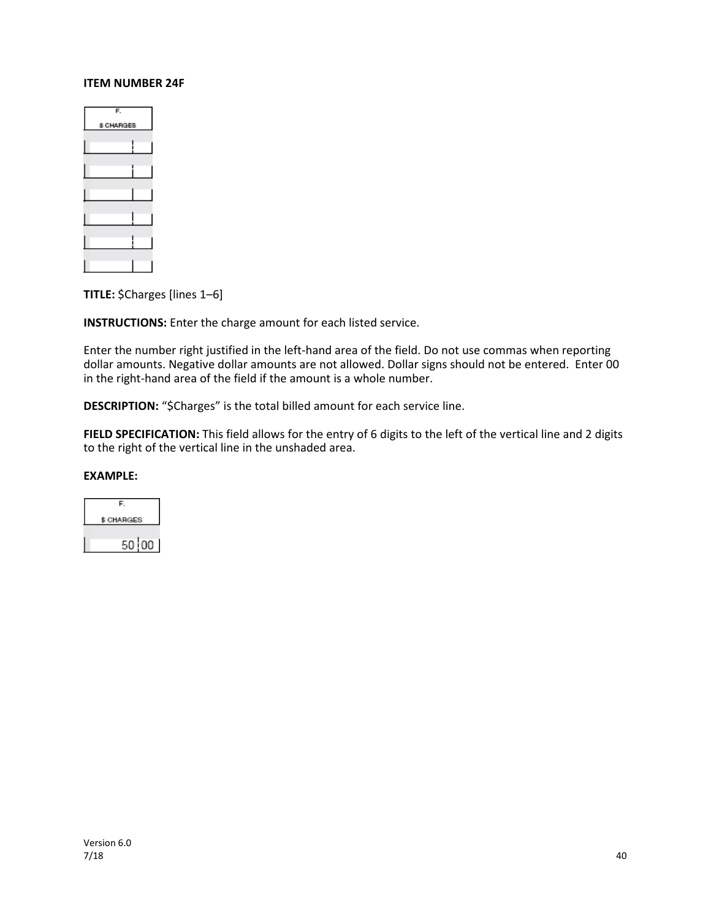**ITEM NUMBER 24F**

| F. |
| --- |
| $ CHARGES |

**TITLE:** $Charges [lines 1–6]

**INSTRUCTIONS:** Enter the charge amount for each listed service.

Enter the number right justified in the left-hand area of the field. Do not use commas when reporting dollar amounts. Negative dollar amounts are not allowed. Dollar signs should not be entered. Enter 00 in the right-hand area of the field if the amount is a whole number.

**DESCRIPTION:** "$Charges" is the total billed amount for each service line.

**FIELD SPECIFICATION:** This field allows for the entry of 6 digits to the left of the vertical line and 2 digits to the right of the vertical line in the unshaded area.

**EXAMPLE:**

| F. | |
| --- | --- |
| $ CHARGES | |
| 50 | 00 |

Version 6.0
7/18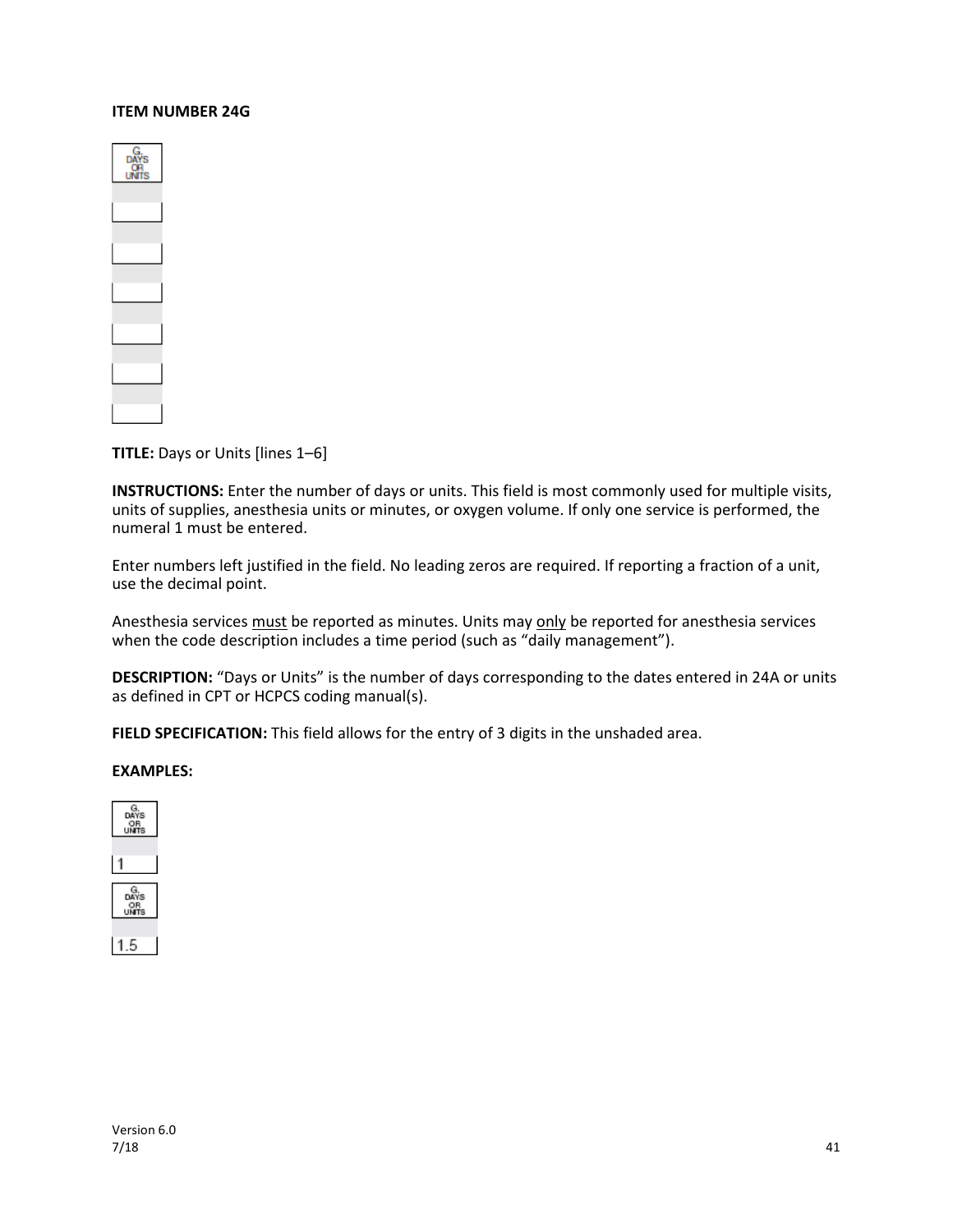**ITEM NUMBER 24G**

**TITLE:** Days or Units [lines 1–6]

**INSTRUCTIONS:** Enter the number of days or units. This field is most commonly used for multiple visits, units of supplies, anesthesia units or minutes, or oxygen volume. If only one service is performed, the numeral 1 must be entered.

Enter numbers left justified in the field. No leading zeros are required. If reporting a fraction of a unit, use the decimal point.

Anesthesia services <u>must</u> be reported as minutes. Units may <u>only</u> be reported for anesthesia services when the code description includes a time period (such as "daily management").

**DESCRIPTION:** "Days or Units" is the number of days corresponding to the dates entered in 24A or units as defined in CPT or HCPCS coding manual(s).

**FIELD SPECIFICATION:** This field allows for the entry of 3 digits in the unshaded area.

**EXAMPLES:**

| G. DAYS OR UNITS |
|---|
| 1 |

| G. DAYS OR UNITS |
|---|
| 1.5 |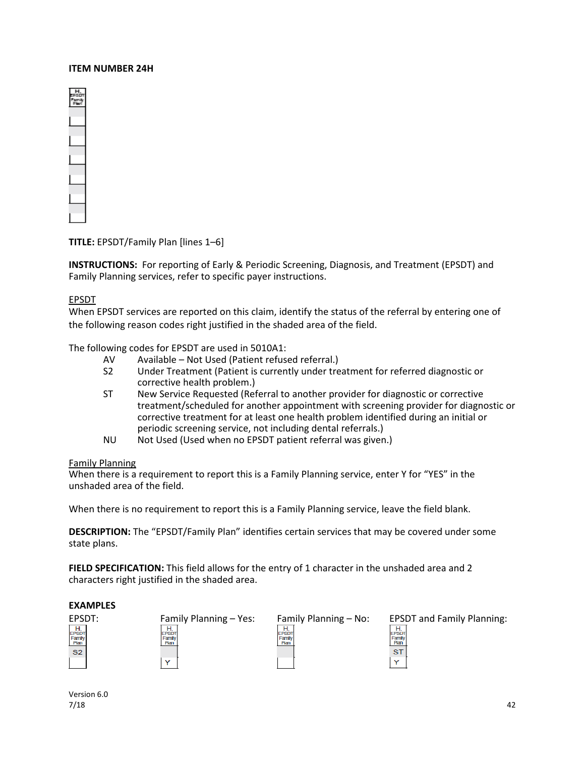**ITEM NUMBER 24H**

**TITLE:** EPSDT/Family Plan [lines 1–6]

**INSTRUCTIONS:** For reporting of Early & Periodic Screening, Diagnosis, and Treatment (EPSDT) and Family Planning services, refer to specific payer instructions.

EPSDT
When EPSDT services are reported on this claim, identify the status of the referral by entering one of the following reason codes right justified in the shaded area of the field.

The following codes for EPSDT are used in 5010A1:

- AV Available – Not Used (Patient refused referral.)
- S2 Under Treatment (Patient is currently under treatment for referred diagnostic or corrective health problem.)
- ST New Service Requested (Referral to another provider for diagnostic or corrective treatment/scheduled for another appointment with screening provider for diagnostic or corrective treatment for at least one health problem identified during an initial or periodic screening service, not including dental referrals.)
- NU Not Used (Used when no EPSDT patient referral was given.)

Family Planning
When there is a requirement to report this is a Family Planning service, enter Y for "YES" in the unshaded area of the field.

When there is no requirement to report this is a Family Planning service, leave the field blank.

**DESCRIPTION:** The "EPSDT/Family Plan" identifies certain services that may be covered under some state plans.

**FIELD SPECIFICATION:** This field allows for the entry of 1 character in the unshaded area and 2 characters right justified in the shaded area.

**EXAMPLES**

| EPSDT: | Family Planning – Yes: | Family Planning – No: | EPSDT and Family Planning: |
|---|---|---|---|
| H. EPSDT Family Plan | H. EPSDT Family Plan | H. EPSDT Family Plan | H. EPSDT Family Plan |
| S2 | | | ST |
| | Y | | Y |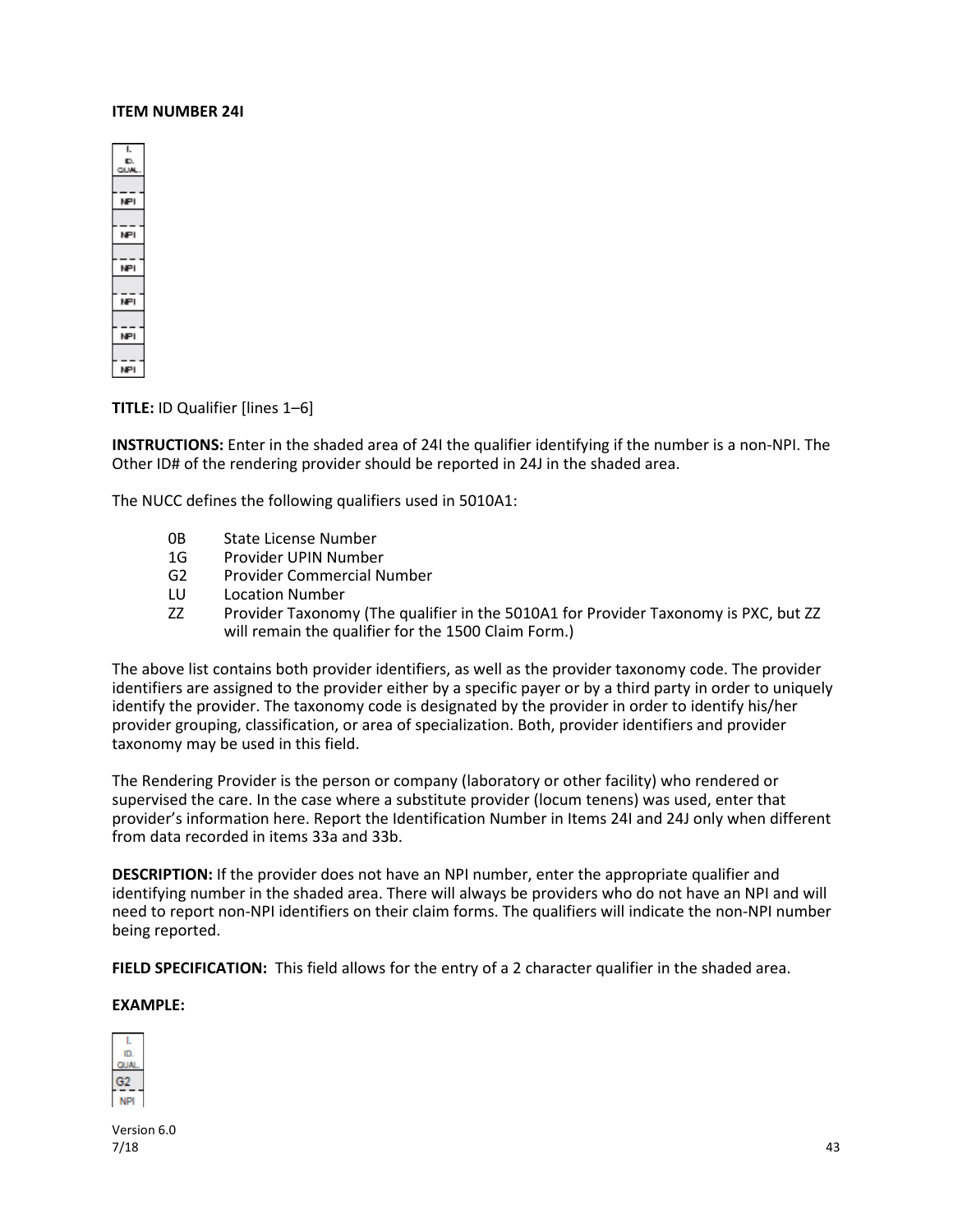**ITEM NUMBER 24I**

**TITLE:** ID Qualifier [lines 1–6]

**INSTRUCTIONS:** Enter in the shaded area of 24I the qualifier identifying if the number is a non-NPI. The Other ID# of the rendering provider should be reported in 24J in the shaded area.

The NUCC defines the following qualifiers used in 5010A1:

- 0B State License Number
- 1G Provider UPIN Number
- G2 Provider Commercial Number
- LU Location Number
- ZZ Provider Taxonomy (The qualifier in the 5010A1 for Provider Taxonomy is PXC, but ZZ will remain the qualifier for the 1500 Claim Form.)

The above list contains both provider identifiers, as well as the provider taxonomy code. The provider identifiers are assigned to the provider either by a specific payer or by a third party in order to uniquely identify the provider. The taxonomy code is designated by the provider in order to identify his/her provider grouping, classification, or area of specialization. Both, provider identifiers and provider taxonomy may be used in this field.

The Rendering Provider is the person or company (laboratory or other facility) who rendered or supervised the care. In the case where a substitute provider (locum tenens) was used, enter that provider's information here. Report the Identification Number in Items 24I and 24J only when different from data recorded in items 33a and 33b.

**DESCRIPTION:** If the provider does not have an NPI number, enter the appropriate qualifier and identifying number in the shaded area. There will always be providers who do not have an NPI and will need to report non-NPI identifiers on their claim forms. The qualifiers will indicate the non-NPI number being reported.

**FIELD SPECIFICATION:** This field allows for the entry of a 2 character qualifier in the shaded area.

**EXAMPLE:**

| I. ID. QUAL. |
| --- |
| G2 |
| NPI |

Version 6.0
7/18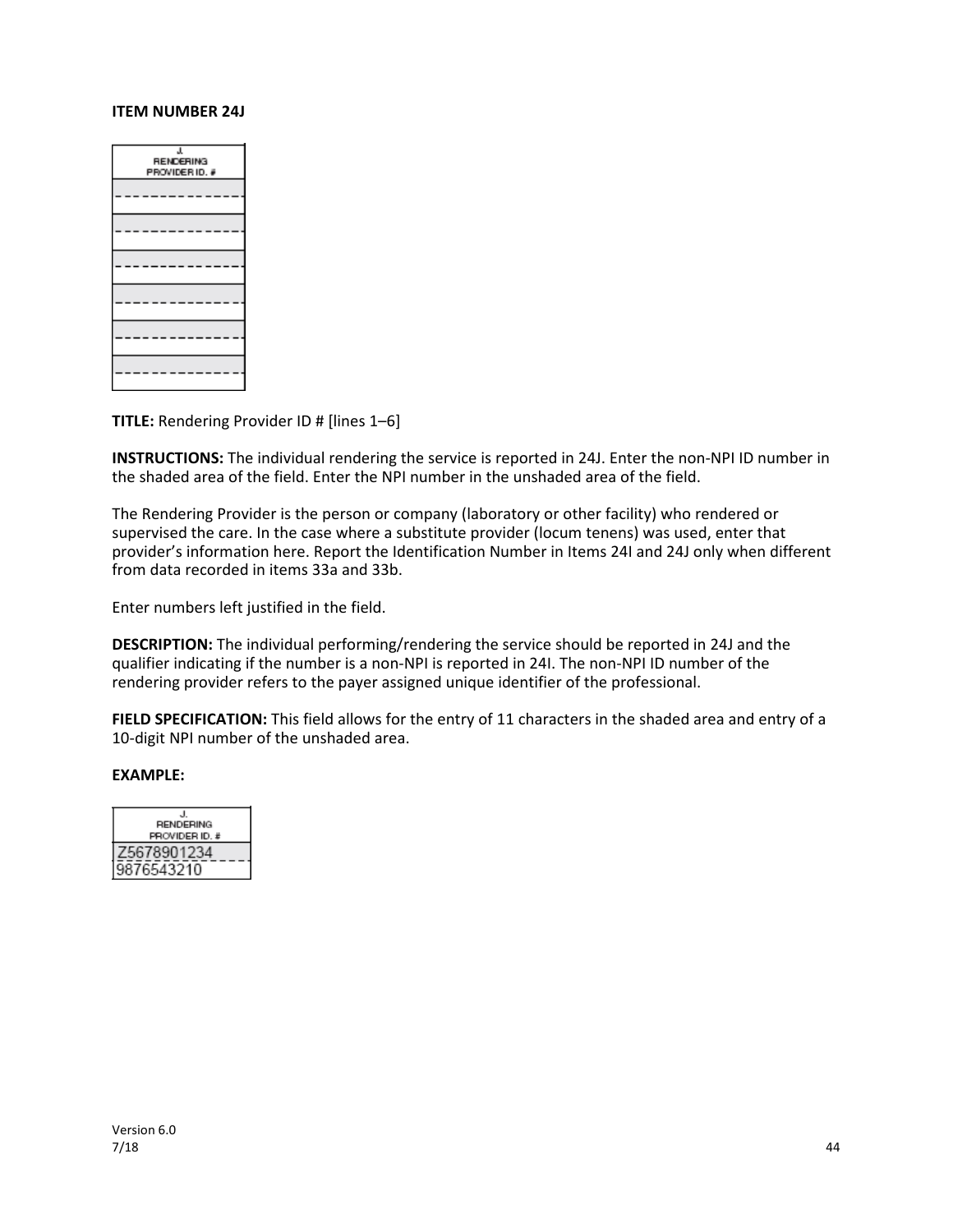**ITEM NUMBER 24J**

| J. RENDERING PROVIDER ID. # |
|---|
| |
| |
| |
| |
| |
| |

**TITLE:** Rendering Provider ID # [lines 1–6]

**INSTRUCTIONS:** The individual rendering the service is reported in 24J. Enter the non-NPI ID number in the shaded area of the field. Enter the NPI number in the unshaded area of the field.

The Rendering Provider is the person or company (laboratory or other facility) who rendered or supervised the care. In the case where a substitute provider (locum tenens) was used, enter that provider's information here. Report the Identification Number in Items 24I and 24J only when different from data recorded in items 33a and 33b.

Enter numbers left justified in the field.

**DESCRIPTION:** The individual performing/rendering the service should be reported in 24J and the qualifier indicating if the number is a non-NPI is reported in 24I. The non-NPI ID number of the rendering provider refers to the payer assigned unique identifier of the professional.

**FIELD SPECIFICATION:** This field allows for the entry of 11 characters in the shaded area and entry of a 10-digit NPI number of the unshaded area.

**EXAMPLE:**

| J. RENDERING PROVIDER ID. # |
|---|
| Z5678901234 |
| 9876543210 |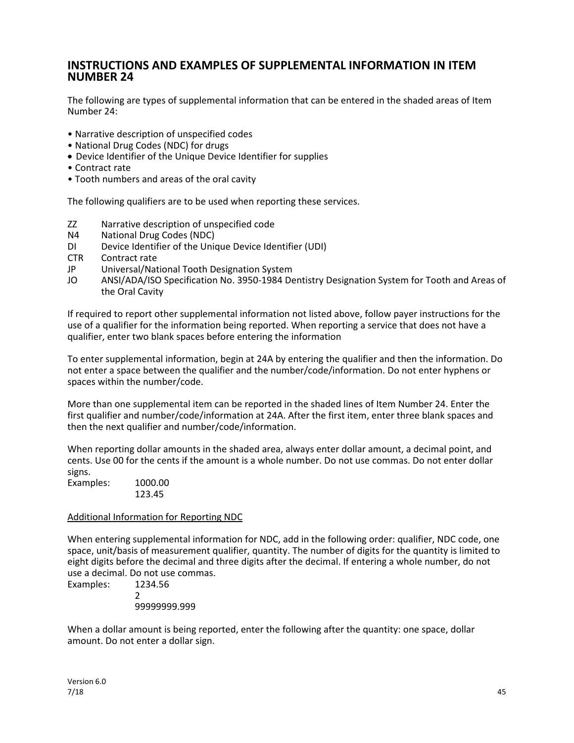## INSTRUCTIONS AND EXAMPLES OF SUPPLEMENTAL INFORMATION IN ITEM NUMBER 24

The following are types of supplemental information that can be entered in the shaded areas of Item Number 24:

- Narrative description of unspecified codes
- National Drug Codes (NDC) for drugs
- Device Identifier of the Unique Device Identifier for supplies
- Contract rate
- Tooth numbers and areas of the oral cavity

The following qualifiers are to be used when reporting these services.

| | |
|---|---|
| ZZ | Narrative description of unspecified code |
| N4 | National Drug Codes (NDC) |
| DI | Device Identifier of the Unique Device Identifier (UDI) |
| CTR | Contract rate |
| JP | Universal/National Tooth Designation System |
| JO | ANSI/ADA/ISO Specification No. 3950-1984 Dentistry Designation System for Tooth and Areas of the Oral Cavity |

If required to report other supplemental information not listed above, follow payer instructions for the use of a qualifier for the information being reported. When reporting a service that does not have a qualifier, enter two blank spaces before entering the information

To enter supplemental information, begin at 24A by entering the qualifier and then the information. Do not enter a space between the qualifier and the number/code/information. Do not enter hyphens or spaces within the number/code.

More than one supplemental item can be reported in the shaded lines of Item Number 24. Enter the first qualifier and number/code/information at 24A. After the first item, enter three blank spaces and then the next qualifier and number/code/information.

When reporting dollar amounts in the shaded area, always enter dollar amount, a decimal point, and cents. Use 00 for the cents if the amount is a whole number. Do not use commas. Do not enter dollar signs.

Examples: 1000.00
123.45

<u>Additional Information for Reporting NDC</u>

When entering supplemental information for NDC, add in the following order: qualifier, NDC code, one space, unit/basis of measurement qualifier, quantity. The number of digits for the quantity is limited to eight digits before the decimal and three digits after the decimal. If entering a whole number, do not use a decimal. Do not use commas.

Examples: 1234.56
2
99999999.999

When a dollar amount is being reported, enter the following after the quantity: one space, dollar amount. Do not enter a dollar sign.

Version 6.0
7/18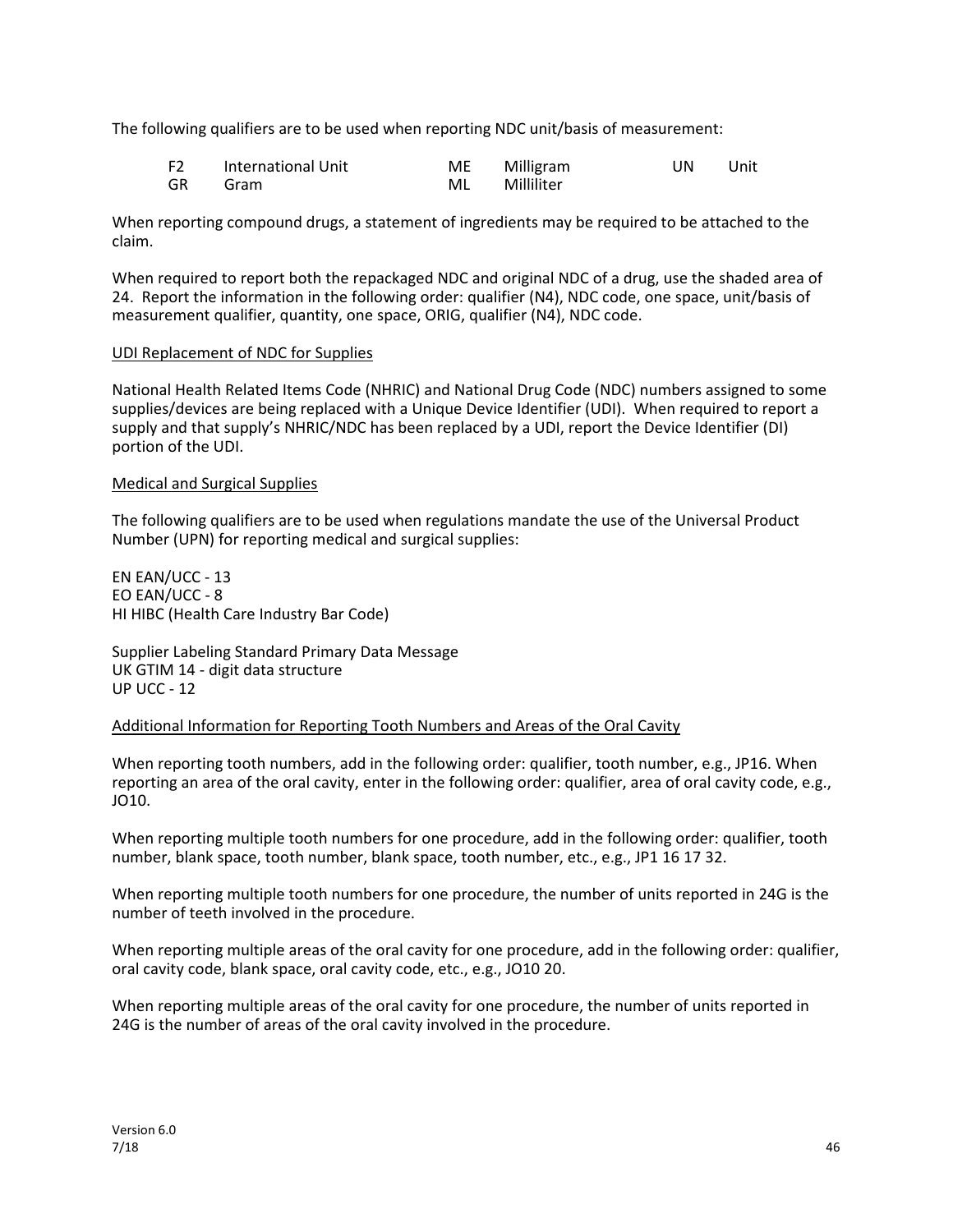The following qualifiers are to be used when reporting NDC unit/basis of measurement:

| | | | | | |
|---|---|---|---|---|---|
| F2 | International Unit | ME | Milligram | UN | Unit |
| GR | Gram | ML | Milliliter | | |

When reporting compound drugs, a statement of ingredients may be required to be attached to the claim.

When required to report both the repackaged NDC and original NDC of a drug, use the shaded area of 24. Report the information in the following order: qualifier (N4), NDC code, one space, unit/basis of measurement qualifier, quantity, one space, ORIG, qualifier (N4), NDC code.

<u>UDI Replacement of NDC for Supplies</u>

National Health Related Items Code (NHRIC) and National Drug Code (NDC) numbers assigned to some supplies/devices are being replaced with a Unique Device Identifier (UDI). When required to report a supply and that supply's NHRIC/NDC has been replaced by a UDI, report the Device Identifier (DI) portion of the UDI.

<u>Medical and Surgical Supplies</u>

The following qualifiers are to be used when regulations mandate the use of the Universal Product Number (UPN) for reporting medical and surgical supplies:

EN EAN/UCC - 13
EO EAN/UCC - 8
HI HIBC (Health Care Industry Bar Code)

Supplier Labeling Standard Primary Data Message
UK GTIM 14 - digit data structure
UP UCC - 12

<u>Additional Information for Reporting Tooth Numbers and Areas of the Oral Cavity</u>

When reporting tooth numbers, add in the following order: qualifier, tooth number, e.g., JP16. When reporting an area of the oral cavity, enter in the following order: qualifier, area of oral cavity code, e.g., JO10.

When reporting multiple tooth numbers for one procedure, add in the following order: qualifier, tooth number, blank space, tooth number, blank space, tooth number, etc., e.g., JP1 16 17 32.

When reporting multiple tooth numbers for one procedure, the number of units reported in 24G is the number of teeth involved in the procedure.

When reporting multiple areas of the oral cavity for one procedure, add in the following order: qualifier, oral cavity code, blank space, oral cavity code, etc., e.g., JO10 20.

When reporting multiple areas of the oral cavity for one procedure, the number of units reported in 24G is the number of areas of the oral cavity involved in the procedure.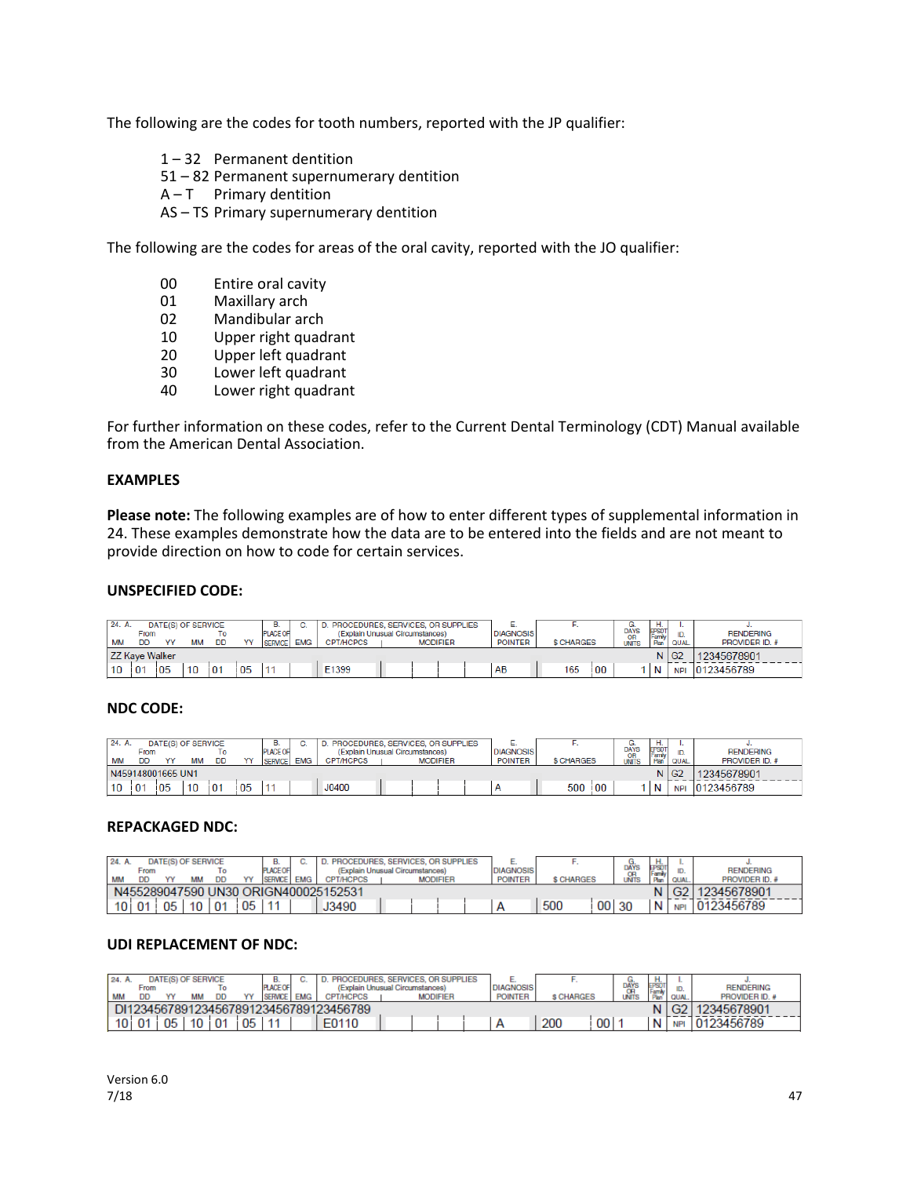The following are the codes for tooth numbers, reported with the JP qualifier:

- 1 – 32 Permanent dentition
- 51 – 82 Permanent supernumerary dentition
- A – T Primary dentition
- AS – TS Primary supernumerary dentition

The following are the codes for areas of the oral cavity, reported with the JO qualifier:

- 00 Entire oral cavity
- 01 Maxillary arch
- 02 Mandibular arch
- 10 Upper right quadrant
- 20 Upper left quadrant
- 30 Lower left quadrant
- 40 Lower right quadrant

For further information on these codes, refer to the Current Dental Terminology (CDT) Manual available from the American Dental Association.

**EXAMPLES**

**Please note:** The following examples are of how to enter different types of supplemental information in 24. These examples demonstrate how the data are to be entered into the fields and are not meant to provide direction on how to code for certain services.

**UNSPECIFIED CODE:**

| 24. A. DATE(S) OF SERVICE From MM | DD | YY | To MM | DD | YY | B. PLACE OF SERVICE | C. EMG | D. PROCEDURES, SERVICES, OR SUPPLIES (Explain Unusual Circumstances) CPT/HCPCS | MODIFIER | | | | E. DIAGNOSIS POINTER | F. $ CHARGES | | G. DAYS OR UNITS | H. EPSDT Family Plan | I. ID. QUAL. | J. RENDERING PROVIDER ID. # |
|---|---|---|---|---|---|---|---|---|---|---|---|---|---|---|---|---|---|---|---|
| ZZ Kaye Walker | | | | | | | | | | | | | | | | | N | G2 | 12345678901 |
| 10 | 01 | 05 | 10 | 01 | 05 | 11 | | E1399 | | | | | AB | 165 | 00 | 1 | N | NPI | 0123456789 |

**NDC CODE:**

| 24. A. DATE(S) OF SERVICE From MM | DD | YY | To MM | DD | YY | B. PLACE OF SERVICE | C. EMG | D. PROCEDURES, SERVICES, OR SUPPLIES (Explain Unusual Circumstances) CPT/HCPCS | MODIFIER | | | | E. DIAGNOSIS POINTER | F. $ CHARGES | | G. DAYS OR UNITS | H. EPSDT Family Plan | I. ID. QUAL. | J. RENDERING PROVIDER ID. # |
|---|---|---|---|---|---|---|---|---|---|---|---|---|---|---|---|---|---|---|---|
| N459148001665 UN1 | | | | | | | | | | | | | | | | | N | G2 | 12345678901 |
| 10 | 01 | 05 | 10 | 01 | 05 | 11 | | J0400 | | | | | A | 500 | 00 | 1 | N | NPI | 0123456789 |

**REPACKAGED NDC:**

| 24. A. DATE(S) OF SERVICE From MM | DD | YY | To MM | DD | YY | B. PLACE OF SERVICE | C. EMG | D. PROCEDURES, SERVICES, OR SUPPLIES (Explain Unusual Circumstances) CPT/HCPCS | MODIFIER | | | | E. DIAGNOSIS POINTER | F. $ CHARGES | | G. DAYS OR UNITS | H. EPSDT Family Plan | I. ID. QUAL. | J. RENDERING PROVIDER ID. # |
|---|---|---|---|---|---|---|---|---|---|---|---|---|---|---|---|---|---|---|---|
| N455289047590 UN30 ORIGN400025152531 | | | | | | | | | | | | | | | | | N | G2 | 12345678901 |
| 10 | 01 | 05 | 10 | 01 | 05 | 11 | | J3490 | | | | | A | 500 | 00 | 30 | N | NPI | 0123456789 |

**UDI REPLACEMENT OF NDC:**

| 24. A. DATE(S) OF SERVICE From MM | DD | YY | To MM | DD | YY | B. PLACE OF SERVICE | C. EMG | D. PROCEDURES, SERVICES, OR SUPPLIES (Explain Unusual Circumstances) CPT/HCPCS | MODIFIER | | | | E. DIAGNOSIS POINTER | F. $ CHARGES | | G. DAYS OR UNITS | H. EPSDT Family Plan | I. ID. QUAL. | J. RENDERING PROVIDER ID. # |
|---|---|---|---|---|---|---|---|---|---|---|---|---|---|---|---|---|---|---|---|
| DI1234567891234567891234567891234567789 | | | | | | | | | | | | | | | | | N | G2 | 12345678901 |
| 10 | 01 | 05 | 10 | 01 | 05 | 11 | | E0110 | | | | | A | 200 | 00 | 1 | N | NPI | 0123456789 |

Version 6.0
7/18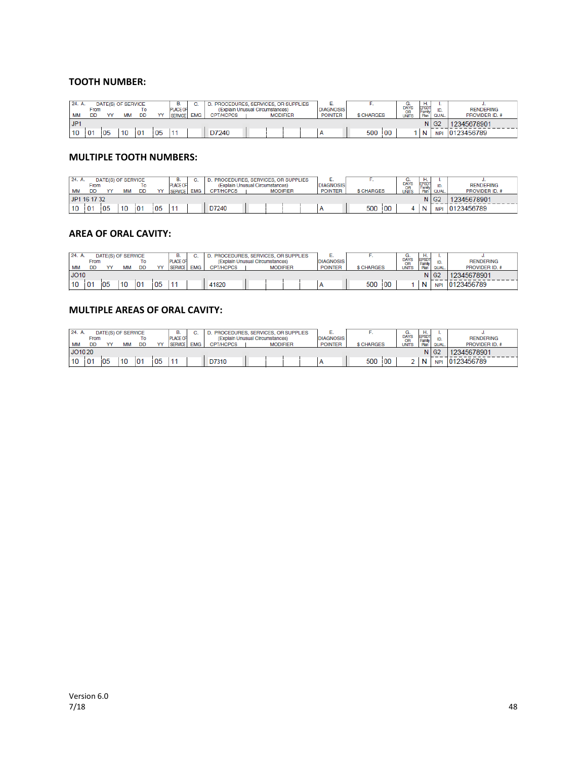## TOOTH NUMBER:

| 24. A. DATE(S) OF SERVICE From MM | DD | YY | To MM | DD | YY | B. PLACE OF SERVICE | C. EMG | D. PROCEDURES, SERVICES, OR SUPPLIES (Explain Unusual Circumstances) CPT/HCPCS | MODIFIER | | | | E. DIAGNOSIS POINTER | F. $ CHARGES | | G. DAYS OR UNITS | H. EPSDT Family Plan | I. ID. QUAL. | J. RENDERING PROVIDER ID. # |
|---|---|---|---|---|---|---|---|---|---|---|---|---|---|---|---|---|---|---|---|
| JP1 | | | | | | | | | | | | | | | | | N | G2 | 12345678901 |
| 10 | 01 | 05 | 10 | 01 | 05 | 11 | | D7240 | | | | | A | 500 | 00 | 1 | N | NPI | 0123456789 |

## MULTIPLE TOOTH NUMBERS:

| 24. A. DATE(S) OF SERVICE From MM | DD | YY | To MM | DD | YY | B. PLACE OF SERVICE | C. EMG | D. PROCEDURES, SERVICES, OR SUPPLIES (Explain Unusual Circumstances) CPT/HCPCS | MODIFIER | | | | E. DIAGNOSIS POINTER | F. $ CHARGES | | G. DAYS OR UNITS | H. EPSDT Family Plan | I. ID. QUAL. | J. RENDERING PROVIDER ID. # |
|---|---|---|---|---|---|---|---|---|---|---|---|---|---|---|---|---|---|---|---|
| JP1 16 17 32 | | | | | | | | | | | | | | | | | N | G2 | 12345678901 |
| 10 | 01 | 05 | 10 | 01 | 05 | 11 | | D7240 | | | | | A | 500 | 00 | 4 | N | NPI | 0123456789 |

## AREA OF ORAL CAVITY:

| 24. A. DATE(S) OF SERVICE From MM | DD | YY | To MM | DD | YY | B. PLACE OF SERVICE | C. EMG | D. PROCEDURES, SERVICES, OR SUPPLIES (Explain Unusual Circumstances) CPT/HCPCS | MODIFIER | | | | E. DIAGNOSIS POINTER | F. $ CHARGES | | G. DAYS OR UNITS | H. EPSDT Family Plan | I. ID. QUAL. | J. RENDERING PROVIDER ID. # |
|---|---|---|---|---|---|---|---|---|---|---|---|---|---|---|---|---|---|---|---|
| JO10 | | | | | | | | | | | | | | | | | N | G2 | 12345678901 |
| 10 | 01 | 05 | 10 | 01 | 05 | 11 | | 41820 | | | | | A | 500 | 00 | 1 | N | NPI | 0123456789 |

## MULTIPLE AREAS OF ORAL CAVITY:

| 24. A. DATE(S) OF SERVICE From MM | DD | YY | To MM | DD | YY | B. PLACE OF SERVICE | C. EMG | D. PROCEDURES, SERVICES, OR SUPPLIES (Explain Unusual Circumstances) CPT/HCPCS | MODIFIER | | | | E. DIAGNOSIS POINTER | F. $ CHARGES | | G. DAYS OR UNITS | H. EPSDT Family Plan | I. ID. QUAL. | J. RENDERING PROVIDER ID. # |
|---|---|---|---|---|---|---|---|---|---|---|---|---|---|---|---|---|---|---|---|
| JO10 20 | | | | | | | | | | | | | | | | | N | G2 | 12345678901 |
| 10 | 01 | 05 | 10 | 01 | 05 | 11 | | D7310 | | | | | A | 500 | 00 | 2 | N | NPI | 0123456789 |

Version 6.0
7/18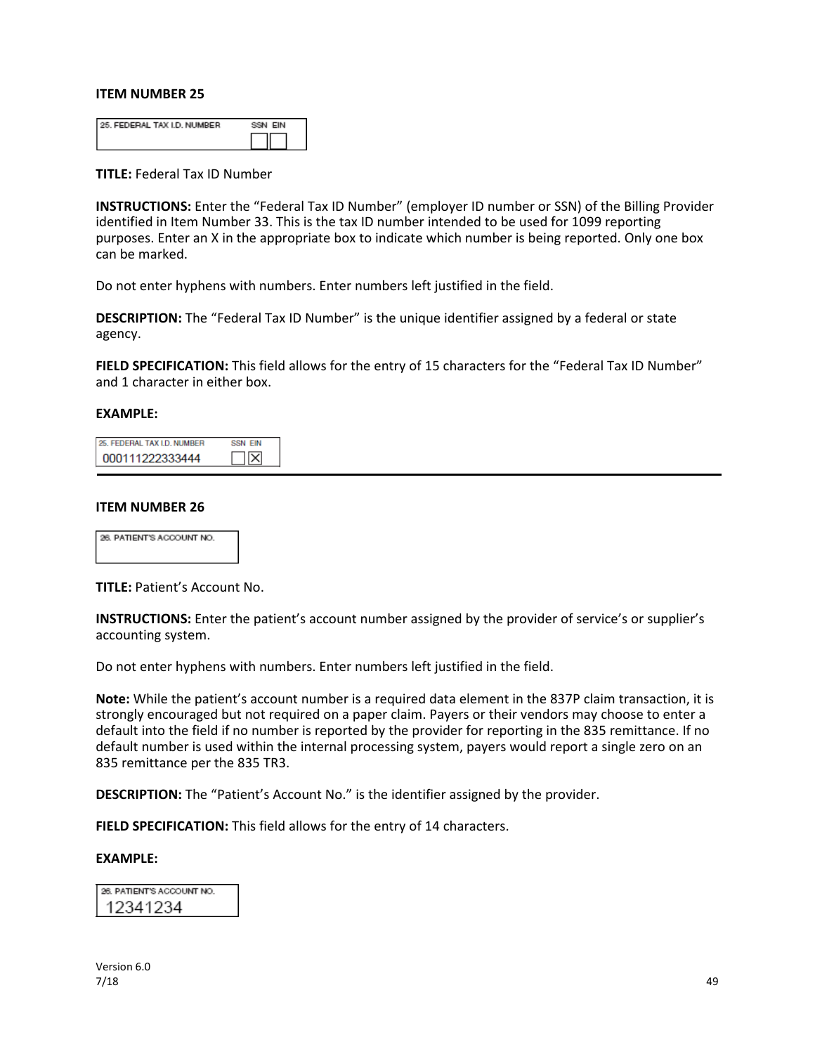**ITEM NUMBER 25**

| 25. FEDERAL TAX I.D. NUMBER | SSN | EIN |
|---|---|---|
| | ☐ | ☐ |

**TITLE:** Federal Tax ID Number

**INSTRUCTIONS:** Enter the "Federal Tax ID Number" (employer ID number or SSN) of the Billing Provider identified in Item Number 33. This is the tax ID number intended to be used for 1099 reporting purposes. Enter an X in the appropriate box to indicate which number is being reported. Only one box can be marked.

Do not enter hyphens with numbers. Enter numbers left justified in the field.

**DESCRIPTION:** The "Federal Tax ID Number" is the unique identifier assigned by a federal or state agency.

**FIELD SPECIFICATION:** This field allows for the entry of 15 characters for the "Federal Tax ID Number" and 1 character in either box.

**EXAMPLE:**

| 25. FEDERAL TAX I.D. NUMBER | SSN | EIN |
|---|---|---|
| 000111222333444 | ☐ | ☒ |

---

**ITEM NUMBER 26**

| 26. PATIENT'S ACCOUNT NO. |
|---|
| |

**TITLE:** Patient's Account No.

**INSTRUCTIONS:** Enter the patient's account number assigned by the provider of service's or supplier's accounting system.

Do not enter hyphens with numbers. Enter numbers left justified in the field.

**Note:** While the patient's account number is a required data element in the 837P claim transaction, it is strongly encouraged but not required on a paper claim. Payers or their vendors may choose to enter a default into the field if no number is reported by the provider for reporting in the 835 remittance. If no default number is used within the internal processing system, payers would report a single zero on an 835 remittance per the 835 TR3.

**DESCRIPTION:** The "Patient's Account No." is the identifier assigned by the provider.

**FIELD SPECIFICATION:** This field allows for the entry of 14 characters.

**EXAMPLE:**

| 26. PATIENT'S ACCOUNT NO. |
|---|
| 12341234 |

Version 6.0
7/18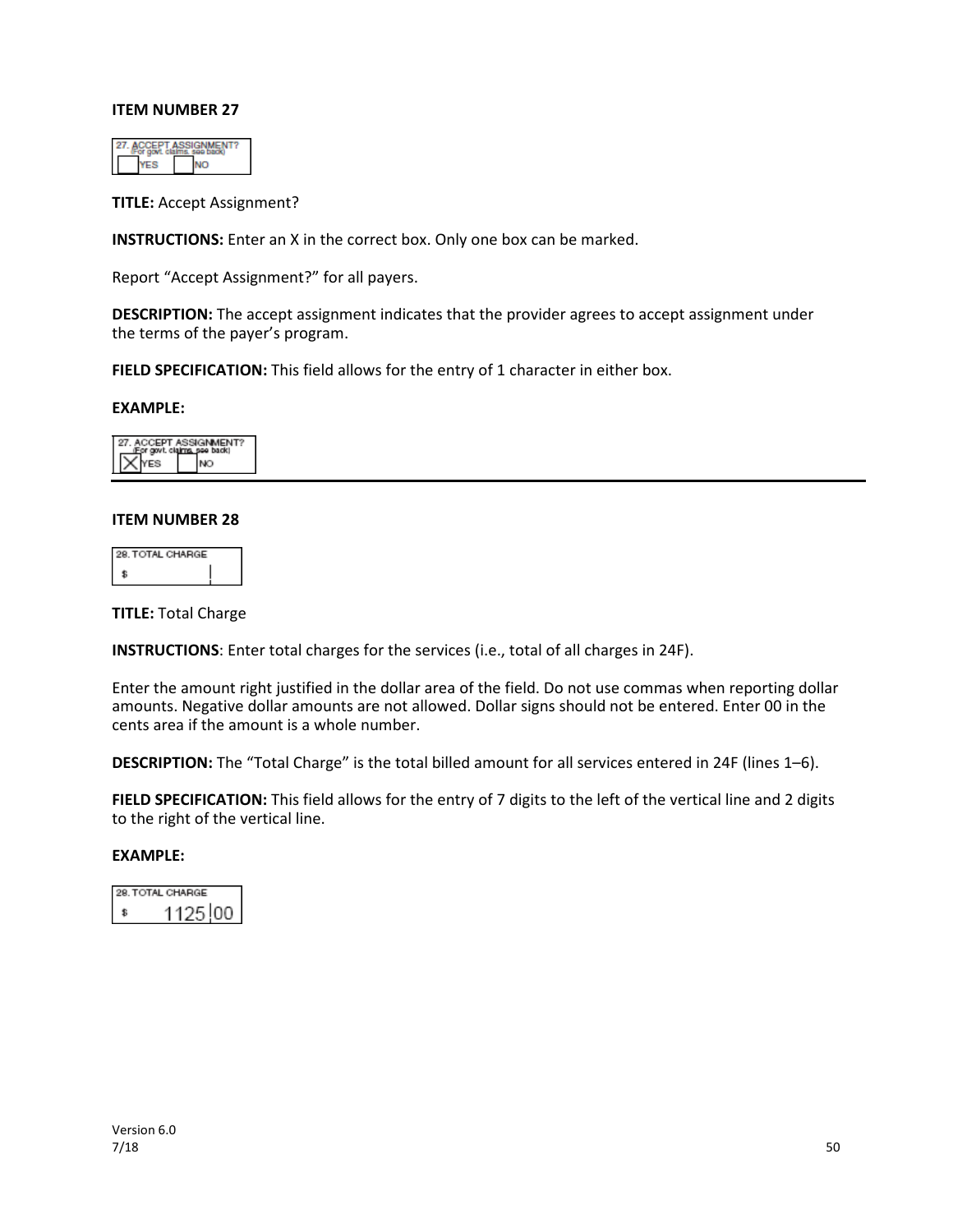**ITEM NUMBER 27**

27. ACCEPT ASSIGNMENT? (For govt. claims, see back) YES NO

**TITLE:** Accept Assignment?

**INSTRUCTIONS:** Enter an X in the correct box. Only one box can be marked.

Report "Accept Assignment?" for all payers.

**DESCRIPTION:** The accept assignment indicates that the provider agrees to accept assignment under the terms of the payer's program.

**FIELD SPECIFICATION:** This field allows for the entry of 1 character in either box.

**EXAMPLE:**

27. ACCEPT ASSIGNMENT? (For govt. claims, see back) X YES NO

---

**ITEM NUMBER 28**

28. TOTAL CHARGE $

**TITLE:** Total Charge

**INSTRUCTIONS**: Enter total charges for the services (i.e., total of all charges in 24F).

Enter the amount right justified in the dollar area of the field. Do not use commas when reporting dollar amounts. Negative dollar amounts are not allowed. Dollar signs should not be entered. Enter 00 in the cents area if the amount is a whole number.

**DESCRIPTION:** The "Total Charge" is the total billed amount for all services entered in 24F (lines 1–6).

**FIELD SPECIFICATION:** This field allows for the entry of 7 digits to the left of the vertical line and 2 digits to the right of the vertical line.

**EXAMPLE:**

28. TOTAL CHARGE $ 1125|00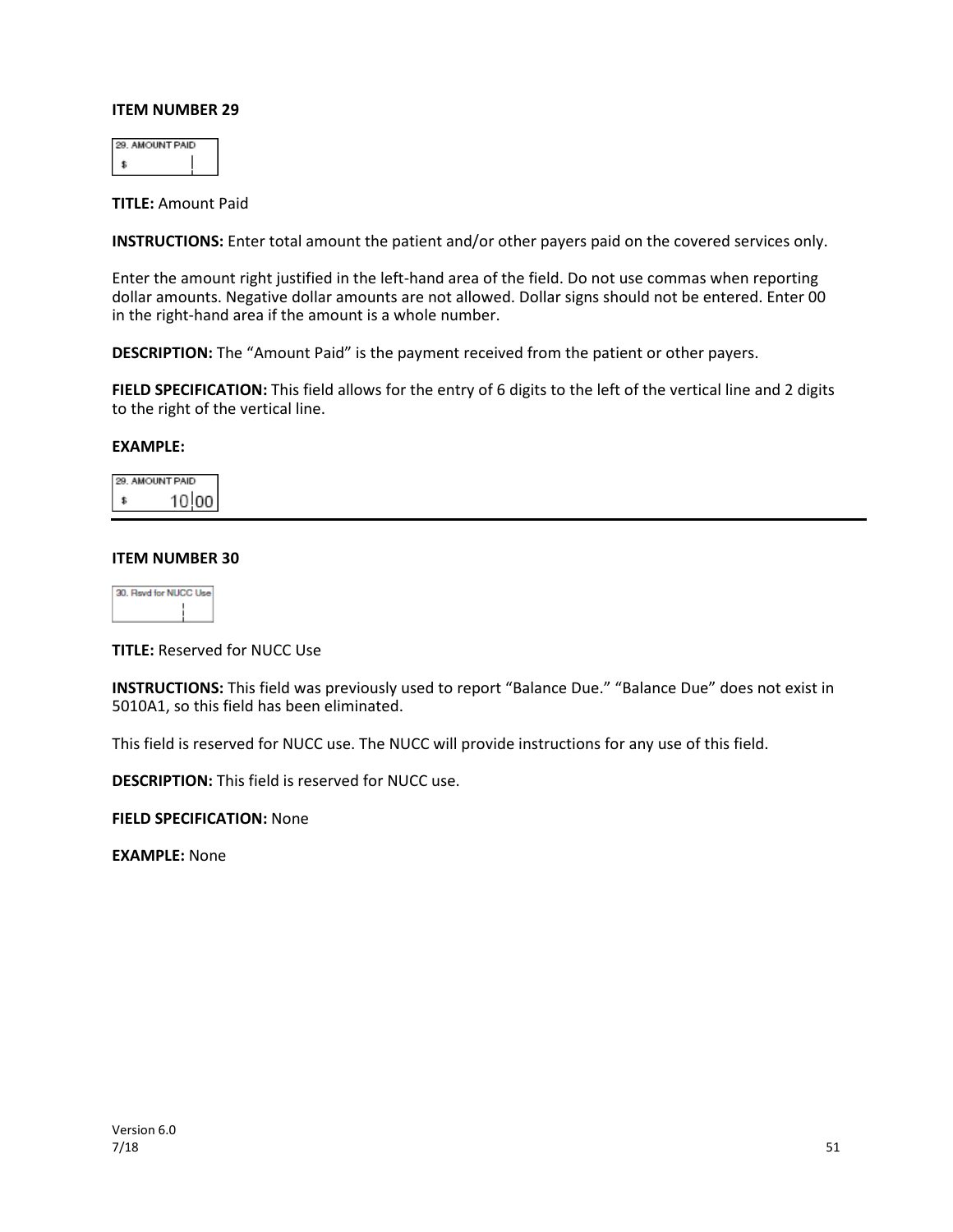**ITEM NUMBER 29**

**TITLE:** Amount Paid

**INSTRUCTIONS:** Enter total amount the patient and/or other payers paid on the covered services only.

Enter the amount right justified in the left-hand area of the field. Do not use commas when reporting dollar amounts. Negative dollar amounts are not allowed. Dollar signs should not be entered. Enter 00 in the right-hand area if the amount is a whole number.

**DESCRIPTION:** The "Amount Paid" is the payment received from the patient or other payers.

**FIELD SPECIFICATION:** This field allows for the entry of 6 digits to the left of the vertical line and 2 digits to the right of the vertical line.

**EXAMPLE:**

---

**ITEM NUMBER 30**

**TITLE:** Reserved for NUCC Use

**INSTRUCTIONS:** This field was previously used to report "Balance Due." "Balance Due" does not exist in 5010A1, so this field has been eliminated.

This field is reserved for NUCC use. The NUCC will provide instructions for any use of this field.

**DESCRIPTION:** This field is reserved for NUCC use.

**FIELD SPECIFICATION:** None

**EXAMPLE:** None

Version 6.0
7/18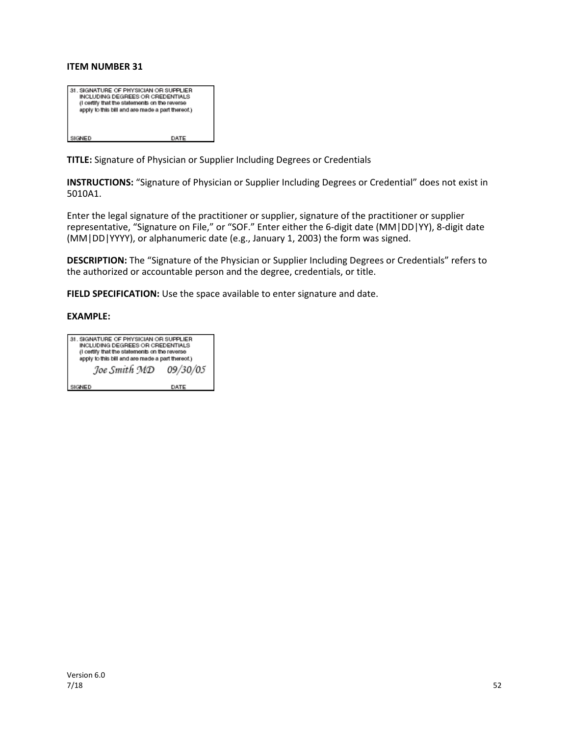**ITEM NUMBER 31**

31. SIGNATURE OF PHYSICIAN OR SUPPLIER INCLUDING DEGREES OR CREDENTIALS (I certify that the statements on the reverse apply to this bill and are made a part thereof.)

SIGNED DATE

**TITLE:** Signature of Physician or Supplier Including Degrees or Credentials

**INSTRUCTIONS:** "Signature of Physician or Supplier Including Degrees or Credential" does not exist in 5010A1.

Enter the legal signature of the practitioner or supplier, signature of the practitioner or supplier representative, "Signature on File," or "SOF." Enter either the 6-digit date (MM|DD|YY), 8-digit date (MM|DD|YYYY), or alphanumeric date (e.g., January 1, 2003) the form was signed.

**DESCRIPTION:** The "Signature of the Physician or Supplier Including Degrees or Credentials" refers to the authorized or accountable person and the degree, credentials, or title.

**FIELD SPECIFICATION:** Use the space available to enter signature and date.

**EXAMPLE:**

31. SIGNATURE OF PHYSICIAN OR SUPPLIER INCLUDING DEGREES OR CREDENTIALS (I certify that the statements on the reverse apply to this bill and are made a part thereof.)

*Joe Smith MD* *09/30/05*

SIGNED DATE

Version 6.0
7/18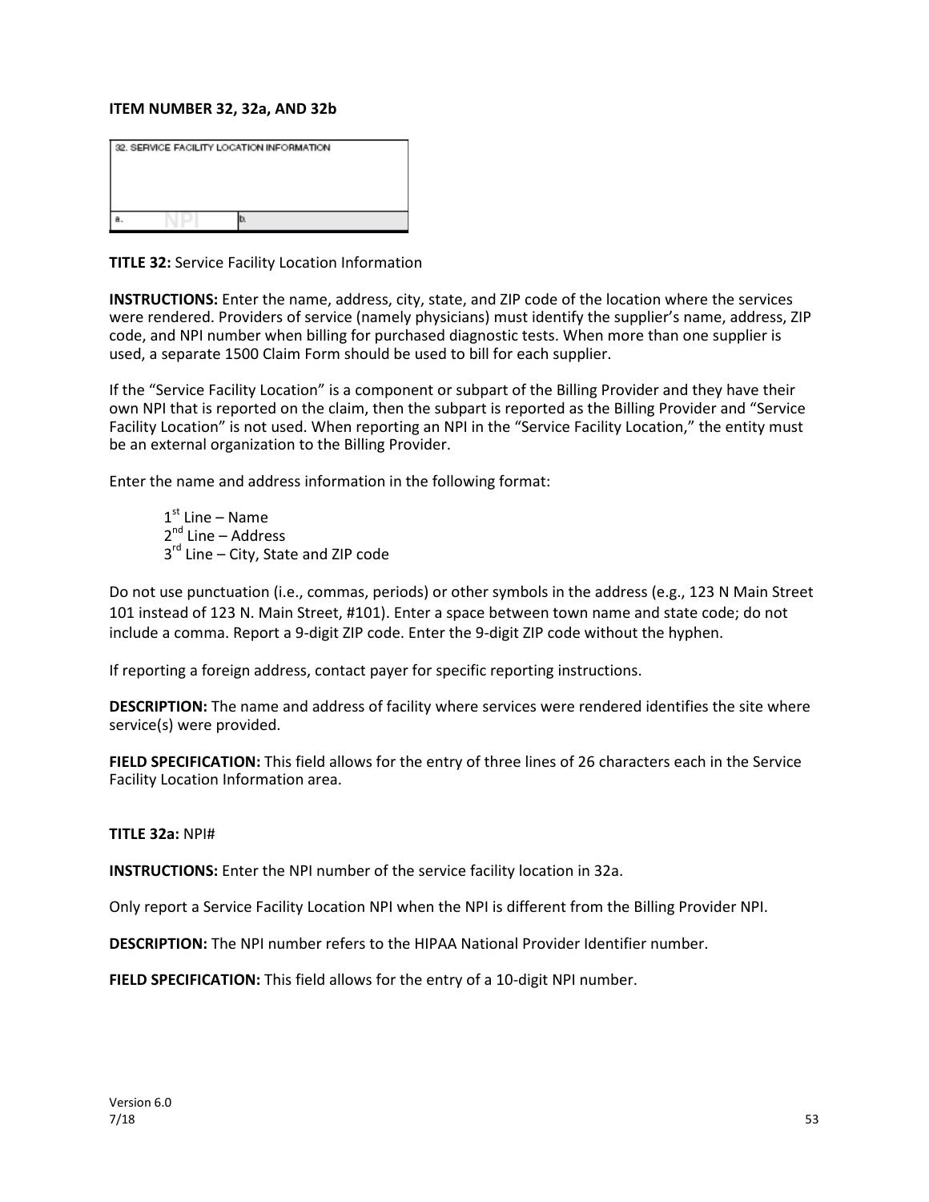**ITEM NUMBER 32, 32a, AND 32b**

| 32. SERVICE FACILITY LOCATION INFORMATION | |
|---|---|
| a. NPI | b. |

**TITLE 32:** Service Facility Location Information

**INSTRUCTIONS:** Enter the name, address, city, state, and ZIP code of the location where the services were rendered. Providers of service (namely physicians) must identify the supplier's name, address, ZIP code, and NPI number when billing for purchased diagnostic tests. When more than one supplier is used, a separate 1500 Claim Form should be used to bill for each supplier.

If the "Service Facility Location" is a component or subpart of the Billing Provider and they have their own NPI that is reported on the claim, then the subpart is reported as the Billing Provider and "Service Facility Location" is not used. When reporting an NPI in the "Service Facility Location," the entity must be an external organization to the Billing Provider.

Enter the name and address information in the following format:

1st Line – Name
2nd Line – Address
3rd Line – City, State and ZIP code

Do not use punctuation (i.e., commas, periods) or other symbols in the address (e.g., 123 N Main Street 101 instead of 123 N. Main Street, #101). Enter a space between town name and state code; do not include a comma. Report a 9-digit ZIP code. Enter the 9-digit ZIP code without the hyphen.

If reporting a foreign address, contact payer for specific reporting instructions.

**DESCRIPTION:** The name and address of facility where services were rendered identifies the site where service(s) were provided.

**FIELD SPECIFICATION:** This field allows for the entry of three lines of 26 characters each in the Service Facility Location Information area.

**TITLE 32a:** NPI#

**INSTRUCTIONS:** Enter the NPI number of the service facility location in 32a.

Only report a Service Facility Location NPI when the NPI is different from the Billing Provider NPI.

**DESCRIPTION:** The NPI number refers to the HIPAA National Provider Identifier number.

**FIELD SPECIFICATION:** This field allows for the entry of a 10-digit NPI number.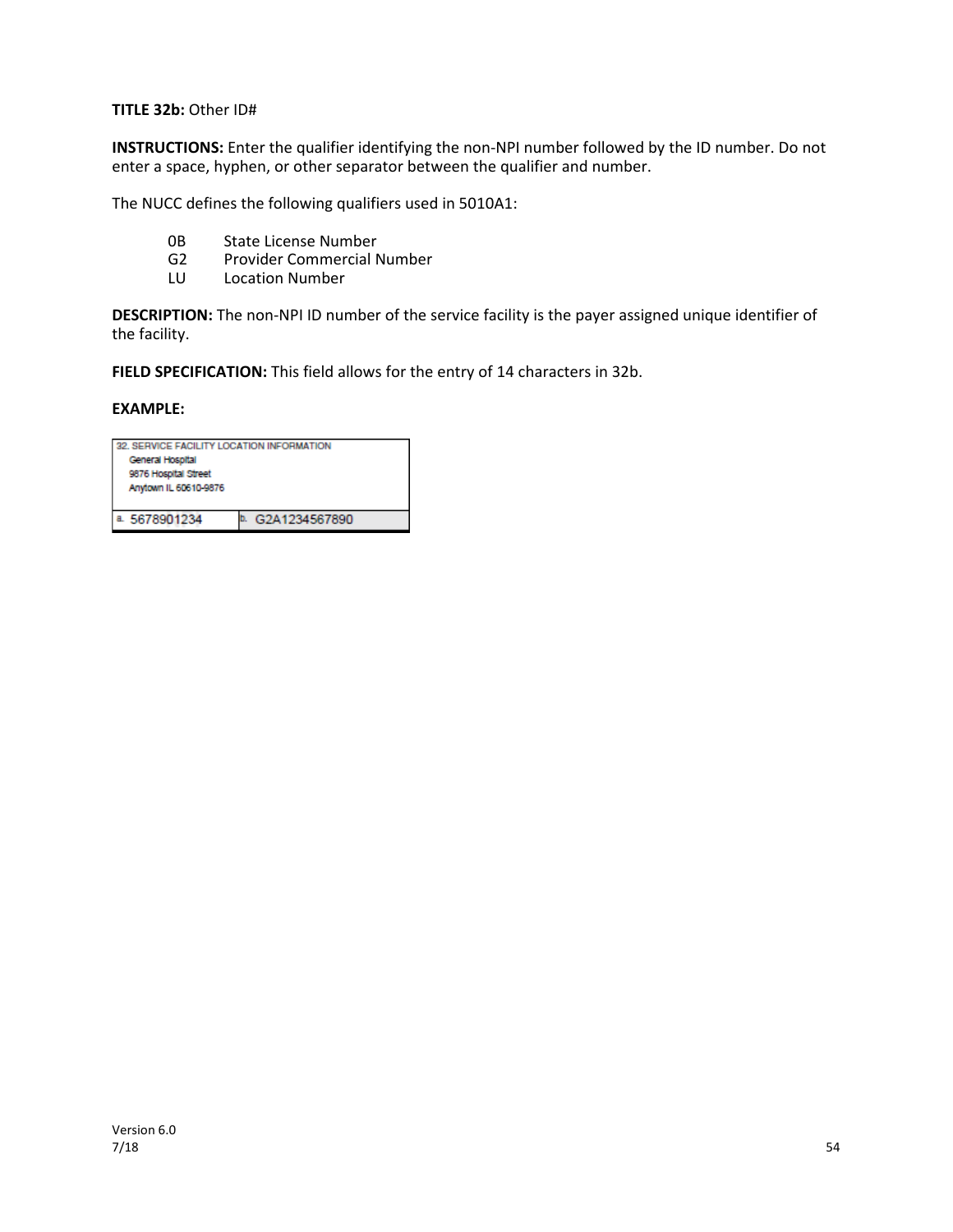**TITLE 32b:** Other ID#

**INSTRUCTIONS:** Enter the qualifier identifying the non-NPI number followed by the ID number. Do not enter a space, hyphen, or other separator between the qualifier and number.

The NUCC defines the following qualifiers used in 5010A1:

| | |
|---|---|
| 0B | State License Number |
| G2 | Provider Commercial Number |
| LU | Location Number |

**DESCRIPTION:** The non-NPI ID number of the service facility is the payer assigned unique identifier of the facility.

**FIELD SPECIFICATION:** This field allows for the entry of 14 characters in 32b.

**EXAMPLE:**

| 32. SERVICE FACILITY LOCATION INFORMATION<br>General Hospital<br>9876 Hospital Street<br>Anytown IL 60610-9876 | |
|---|---|
| a. 5678901234 | b. G2A1234567890 |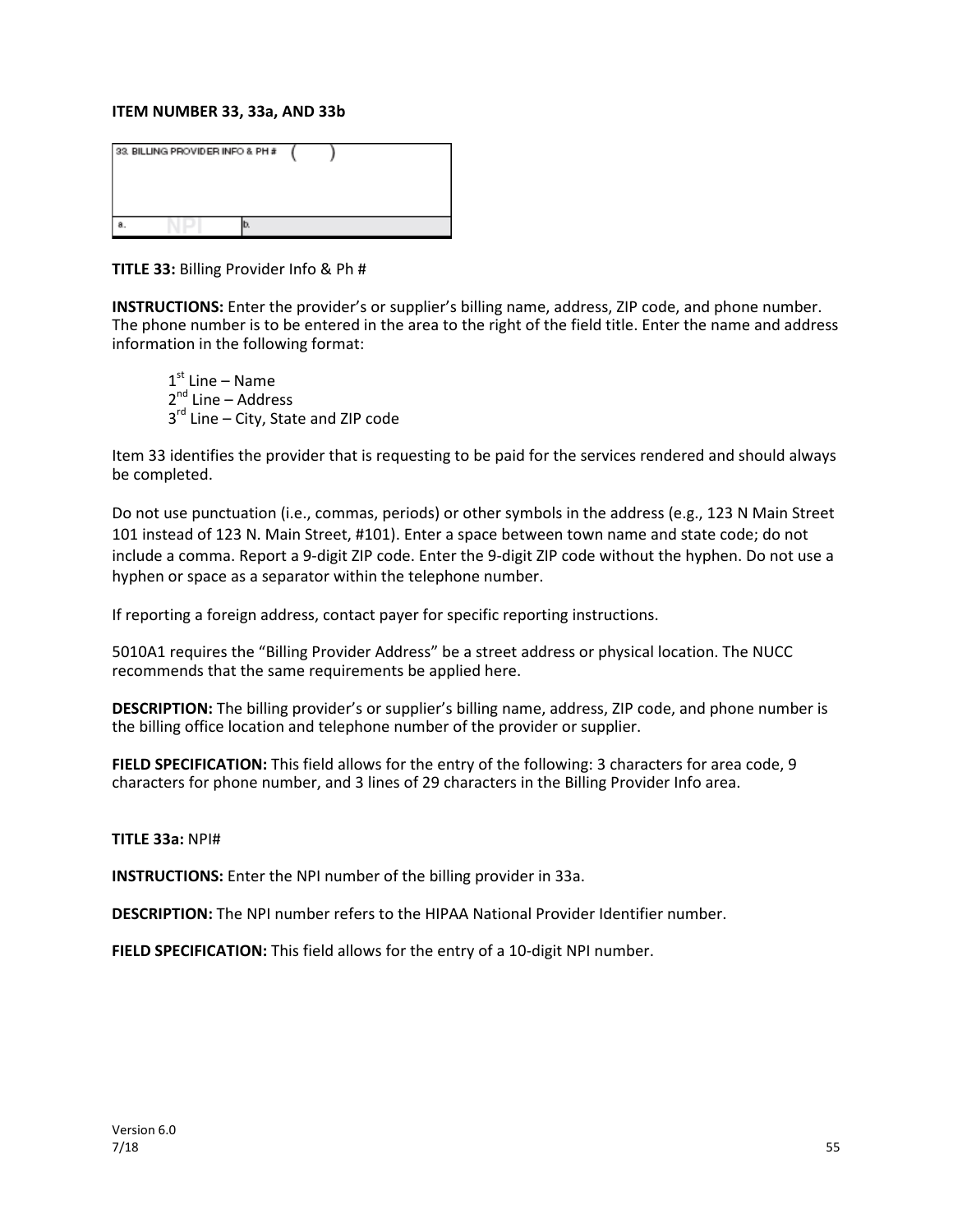**ITEM NUMBER 33, 33a, AND 33b**

**TITLE 33:** Billing Provider Info & Ph #

**INSTRUCTIONS:** Enter the provider's or supplier's billing name, address, ZIP code, and phone number. The phone number is to be entered in the area to the right of the field title. Enter the name and address information in the following format:

1st Line – Name
2nd Line – Address
3rd Line – City, State and ZIP code

Item 33 identifies the provider that is requesting to be paid for the services rendered and should always be completed.

Do not use punctuation (i.e., commas, periods) or other symbols in the address (e.g., 123 N Main Street 101 instead of 123 N. Main Street, #101). Enter a space between town name and state code; do not include a comma. Report a 9-digit ZIP code. Enter the 9-digit ZIP code without the hyphen. Do not use a hyphen or space as a separator within the telephone number.

If reporting a foreign address, contact payer for specific reporting instructions.

5010A1 requires the "Billing Provider Address" be a street address or physical location. The NUCC recommends that the same requirements be applied here.

**DESCRIPTION:** The billing provider's or supplier's billing name, address, ZIP code, and phone number is the billing office location and telephone number of the provider or supplier.

**FIELD SPECIFICATION:** This field allows for the entry of the following: 3 characters for area code, 9 characters for phone number, and 3 lines of 29 characters in the Billing Provider Info area.

**TITLE 33a:** NPI#

**INSTRUCTIONS:** Enter the NPI number of the billing provider in 33a.

**DESCRIPTION:** The NPI number refers to the HIPAA National Provider Identifier number.

**FIELD SPECIFICATION:** This field allows for the entry of a 10-digit NPI number.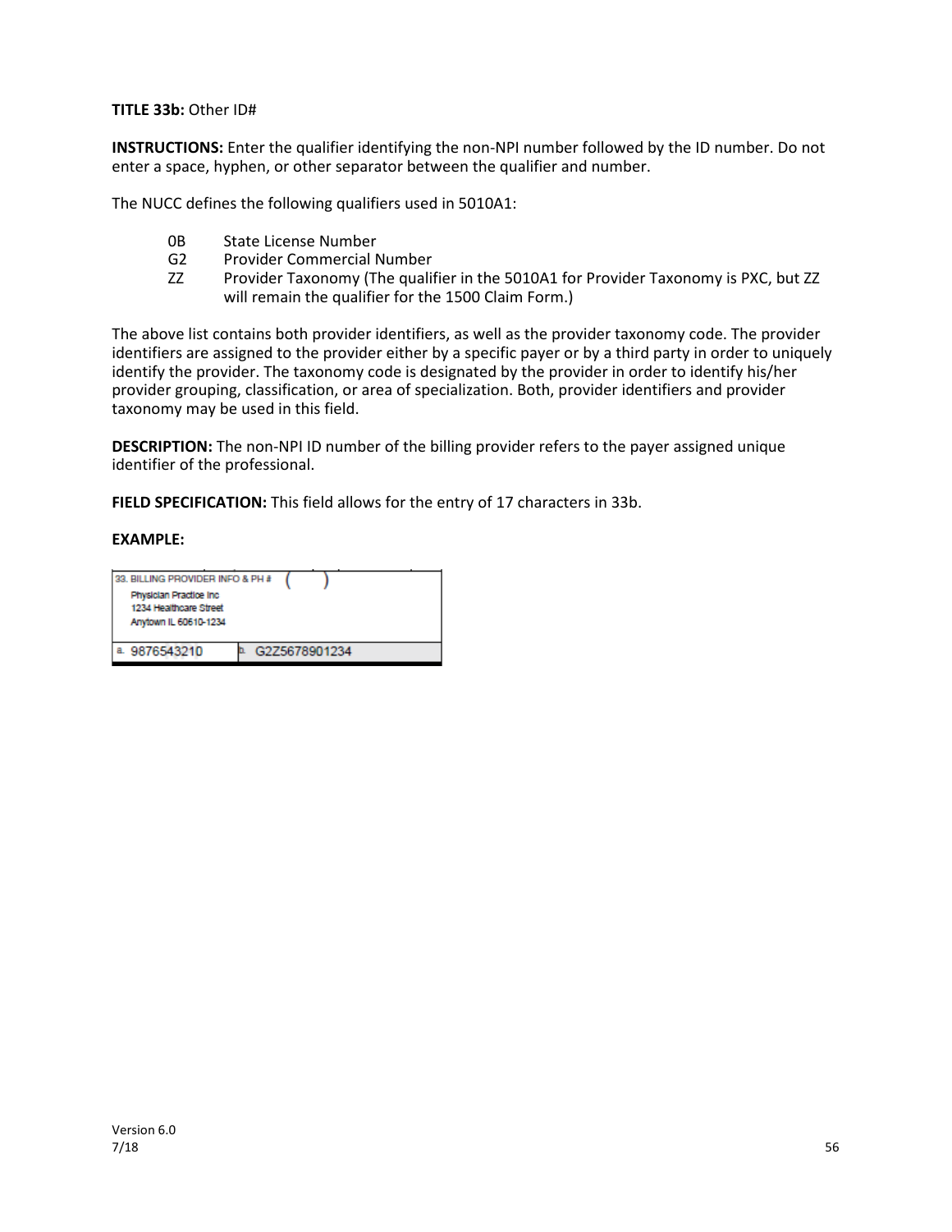**TITLE 33b:** Other ID#

**INSTRUCTIONS:** Enter the qualifier identifying the non-NPI number followed by the ID number. Do not enter a space, hyphen, or other separator between the qualifier and number.

The NUCC defines the following qualifiers used in 5010A1:

| | |
|---|---|
| 0B | State License Number |
| G2 | Provider Commercial Number |
| ZZ | Provider Taxonomy (The qualifier in the 5010A1 for Provider Taxonomy is PXC, but ZZ will remain the qualifier for the 1500 Claim Form.) |

The above list contains both provider identifiers, as well as the provider taxonomy code. The provider identifiers are assigned to the provider either by a specific payer or by a third party in order to uniquely identify the provider. The taxonomy code is designated by the provider in order to identify his/her provider grouping, classification, or area of specialization. Both, provider identifiers and provider taxonomy may be used in this field.

**DESCRIPTION:** The non-NPI ID number of the billing provider refers to the payer assigned unique identifier of the professional.

**FIELD SPECIFICATION:** This field allows for the entry of 17 characters in 33b.

**EXAMPLE:**

| 33. BILLING PROVIDER INFO & PH # ( ) | |
|---|---|
| Physician Practice Inc<br>1234 Healthcare Street<br>Anytown IL 60610-1234 | |
| a. 9876543210 | b. G2Z5678901234 |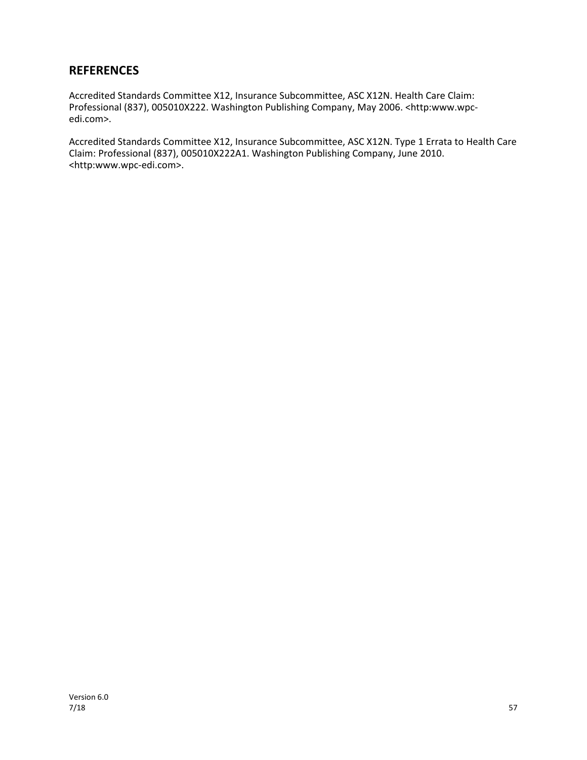## REFERENCES

Accredited Standards Committee X12, Insurance Subcommittee, ASC X12N. Health Care Claim: Professional (837), 005010X222. Washington Publishing Company, May 2006. <http:www.wpc-edi.com>.

Accredited Standards Committee X12, Insurance Subcommittee, ASC X12N. Type 1 Errata to Health Care Claim: Professional (837), 005010X222A1. Washington Publishing Company, June 2010. <http:www.wpc-edi.com>.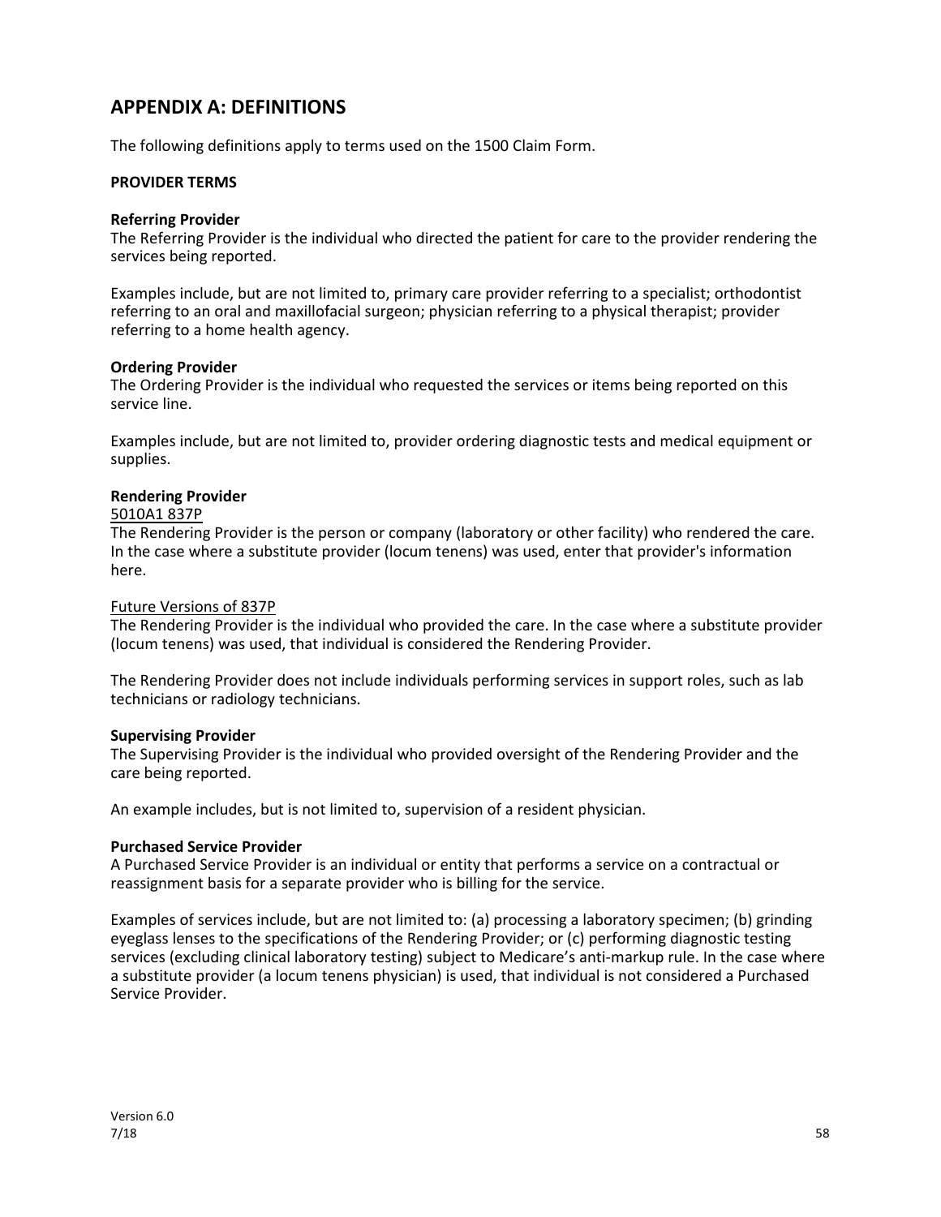## APPENDIX A: DEFINITIONS

The following definitions apply to terms used on the 1500 Claim Form.

**PROVIDER TERMS**

**Referring Provider**
The Referring Provider is the individual who directed the patient for care to the provider rendering the services being reported.

Examples include, but are not limited to, primary care provider referring to a specialist; orthodontist referring to an oral and maxillofacial surgeon; physician referring to a physical therapist; provider referring to a home health agency.

**Ordering Provider**
The Ordering Provider is the individual who requested the services or items being reported on this service line.

Examples include, but are not limited to, provider ordering diagnostic tests and medical equipment or supplies.

**Rendering Provider**
<u>5010A1 837P</u>
The Rendering Provider is the person or company (laboratory or other facility) who rendered the care. In the case where a substitute provider (locum tenens) was used, enter that provider's information here.

<u>Future Versions of 837P</u>
The Rendering Provider is the individual who provided the care. In the case where a substitute provider (locum tenens) was used, that individual is considered the Rendering Provider.

The Rendering Provider does not include individuals performing services in support roles, such as lab technicians or radiology technicians.

**Supervising Provider**
The Supervising Provider is the individual who provided oversight of the Rendering Provider and the care being reported.

An example includes, but is not limited to, supervision of a resident physician.

**Purchased Service Provider**
A Purchased Service Provider is an individual or entity that performs a service on a contractual or reassignment basis for a separate provider who is billing for the service.

Examples of services include, but are not limited to: (a) processing a laboratory specimen; (b) grinding eyeglass lenses to the specifications of the Rendering Provider; or (c) performing diagnostic testing services (excluding clinical laboratory testing) subject to Medicare's anti-markup rule. In the case where a substitute provider (a locum tenens physician) is used, that individual is not considered a Purchased Service Provider.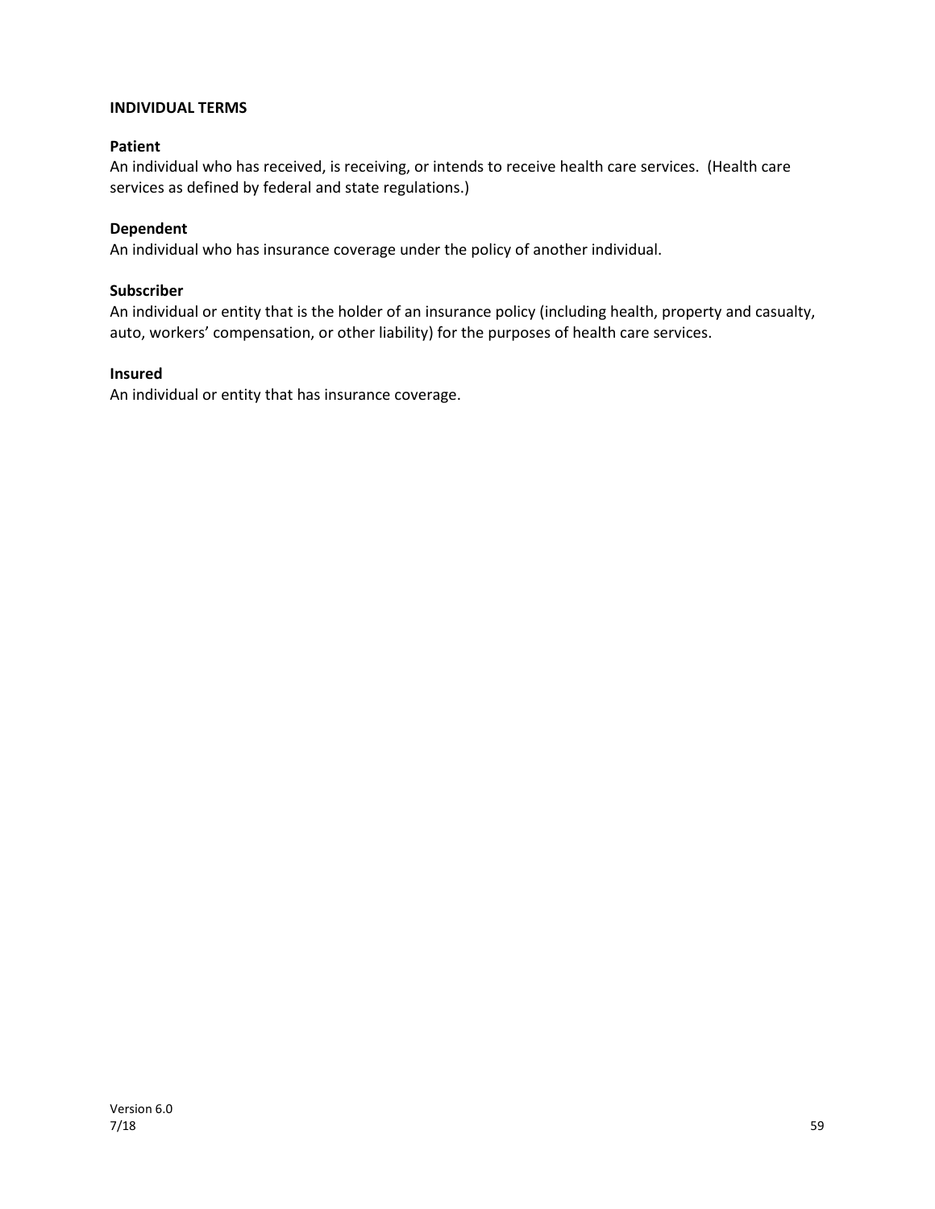## INDIVIDUAL TERMS

**Patient**
An individual who has received, is receiving, or intends to receive health care services. (Health care services as defined by federal and state regulations.)

**Dependent**
An individual who has insurance coverage under the policy of another individual.

**Subscriber**
An individual or entity that is the holder of an insurance policy (including health, property and casualty, auto, workers' compensation, or other liability) for the purposes of health care services.

**Insured**
An individual or entity that has insurance coverage.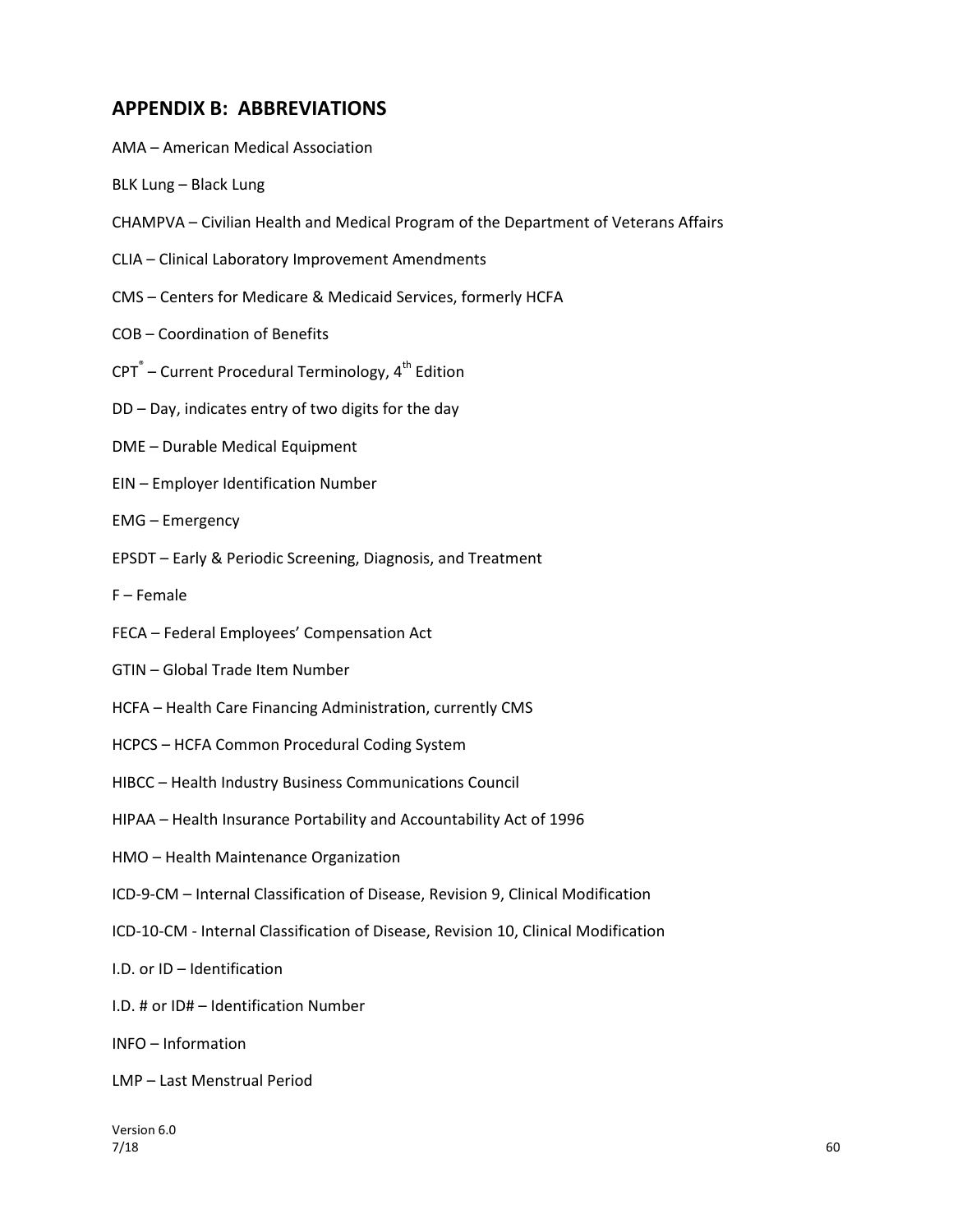## APPENDIX B: ABBREVIATIONS

AMA – American Medical Association

BLK Lung – Black Lung

CHAMPVA – Civilian Health and Medical Program of the Department of Veterans Affairs

CLIA – Clinical Laboratory Improvement Amendments

CMS – Centers for Medicare & Medicaid Services, formerly HCFA

COB – Coordination of Benefits

CPT® – Current Procedural Terminology, 4th Edition

DD – Day, indicates entry of two digits for the day

DME – Durable Medical Equipment

EIN – Employer Identification Number

EMG – Emergency

EPSDT – Early & Periodic Screening, Diagnosis, and Treatment

F – Female

FECA – Federal Employees' Compensation Act

GTIN – Global Trade Item Number

HCFA – Health Care Financing Administration, currently CMS

HCPCS – HCFA Common Procedural Coding System

HIBCC – Health Industry Business Communications Council

HIPAA – Health Insurance Portability and Accountability Act of 1996

HMO – Health Maintenance Organization

ICD-9-CM – Internal Classification of Disease, Revision 9, Clinical Modification

ICD-10-CM - Internal Classification of Disease, Revision 10, Clinical Modification

I.D. or ID – Identification

I.D. # or ID# – Identification Number

INFO – Information

LMP – Last Menstrual Period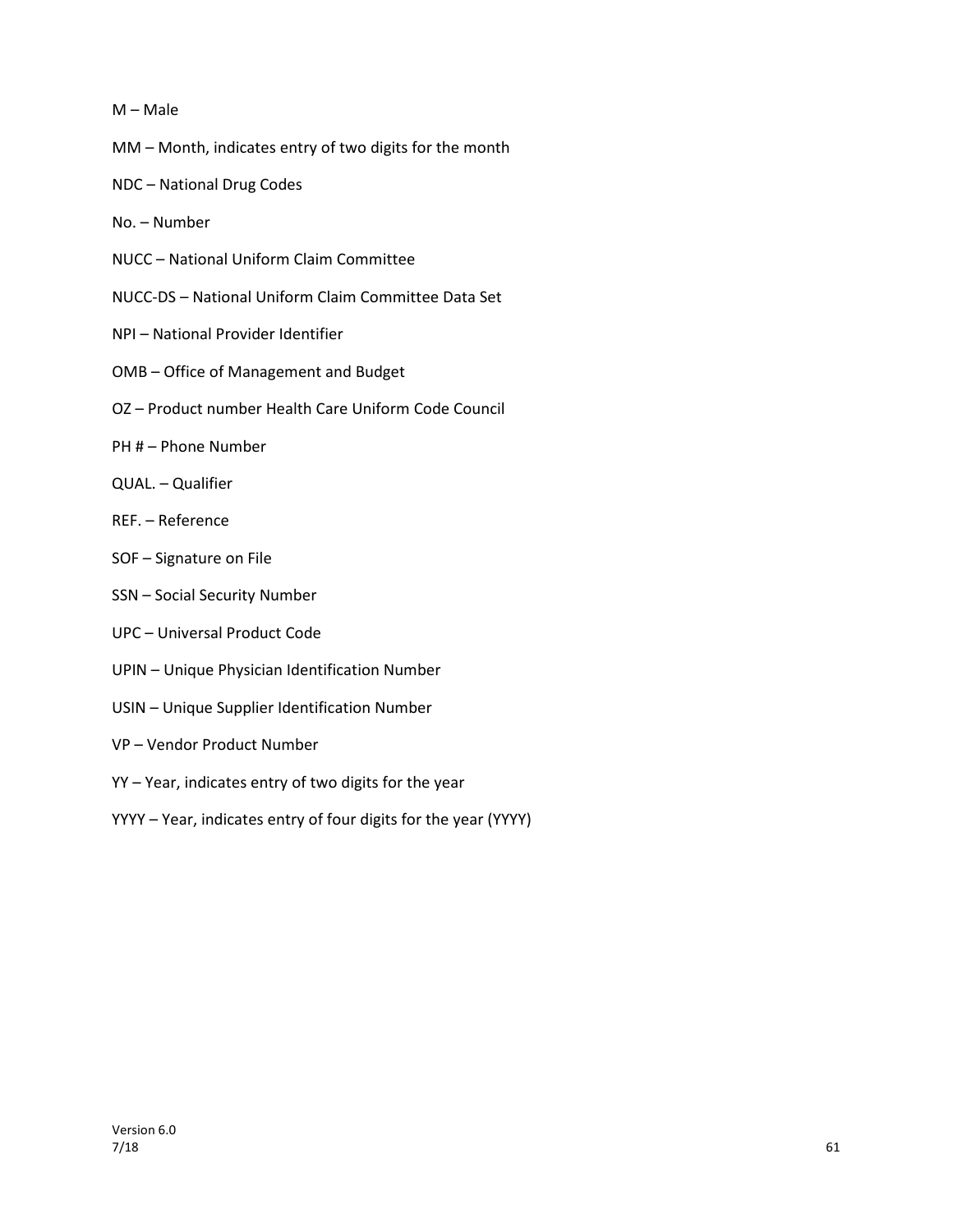M – Male

MM – Month, indicates entry of two digits for the month

NDC – National Drug Codes

No. – Number

NUCC – National Uniform Claim Committee

NUCC-DS – National Uniform Claim Committee Data Set

NPI – National Provider Identifier

OMB – Office of Management and Budget

OZ – Product number Health Care Uniform Code Council

PH # – Phone Number

QUAL. – Qualifier

REF. – Reference

SOF – Signature on File

SSN – Social Security Number

UPC – Universal Product Code

UPIN – Unique Physician Identification Number

USIN – Unique Supplier Identification Number

VP – Vendor Product Number

YY – Year, indicates entry of two digits for the year

YYYY – Year, indicates entry of four digits for the year (YYYY)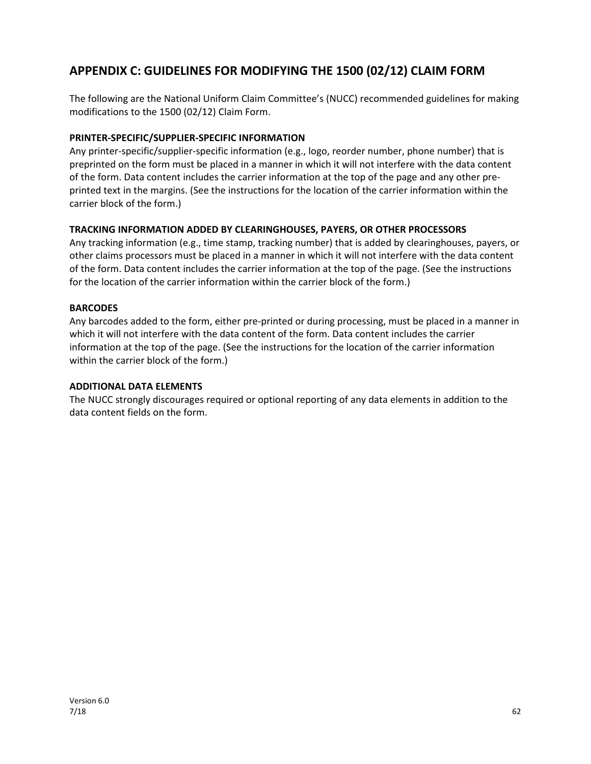## APPENDIX C: GUIDELINES FOR MODIFYING THE 1500 (02/12) CLAIM FORM

The following are the National Uniform Claim Committee's (NUCC) recommended guidelines for making modifications to the 1500 (02/12) Claim Form.

**PRINTER-SPECIFIC/SUPPLIER-SPECIFIC INFORMATION**

Any printer-specific/supplier-specific information (e.g., logo, reorder number, phone number) that is preprinted on the form must be placed in a manner in which it will not interfere with the data content of the form. Data content includes the carrier information at the top of the page and any other pre-printed text in the margins. (See the instructions for the location of the carrier information within the carrier block of the form.)

**TRACKING INFORMATION ADDED BY CLEARINGHOUSES, PAYERS, OR OTHER PROCESSORS**

Any tracking information (e.g., time stamp, tracking number) that is added by clearinghouses, payers, or other claims processors must be placed in a manner in which it will not interfere with the data content of the form. Data content includes the carrier information at the top of the page. (See the instructions for the location of the carrier information within the carrier block of the form.)

**BARCODES**

Any barcodes added to the form, either pre-printed or during processing, must be placed in a manner in which it will not interfere with the data content of the form. Data content includes the carrier information at the top of the page. (See the instructions for the location of the carrier information within the carrier block of the form.)

**ADDITIONAL DATA ELEMENTS**

The NUCC strongly discourages required or optional reporting of any data elements in addition to the data content fields on the form.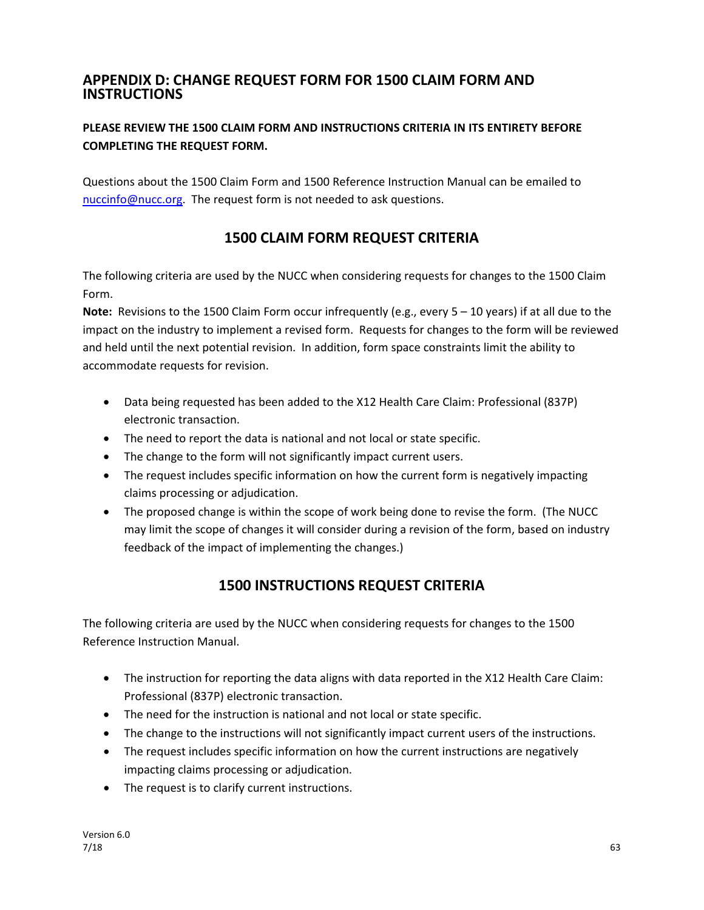# APPENDIX D: CHANGE REQUEST FORM FOR 1500 CLAIM FORM AND INSTRUCTIONS

**PLEASE REVIEW THE 1500 CLAIM FORM AND INSTRUCTIONS CRITERIA IN ITS ENTIRETY BEFORE COMPLETING THE REQUEST FORM.**

Questions about the 1500 Claim Form and 1500 Reference Instruction Manual can be emailed to nuccinfo@nucc.org. The request form is not needed to ask questions.

## 1500 CLAIM FORM REQUEST CRITERIA

The following criteria are used by the NUCC when considering requests for changes to the 1500 Claim Form.

**Note:** Revisions to the 1500 Claim Form occur infrequently (e.g., every 5 – 10 years) if at all due to the impact on the industry to implement a revised form. Requests for changes to the form will be reviewed and held until the next potential revision. In addition, form space constraints limit the ability to accommodate requests for revision.

- Data being requested has been added to the X12 Health Care Claim: Professional (837P) electronic transaction.
- The need to report the data is national and not local or state specific.
- The change to the form will not significantly impact current users.
- The request includes specific information on how the current form is negatively impacting claims processing or adjudication.
- The proposed change is within the scope of work being done to revise the form. (The NUCC may limit the scope of changes it will consider during a revision of the form, based on industry feedback of the impact of implementing the changes.)

## 1500 INSTRUCTIONS REQUEST CRITERIA

The following criteria are used by the NUCC when considering requests for changes to the 1500 Reference Instruction Manual.

- The instruction for reporting the data aligns with data reported in the X12 Health Care Claim: Professional (837P) electronic transaction.
- The need for the instruction is national and not local or state specific.
- The change to the instructions will not significantly impact current users of the instructions.
- The request includes specific information on how the current instructions are negatively impacting claims processing or adjudication.
- The request is to clarify current instructions.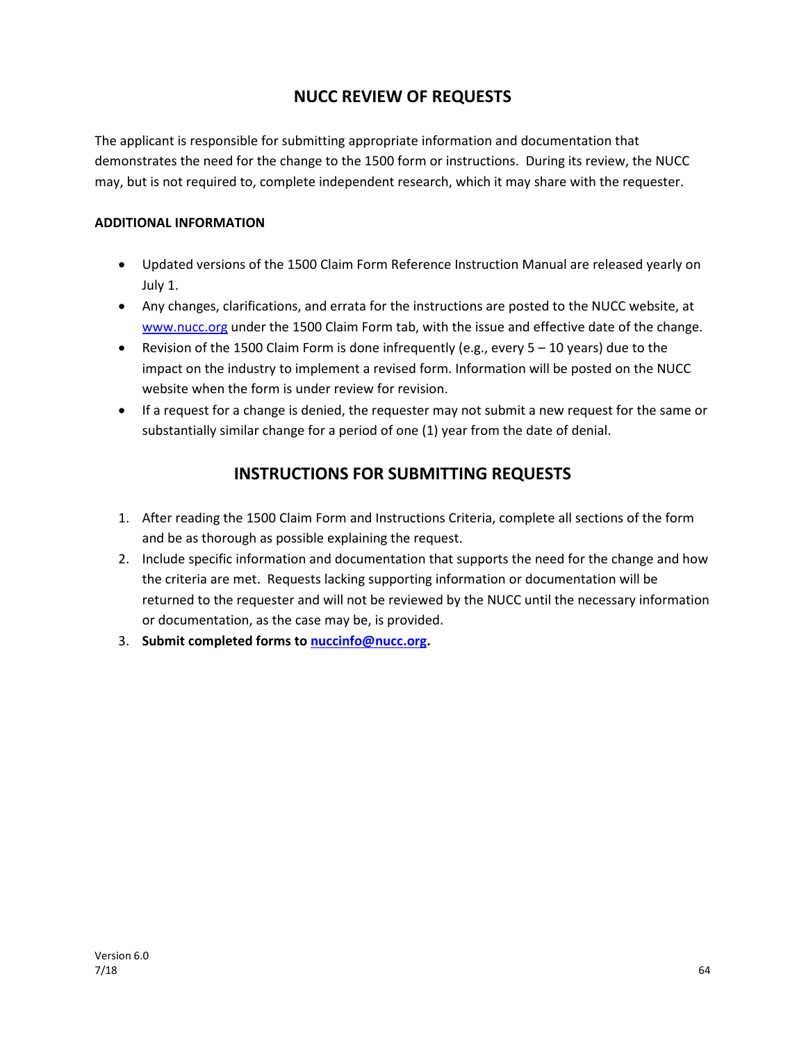## NUCC REVIEW OF REQUESTS

The applicant is responsible for submitting appropriate information and documentation that demonstrates the need for the change to the 1500 form or instructions. During its review, the NUCC may, but is not required to, complete independent research, which it may share with the requester.

**ADDITIONAL INFORMATION**

- Updated versions of the 1500 Claim Form Reference Instruction Manual are released yearly on July 1.
- Any changes, clarifications, and errata for the instructions are posted to the NUCC website, at [www.nucc.org](http://www.nucc.org) under the 1500 Claim Form tab, with the issue and effective date of the change.
- Revision of the 1500 Claim Form is done infrequently (e.g., every 5 – 10 years) due to the impact on the industry to implement a revised form. Information will be posted on the NUCC website when the form is under review for revision.
- If a request for a change is denied, the requester may not submit a new request for the same or substantially similar change for a period of one (1) year from the date of denial.

## INSTRUCTIONS FOR SUBMITTING REQUESTS

1. After reading the 1500 Claim Form and Instructions Criteria, complete all sections of the form and be as thorough as possible explaining the request.
2. Include specific information and documentation that supports the need for the change and how the criteria are met. Requests lacking supporting information or documentation will be returned to the requester and will not be reviewed by the NUCC until the necessary information or documentation, as the case may be, is provided.
3. **Submit completed forms to [nuccinfo@nucc.org](mailto:nuccinfo@nucc.org).**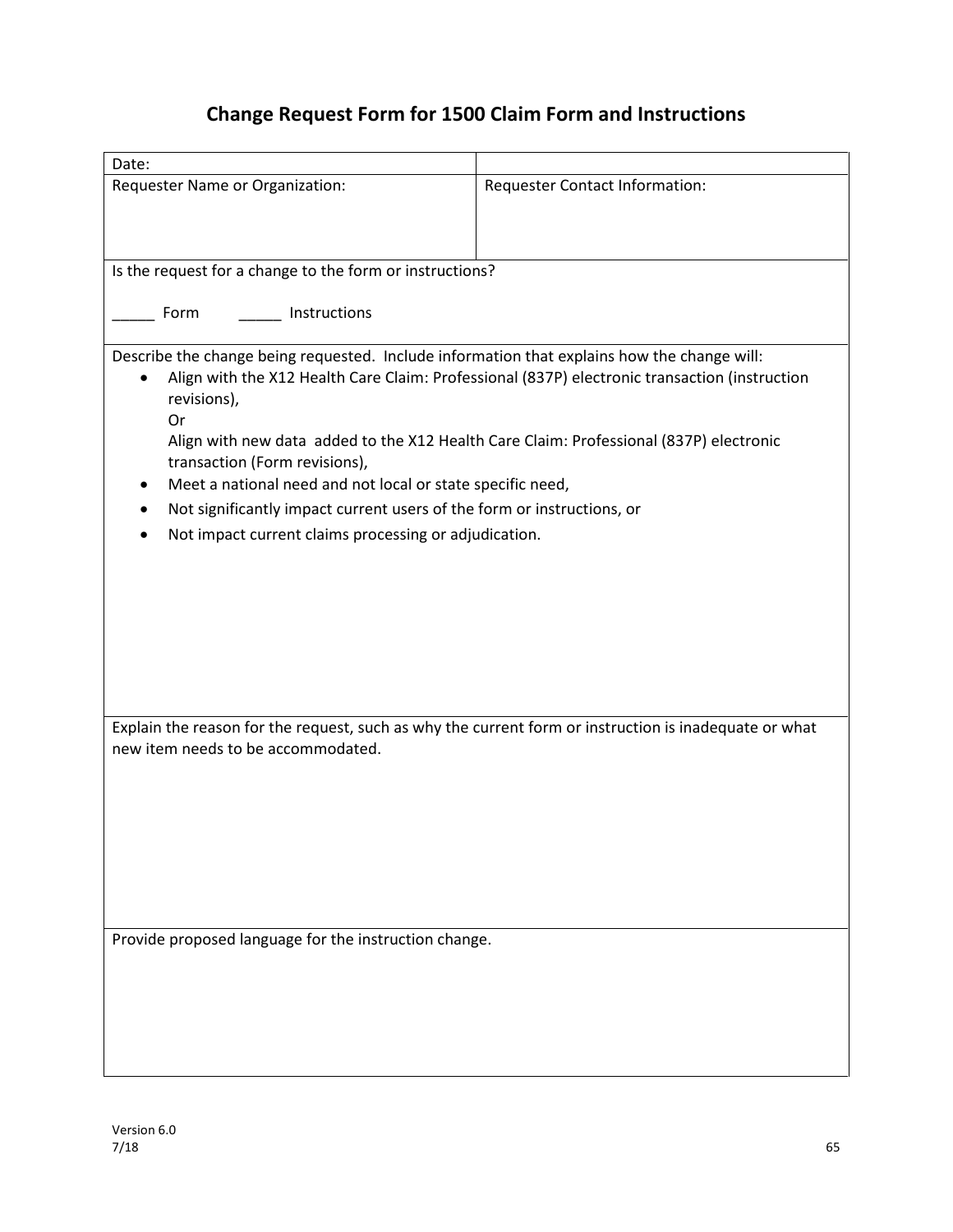# Change Request Form for 1500 Claim Form and Instructions

| | |
|---|---|
| Date: | |
| Requester Name or Organization: | Requester Contact Information: |

Is the request for a change to the form or instructions?

_____ Form _____ Instructions

Describe the change being requested. Include information that explains how the change will:

- Align with the X12 Health Care Claim: Professional (837P) electronic transaction (instruction revisions),
  Or
  Align with new data added to the X12 Health Care Claim: Professional (837P) electronic transaction (Form revisions),
- Meet a national need and not local or state specific need,
- Not significantly impact current users of the form or instructions, or
- Not impact current claims processing or adjudication.

Explain the reason for the request, such as why the current form or instruction is inadequate or what new item needs to be accommodated.

Provide proposed language for the instruction change.

Version 6.0
7/18